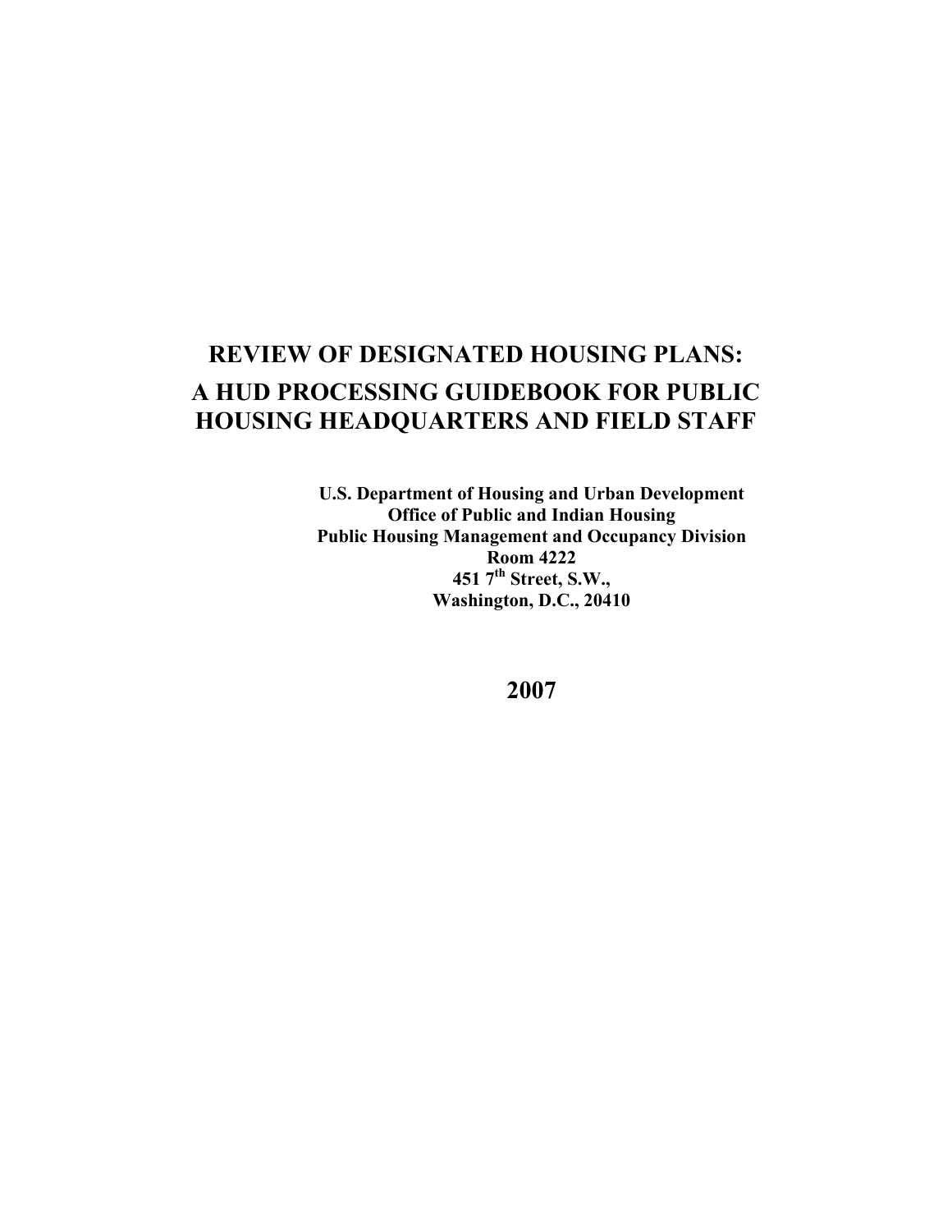# REVIEW OF DESIGNATED HOUSING PLANS:
# A HUD PROCESSING GUIDEBOOK FOR PUBLIC HOUSING HEADQUARTERS AND FIELD STAFF

**U.S. Department of Housing and Urban Development**
**Office of Public and Indian Housing**
**Public Housing Management and Occupancy Division**
**Room 4222**
**451 7th Street, S.W.,**
**Washington, D.C., 20410**

**2007**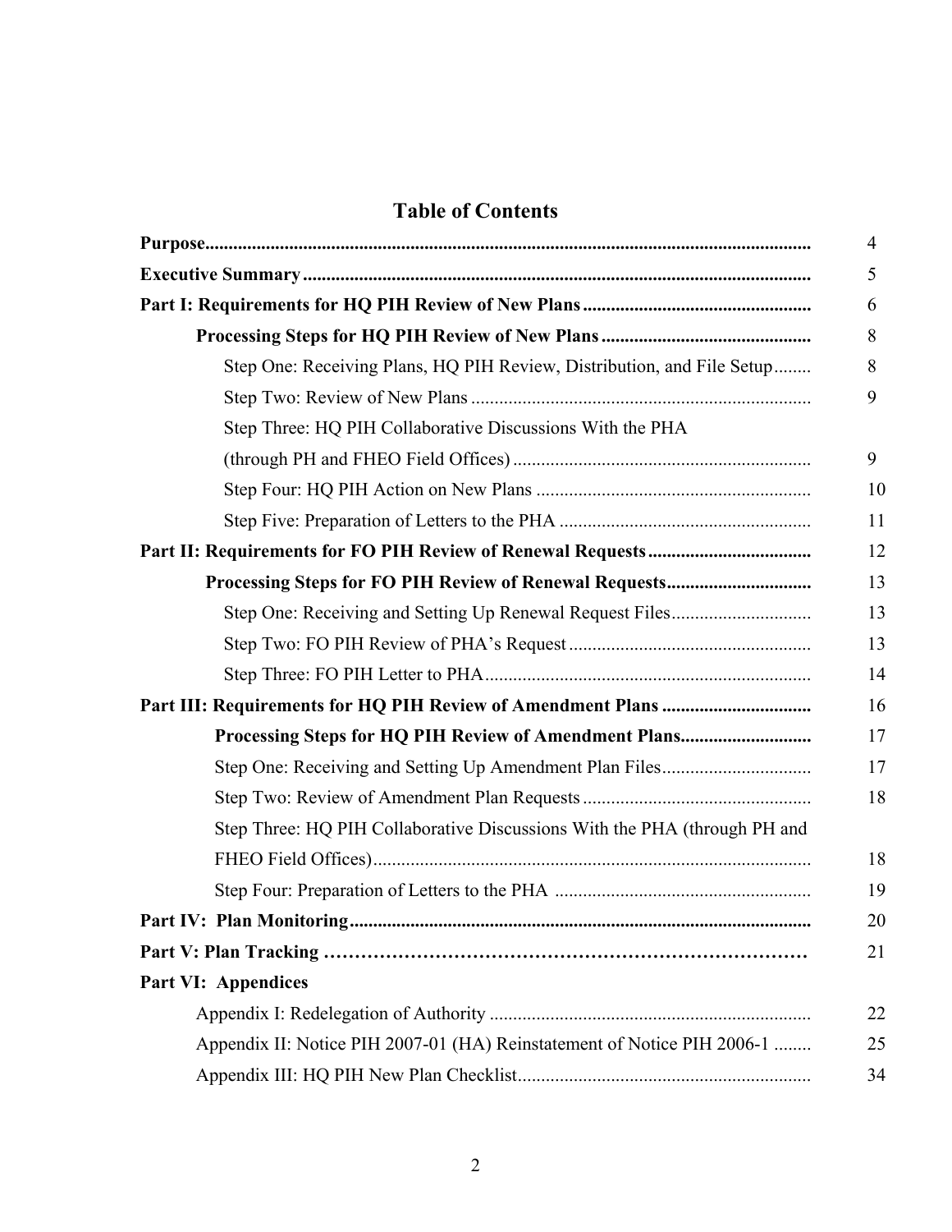# Table of Contents

| | |
|---|---|
| **Purpose** | 4 |
| **Executive Summary** | 5 |
| **Part I: Requirements for HQ PIH Review of New Plans** | 6 |
| **Processing Steps for HQ PIH Review of New Plans** | 8 |
| Step One: Receiving Plans, HQ PIH Review, Distribution, and File Setup | 8 |
| Step Two: Review of New Plans | 9 |
| Step Three: HQ PIH Collaborative Discussions With the PHA (through PH and FHEO Field Offices) | 9 |
| Step Four: HQ PIH Action on New Plans | 10 |
| Step Five: Preparation of Letters to the PHA | 11 |
| **Part II: Requirements for FO PIH Review of Renewal Requests** | 12 |
| **Processing Steps for FO PIH Review of Renewal Requests** | 13 |
| Step One: Receiving and Setting Up Renewal Request Files | 13 |
| Step Two: FO PIH Review of PHA's Request | 13 |
| Step Three: FO PIH Letter to PHA | 14 |
| **Part III: Requirements for HQ PIH Review of Amendment Plans** | 16 |
| **Processing Steps for HQ PIH Review of Amendment Plans** | 17 |
| Step One: Receiving and Setting Up Amendment Plan Files | 17 |
| Step Two: Review of Amendment Plan Requests | 18 |
| Step Three: HQ PIH Collaborative Discussions With the PHA (through PH and FHEO Field Offices) | 18 |
| Step Four: Preparation of Letters to the PHA | 19 |
| **Part IV: Plan Monitoring** | 20 |
| **Part V: Plan Tracking** | 21 |
| **Part VI: Appendices** | |
| Appendix I: Redelegation of Authority | 22 |
| Appendix II: Notice PIH 2007-01 (HA) Reinstatement of Notice PIH 2006-1 | 25 |
| Appendix III: HQ PIH New Plan Checklist | 34 |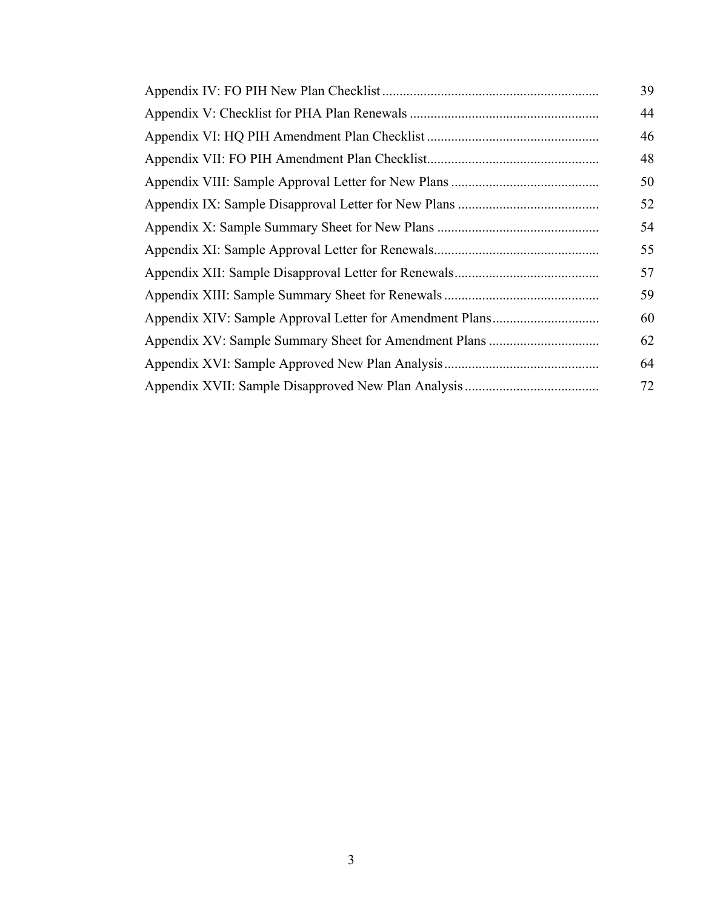| | |
|---|---|
| Appendix IV: FO PIH New Plan Checklist | 39 |
| Appendix V: Checklist for PHA Plan Renewals | 44 |
| Appendix VI: HQ PIH Amendment Plan Checklist | 46 |
| Appendix VII: FO PIH Amendment Plan Checklist | 48 |
| Appendix VIII: Sample Approval Letter for New Plans | 50 |
| Appendix IX: Sample Disapproval Letter for New Plans | 52 |
| Appendix X: Sample Summary Sheet for New Plans | 54 |
| Appendix XI: Sample Approval Letter for Renewals | 55 |
| Appendix XII: Sample Disapproval Letter for Renewals | 57 |
| Appendix XIII: Sample Summary Sheet for Renewals | 59 |
| Appendix XIV: Sample Approval Letter for Amendment Plans | 60 |
| Appendix XV: Sample Summary Sheet for Amendment Plans | 62 |
| Appendix XVI: Sample Approved New Plan Analysis | 64 |
| Appendix XVII: Sample Disapproved New Plan Analysis | 72 |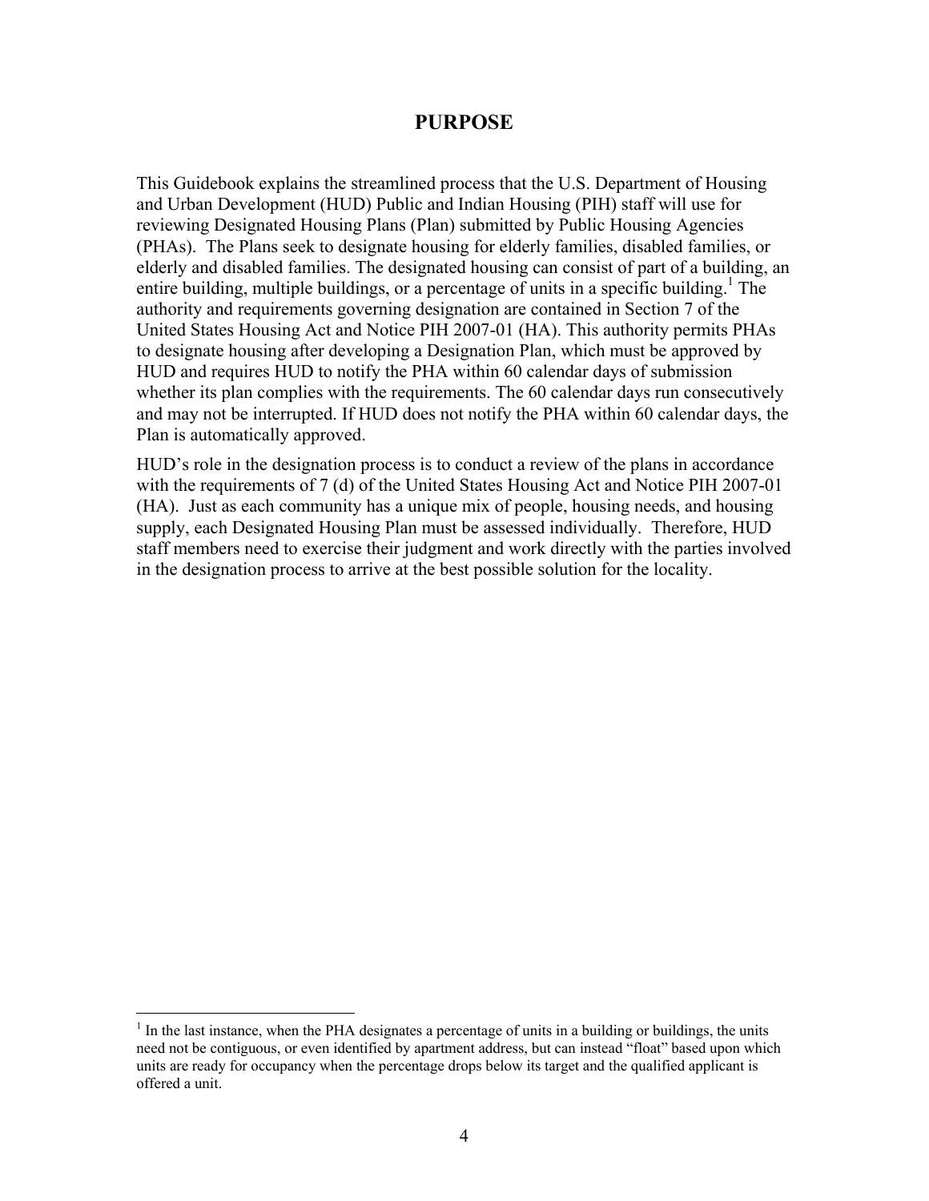# PURPOSE

This Guidebook explains the streamlined process that the U.S. Department of Housing and Urban Development (HUD) Public and Indian Housing (PIH) staff will use for reviewing Designated Housing Plans (Plan) submitted by Public Housing Agencies (PHAs). The Plans seek to designate housing for elderly families, disabled families, or elderly and disabled families. The designated housing can consist of part of a building, an entire building, multiple buildings, or a percentage of units in a specific building.[1] The authority and requirements governing designation are contained in Section 7 of the United States Housing Act and Notice PIH 2007-01 (HA). This authority permits PHAs to designate housing after developing a Designation Plan, which must be approved by HUD and requires HUD to notify the PHA within 60 calendar days of submission whether its plan complies with the requirements. The 60 calendar days run consecutively and may not be interrupted. If HUD does not notify the PHA within 60 calendar days, the Plan is automatically approved.

HUD's role in the designation process is to conduct a review of the plans in accordance with the requirements of 7 (d) of the United States Housing Act and Notice PIH 2007-01 (HA). Just as each community has a unique mix of people, housing needs, and housing supply, each Designated Housing Plan must be assessed individually. Therefore, HUD staff members need to exercise their judgment and work directly with the parties involved in the designation process to arrive at the best possible solution for the locality.

---

[1] In the last instance, when the PHA designates a percentage of units in a building or buildings, the units need not be contiguous, or even identified by apartment address, but can instead "float" based upon which units are ready for occupancy when the percentage drops below its target and the qualified applicant is offered a unit.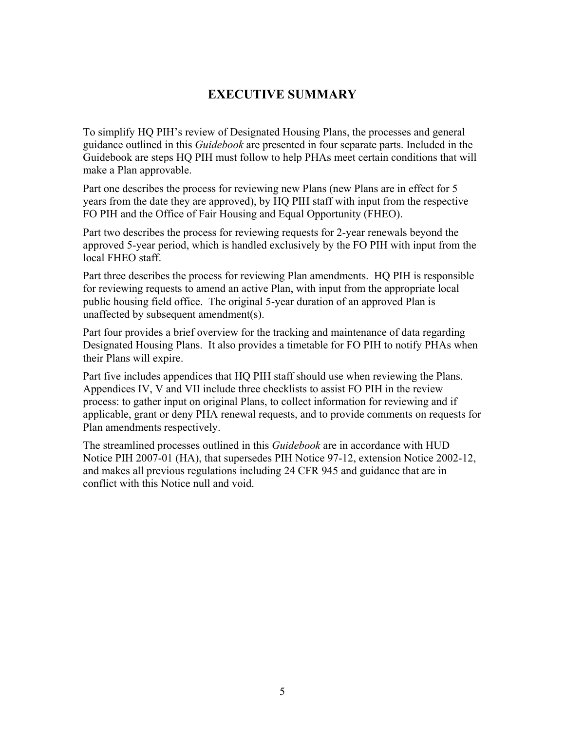# EXECUTIVE SUMMARY

To simplify HQ PIH's review of Designated Housing Plans, the processes and general guidance outlined in this *Guidebook* are presented in four separate parts. Included in the Guidebook are steps HQ PIH must follow to help PHAs meet certain conditions that will make a Plan approvable.

Part one describes the process for reviewing new Plans (new Plans are in effect for 5 years from the date they are approved), by HQ PIH staff with input from the respective FO PIH and the Office of Fair Housing and Equal Opportunity (FHEO).

Part two describes the process for reviewing requests for 2-year renewals beyond the approved 5-year period, which is handled exclusively by the FO PIH with input from the local FHEO staff.

Part three describes the process for reviewing Plan amendments. HQ PIH is responsible for reviewing requests to amend an active Plan, with input from the appropriate local public housing field office. The original 5-year duration of an approved Plan is unaffected by subsequent amendment(s).

Part four provides a brief overview for the tracking and maintenance of data regarding Designated Housing Plans. It also provides a timetable for FO PIH to notify PHAs when their Plans will expire.

Part five includes appendices that HQ PIH staff should use when reviewing the Plans. Appendices IV, V and VII include three checklists to assist FO PIH in the review process: to gather input on original Plans, to collect information for reviewing and if applicable, grant or deny PHA renewal requests, and to provide comments on requests for Plan amendments respectively.

The streamlined processes outlined in this *Guidebook* are in accordance with HUD Notice PIH 2007-01 (HA), that supersedes PIH Notice 97-12, extension Notice 2002-12, and makes all previous regulations including 24 CFR 945 and guidance that are in conflict with this Notice null and void.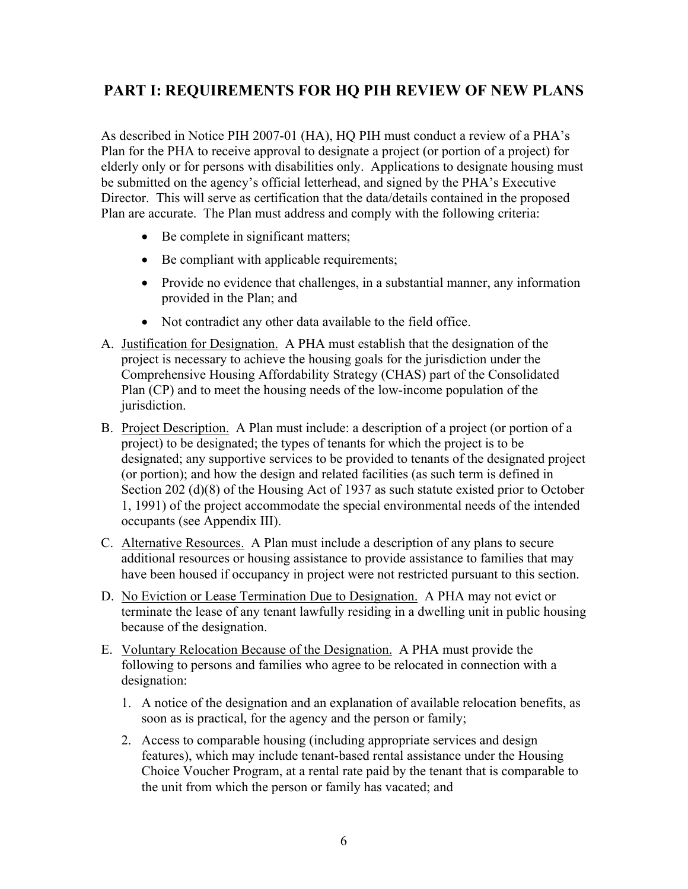## PART I: REQUIREMENTS FOR HQ PIH REVIEW OF NEW PLANS

As described in Notice PIH 2007-01 (HA), HQ PIH must conduct a review of a PHA's Plan for the PHA to receive approval to designate a project (or portion of a project) for elderly only or for persons with disabilities only. Applications to designate housing must be submitted on the agency's official letterhead, and signed by the PHA's Executive Director. This will serve as certification that the data/details contained in the proposed Plan are accurate. The Plan must address and comply with the following criteria:

- Be complete in significant matters;
- Be compliant with applicable requirements;
- Provide no evidence that challenges, in a substantial manner, any information provided in the Plan; and
- Not contradict any other data available to the field office.

A. <u>Justification for Designation.</u> A PHA must establish that the designation of the project is necessary to achieve the housing goals for the jurisdiction under the Comprehensive Housing Affordability Strategy (CHAS) part of the Consolidated Plan (CP) and to meet the housing needs of the low-income population of the jurisdiction.

B. <u>Project Description.</u> A Plan must include: a description of a project (or portion of a project) to be designated; the types of tenants for which the project is to be designated; any supportive services to be provided to tenants of the designated project (or portion); and how the design and related facilities (as such term is defined in Section 202 (d)(8) of the Housing Act of 1937 as such statute existed prior to October 1, 1991) of the project accommodate the special environmental needs of the intended occupants (see Appendix III).

C. <u>Alternative Resources.</u> A Plan must include a description of any plans to secure additional resources or housing assistance to provide assistance to families that may have been housed if occupancy in project were not restricted pursuant to this section.

D. <u>No Eviction or Lease Termination Due to Designation.</u> A PHA may not evict or terminate the lease of any tenant lawfully residing in a dwelling unit in public housing because of the designation.

E. <u>Voluntary Relocation Because of the Designation.</u> A PHA must provide the following to persons and families who agree to be relocated in connection with a designation:

   1. A notice of the designation and an explanation of available relocation benefits, as soon as is practical, for the agency and the person or family;
   2. Access to comparable housing (including appropriate services and design features), which may include tenant-based rental assistance under the Housing Choice Voucher Program, at a rental rate paid by the tenant that is comparable to the unit from which the person or family has vacated; and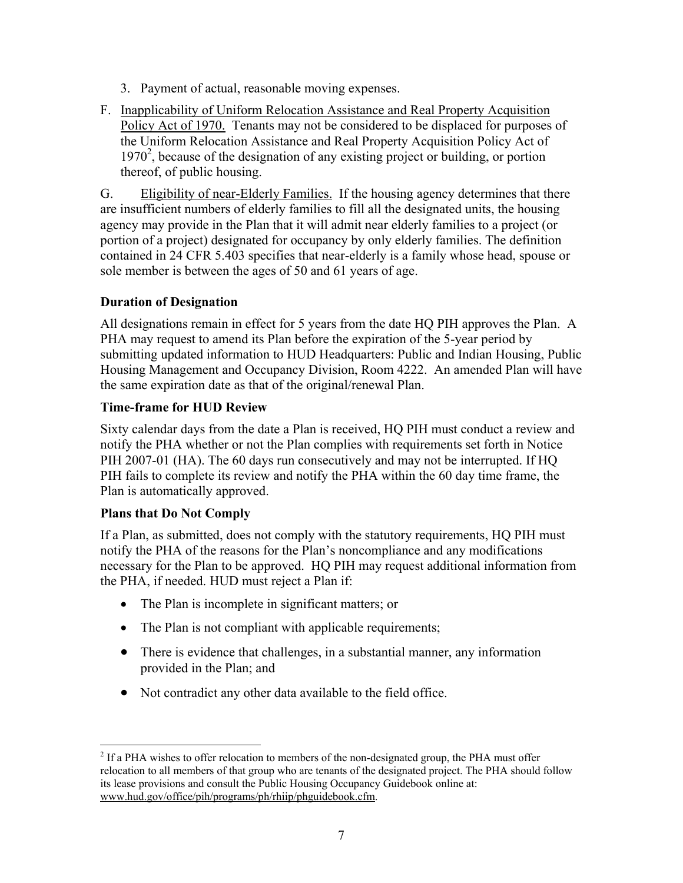3. Payment of actual, reasonable moving expenses.

F. Inapplicability of Uniform Relocation Assistance and Real Property Acquisition Policy Act of 1970. Tenants may not be considered to be displaced for purposes of the Uniform Relocation Assistance and Real Property Acquisition Policy Act of 1970[2], because of the designation of any existing project or building, or portion thereof, of public housing.

G. Eligibility of near-Elderly Families. If the housing agency determines that there are insufficient numbers of elderly families to fill all the designated units, the housing agency may provide in the Plan that it will admit near elderly families to a project (or portion of a project) designated for occupancy by only elderly families. The definition contained in 24 CFR 5.403 specifies that near-elderly is a family whose head, spouse or sole member is between the ages of 50 and 61 years of age.

**Duration of Designation**

All designations remain in effect for 5 years from the date HQ PIH approves the Plan. A PHA may request to amend its Plan before the expiration of the 5-year period by submitting updated information to HUD Headquarters: Public and Indian Housing, Public Housing Management and Occupancy Division, Room 4222. An amended Plan will have the same expiration date as that of the original/renewal Plan.

**Time-frame for HUD Review**

Sixty calendar days from the date a Plan is received, HQ PIH must conduct a review and notify the PHA whether or not the Plan complies with requirements set forth in Notice PIH 2007-01 (HA). The 60 days run consecutively and may not be interrupted. If HQ PIH fails to complete its review and notify the PHA within the 60 day time frame, the Plan is automatically approved.

**Plans that Do Not Comply**

If a Plan, as submitted, does not comply with the statutory requirements, HQ PIH must notify the PHA of the reasons for the Plan's noncompliance and any modifications necessary for the Plan to be approved. HQ PIH may request additional information from the PHA, if needed. HUD must reject a Plan if:

- The Plan is incomplete in significant matters; or
- The Plan is not compliant with applicable requirements;
- There is evidence that challenges, in a substantial manner, any information provided in the Plan; and
- Not contradict any other data available to the field office.

---

[2] If a PHA wishes to offer relocation to members of the non-designated group, the PHA must offer relocation to all members of that group who are tenants of the designated project. The PHA should follow its lease provisions and consult the Public Housing Occupancy Guidebook online at: www.hud.gov/office/pih/programs/ph/rhiip/phguidebook.cfm.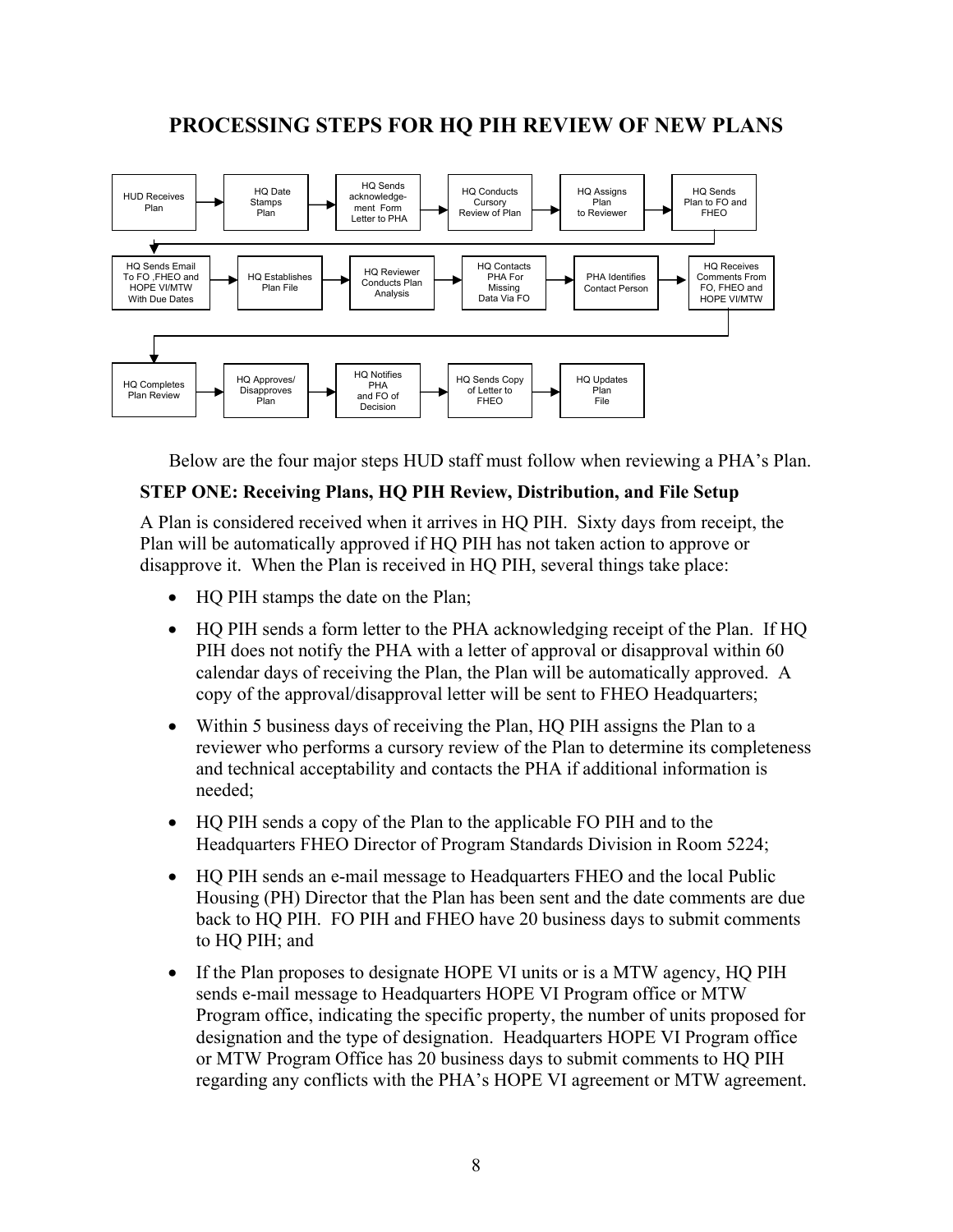# PROCESSING STEPS FOR HQ PIH REVIEW OF NEW PLANS

HUD Receives Plan → HQ Date Stamps Plan → HQ Sends acknowledge-ment Form Letter to PHA → HQ Conducts Cursory Review of Plan → HQ Assigns Plan to Reviewer → HQ Sends Plan to FO and FHEO

→ HQ Sends Email To FO ,FHEO and HOPE VI/MTW With Due Dates → HQ Establishes Plan File → HQ Reviewer Conducts Plan Analysis → HQ Contacts PHA For Missing Data Via FO → PHA Identifies Contact Person → HQ Receives Comments From FO, FHEO and HOPE VI/MTW

→ HQ Completes Plan Review → HQ Approves/ Disapproves Plan → HQ Notifies PHA and FO of Decision → HQ Sends Copy of Letter to FHEO → HQ Updates Plan File

Below are the four major steps HUD staff must follow when reviewing a PHA's Plan.

**STEP ONE: Receiving Plans, HQ PIH Review, Distribution, and File Setup**

A Plan is considered received when it arrives in HQ PIH. Sixty days from receipt, the Plan will be automatically approved if HQ PIH has not taken action to approve or disapprove it. When the Plan is received in HQ PIH, several things take place:

- HQ PIH stamps the date on the Plan;
- HQ PIH sends a form letter to the PHA acknowledging receipt of the Plan. If HQ PIH does not notify the PHA with a letter of approval or disapproval within 60 calendar days of receiving the Plan, the Plan will be automatically approved. A copy of the approval/disapproval letter will be sent to FHEO Headquarters;
- Within 5 business days of receiving the Plan, HQ PIH assigns the Plan to a reviewer who performs a cursory review of the Plan to determine its completeness and technical acceptability and contacts the PHA if additional information is needed;
- HQ PIH sends a copy of the Plan to the applicable FO PIH and to the Headquarters FHEO Director of Program Standards Division in Room 5224;
- HQ PIH sends an e-mail message to Headquarters FHEO and the local Public Housing (PH) Director that the Plan has been sent and the date comments are due back to HQ PIH. FO PIH and FHEO have 20 business days to submit comments to HQ PIH; and
- If the Plan proposes to designate HOPE VI units or is a MTW agency, HQ PIH sends e-mail message to Headquarters HOPE VI Program office or MTW Program office, indicating the specific property, the number of units proposed for designation and the type of designation. Headquarters HOPE VI Program office or MTW Program Office has 20 business days to submit comments to HQ PIH regarding any conflicts with the PHA's HOPE VI agreement or MTW agreement.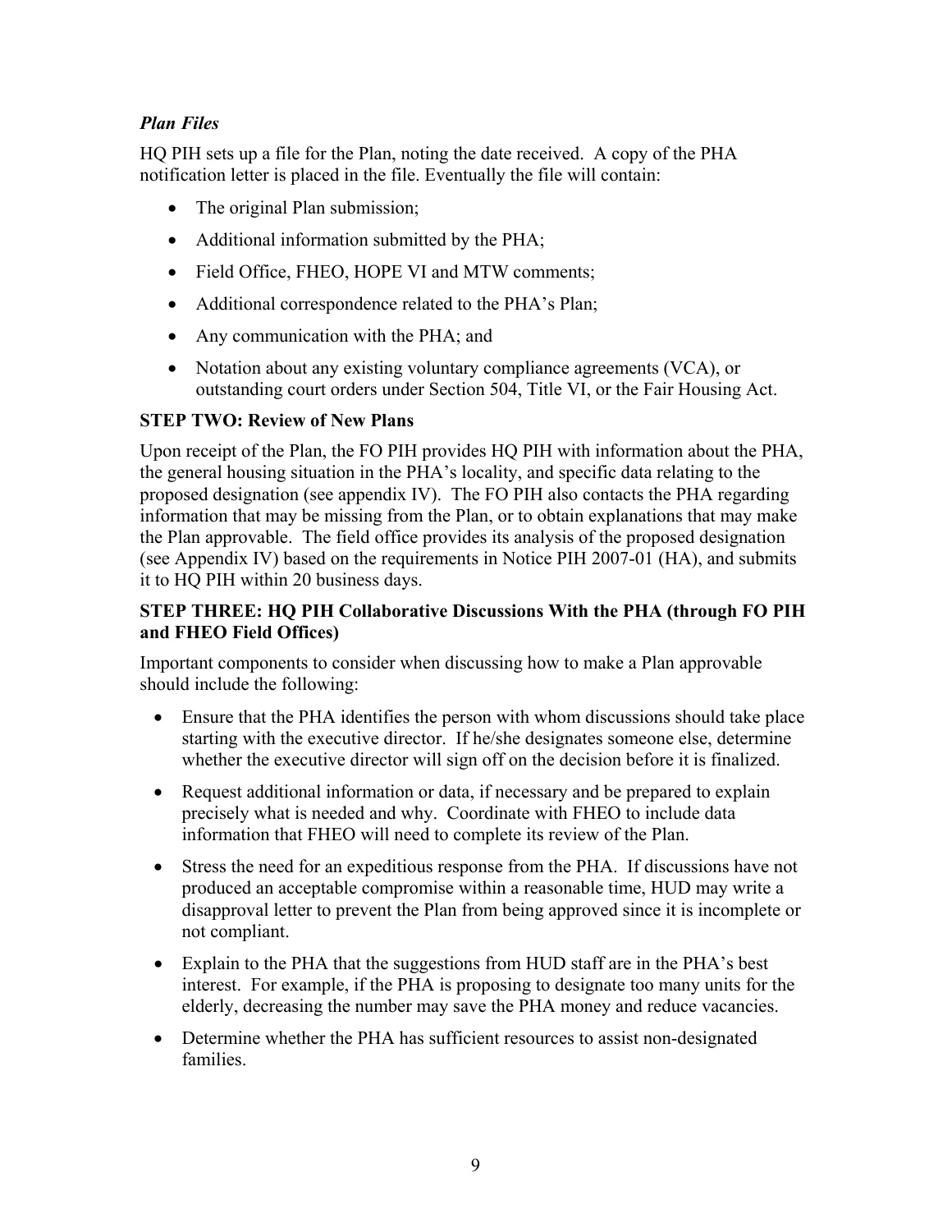### *Plan Files*

HQ PIH sets up a file for the Plan, noting the date received. A copy of the PHA notification letter is placed in the file. Eventually the file will contain:

- The original Plan submission;
- Additional information submitted by the PHA;
- Field Office, FHEO, HOPE VI and MTW comments;
- Additional correspondence related to the PHA's Plan;
- Any communication with the PHA; and
- Notation about any existing voluntary compliance agreements (VCA), or outstanding court orders under Section 504, Title VI, or the Fair Housing Act.

### STEP TWO: Review of New Plans

Upon receipt of the Plan, the FO PIH provides HQ PIH with information about the PHA, the general housing situation in the PHA's locality, and specific data relating to the proposed designation (see appendix IV). The FO PIH also contacts the PHA regarding information that may be missing from the Plan, or to obtain explanations that may make the Plan approvable. The field office provides its analysis of the proposed designation (see Appendix IV) based on the requirements in Notice PIH 2007-01 (HA), and submits it to HQ PIH within 20 business days.

### STEP THREE: HQ PIH Collaborative Discussions With the PHA (through FO PIH and FHEO Field Offices)

Important components to consider when discussing how to make a Plan approvable should include the following:

- Ensure that the PHA identifies the person with whom discussions should take place starting with the executive director. If he/she designates someone else, determine whether the executive director will sign off on the decision before it is finalized.
- Request additional information or data, if necessary and be prepared to explain precisely what is needed and why. Coordinate with FHEO to include data information that FHEO will need to complete its review of the Plan.
- Stress the need for an expeditious response from the PHA. If discussions have not produced an acceptable compromise within a reasonable time, HUD may write a disapproval letter to prevent the Plan from being approved since it is incomplete or not compliant.
- Explain to the PHA that the suggestions from HUD staff are in the PHA's best interest. For example, if the PHA is proposing to designate too many units for the elderly, decreasing the number may save the PHA money and reduce vacancies.
- Determine whether the PHA has sufficient resources to assist non-designated families.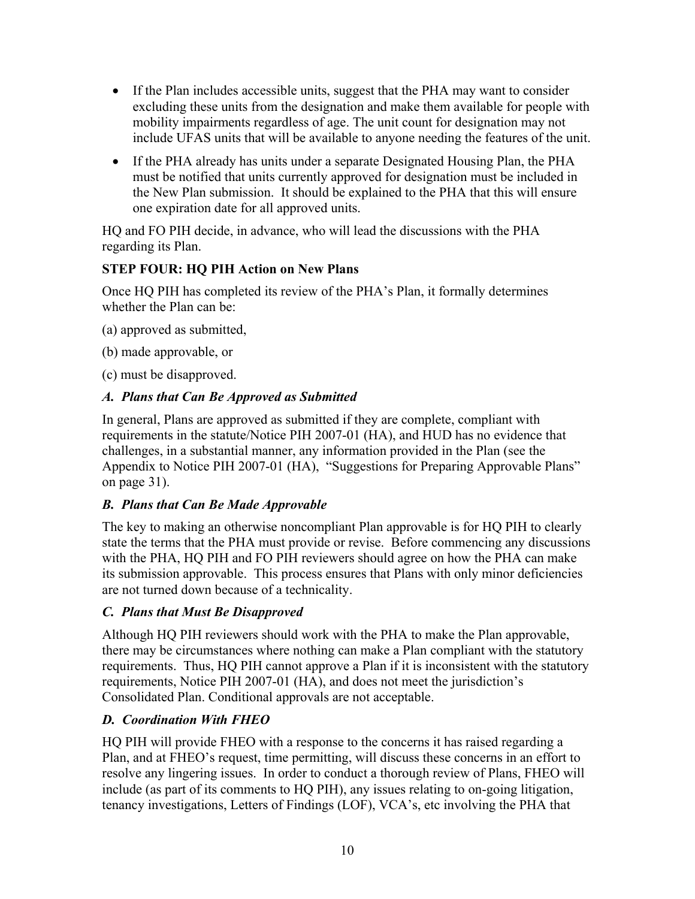- If the Plan includes accessible units, suggest that the PHA may want to consider excluding these units from the designation and make them available for people with mobility impairments regardless of age. The unit count for designation may not include UFAS units that will be available to anyone needing the features of the unit.
- If the PHA already has units under a separate Designated Housing Plan, the PHA must be notified that units currently approved for designation must be included in the New Plan submission. It should be explained to the PHA that this will ensure one expiration date for all approved units.

HQ and FO PIH decide, in advance, who will lead the discussions with the PHA regarding its Plan.

**STEP FOUR: HQ PIH Action on New Plans**

Once HQ PIH has completed its review of the PHA's Plan, it formally determines whether the Plan can be:

(a) approved as submitted,

(b) made approvable, or

(c) must be disapproved.

***A. Plans that Can Be Approved as Submitted***

In general, Plans are approved as submitted if they are complete, compliant with requirements in the statute/Notice PIH 2007-01 (HA), and HUD has no evidence that challenges, in a substantial manner, any information provided in the Plan (see the Appendix to Notice PIH 2007-01 (HA), "Suggestions for Preparing Approvable Plans" on page 31).

***B. Plans that Can Be Made Approvable***

The key to making an otherwise noncompliant Plan approvable is for HQ PIH to clearly state the terms that the PHA must provide or revise. Before commencing any discussions with the PHA, HQ PIH and FO PIH reviewers should agree on how the PHA can make its submission approvable. This process ensures that Plans with only minor deficiencies are not turned down because of a technicality.

***C. Plans that Must Be Disapproved***

Although HQ PIH reviewers should work with the PHA to make the Plan approvable, there may be circumstances where nothing can make a Plan compliant with the statutory requirements. Thus, HQ PIH cannot approve a Plan if it is inconsistent with the statutory requirements, Notice PIH 2007-01 (HA), and does not meet the jurisdiction's Consolidated Plan. Conditional approvals are not acceptable.

***D. Coordination With FHEO***

HQ PIH will provide FHEO with a response to the concerns it has raised regarding a Plan, and at FHEO's request, time permitting, will discuss these concerns in an effort to resolve any lingering issues. In order to conduct a thorough review of Plans, FHEO will include (as part of its comments to HQ PIH), any issues relating to on-going litigation, tenancy investigations, Letters of Findings (LOF), VCA's, etc involving the PHA that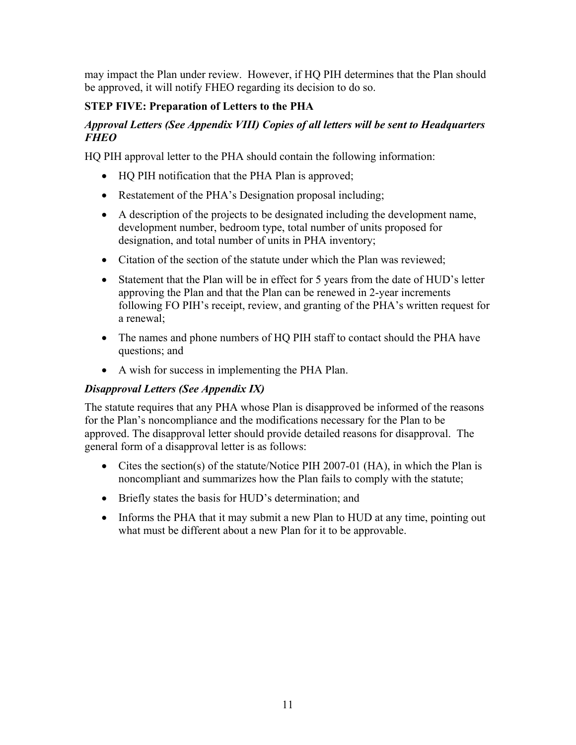may impact the Plan under review. However, if HQ PIH determines that the Plan should be approved, it will notify FHEO regarding its decision to do so.

**STEP FIVE: Preparation of Letters to the PHA**

***Approval Letters (See Appendix VIII) Copies of all letters will be sent to Headquarters FHEO***

HQ PIH approval letter to the PHA should contain the following information:

- HQ PIH notification that the PHA Plan is approved;
- Restatement of the PHA's Designation proposal including;
- A description of the projects to be designated including the development name, development number, bedroom type, total number of units proposed for designation, and total number of units in PHA inventory;
- Citation of the section of the statute under which the Plan was reviewed;
- Statement that the Plan will be in effect for 5 years from the date of HUD's letter approving the Plan and that the Plan can be renewed in 2-year increments following FO PIH's receipt, review, and granting of the PHA's written request for a renewal;
- The names and phone numbers of HQ PIH staff to contact should the PHA have questions; and
- A wish for success in implementing the PHA Plan.

***Disapproval Letters (See Appendix IX)***

The statute requires that any PHA whose Plan is disapproved be informed of the reasons for the Plan's noncompliance and the modifications necessary for the Plan to be approved. The disapproval letter should provide detailed reasons for disapproval. The general form of a disapproval letter is as follows:

- Cites the section(s) of the statute/Notice PIH 2007-01 (HA), in which the Plan is noncompliant and summarizes how the Plan fails to comply with the statute;
- Briefly states the basis for HUD's determination; and
- Informs the PHA that it may submit a new Plan to HUD at any time, pointing out what must be different about a new Plan for it to be approvable.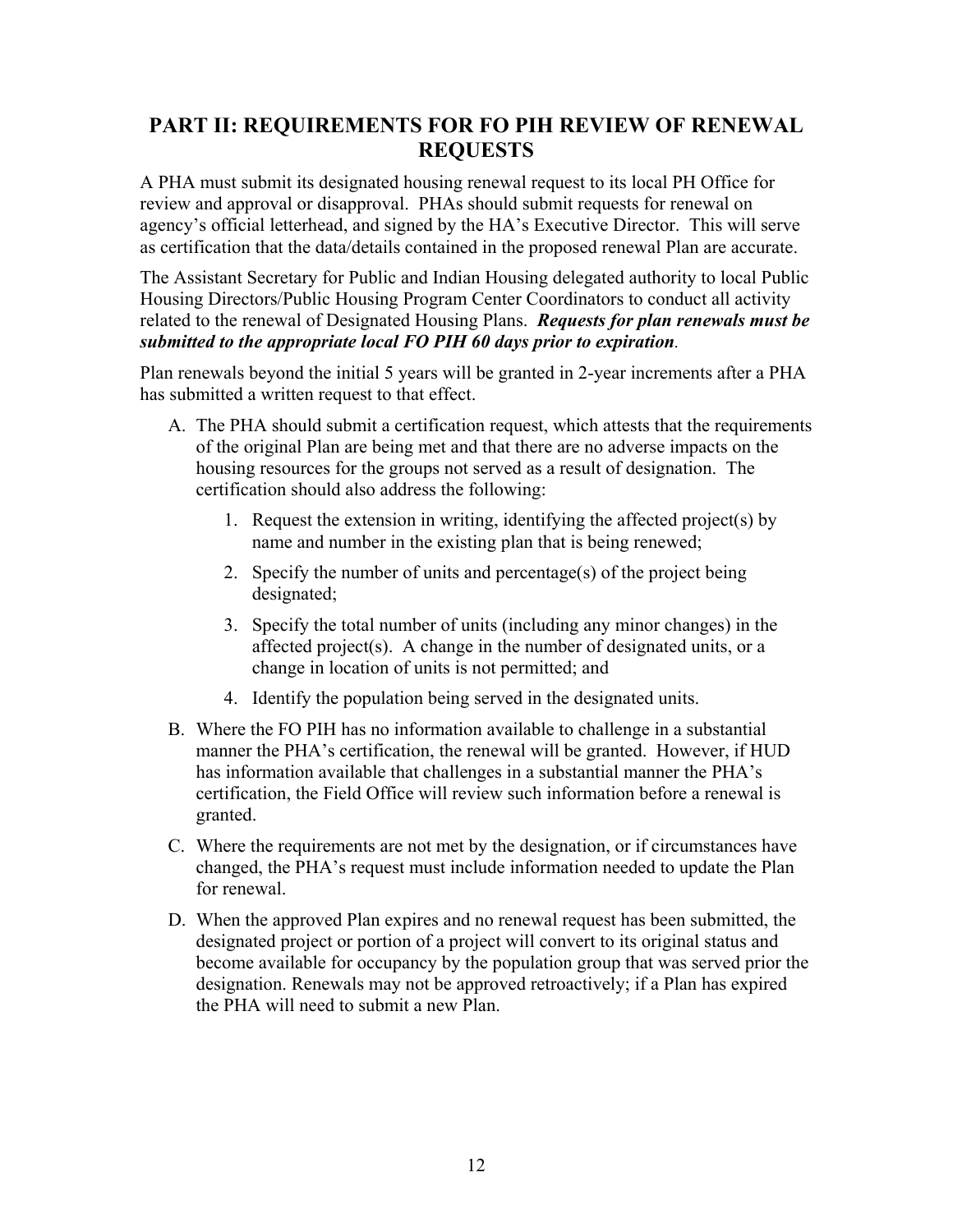## PART II: REQUIREMENTS FOR FO PIH REVIEW OF RENEWAL REQUESTS

A PHA must submit its designated housing renewal request to its local PH Office for review and approval or disapproval. PHAs should submit requests for renewal on agency's official letterhead, and signed by the HA's Executive Director. This will serve as certification that the data/details contained in the proposed renewal Plan are accurate.

The Assistant Secretary for Public and Indian Housing delegated authority to local Public Housing Directors/Public Housing Program Center Coordinators to conduct all activity related to the renewal of Designated Housing Plans. ***Requests for plan renewals must be submitted to the appropriate local FO PIH 60 days prior to expiration***.

Plan renewals beyond the initial 5 years will be granted in 2-year increments after a PHA has submitted a written request to that effect.

A. The PHA should submit a certification request, which attests that the requirements of the original Plan are being met and that there are no adverse impacts on the housing resources for the groups not served as a result of designation. The certification should also address the following:

   1. Request the extension in writing, identifying the affected project(s) by name and number in the existing plan that is being renewed;

   2. Specify the number of units and percentage(s) of the project being designated;

   3. Specify the total number of units (including any minor changes) in the affected project(s). A change in the number of designated units, or a change in location of units is not permitted; and

   4. Identify the population being served in the designated units.

B. Where the FO PIH has no information available to challenge in a substantial manner the PHA's certification, the renewal will be granted. However, if HUD has information available that challenges in a substantial manner the PHA's certification, the Field Office will review such information before a renewal is granted.

C. Where the requirements are not met by the designation, or if circumstances have changed, the PHA's request must include information needed to update the Plan for renewal.

D. When the approved Plan expires and no renewal request has been submitted, the designated project or portion of a project will convert to its original status and become available for occupancy by the population group that was served prior the designation. Renewals may not be approved retroactively; if a Plan has expired the PHA will need to submit a new Plan.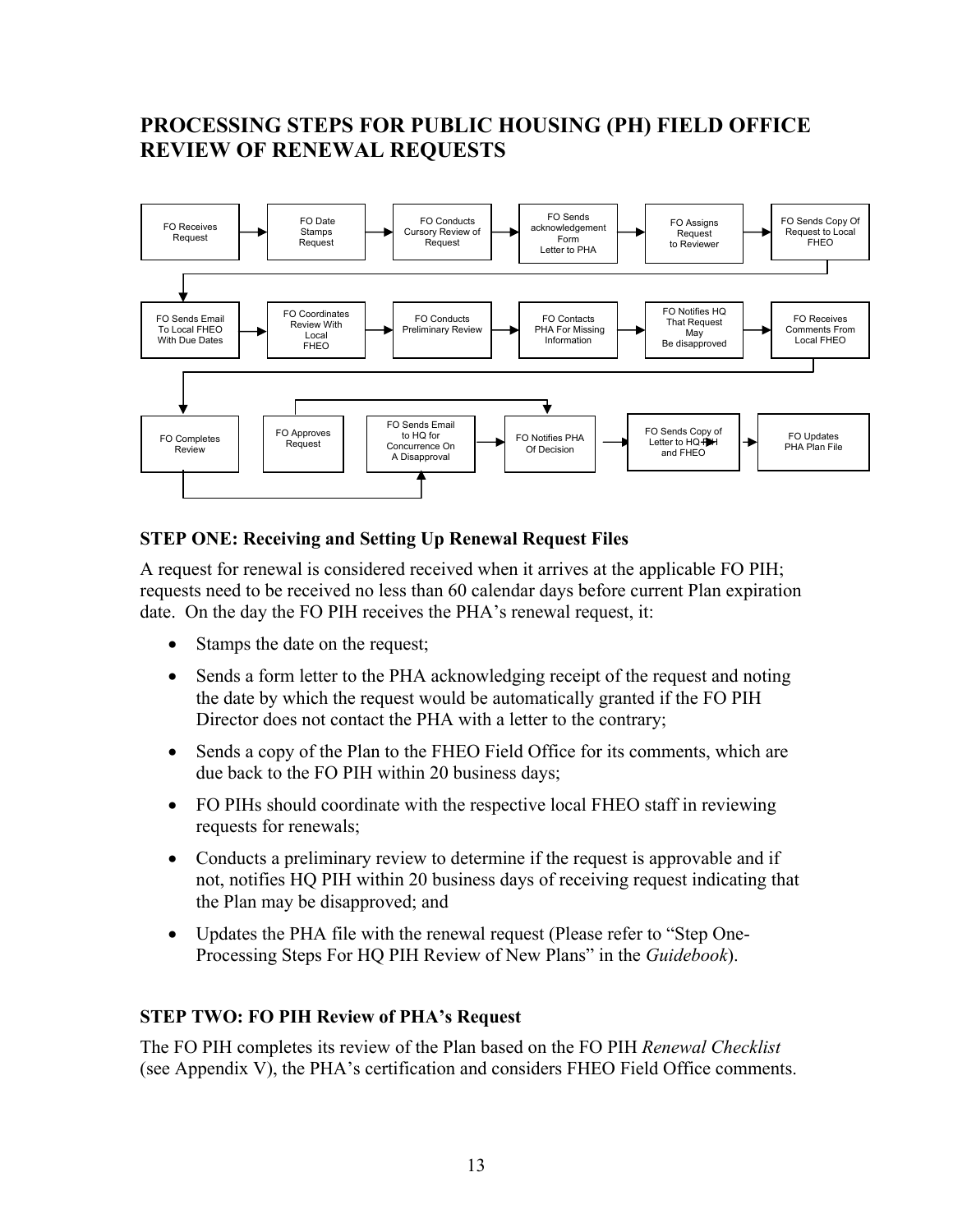## PROCESSING STEPS FOR PUBLIC HOUSING (PH) FIELD OFFICE REVIEW OF RENEWAL REQUESTS

FO Receives Request → FO Date Stamps Request → FO Conducts Cursory Review of Request → FO Sends acknowledgement Form Letter to PHA → FO Assigns Request to Reviewer → FO Sends Copy Of Request to Local FHEO

FO Sends Email To Local FHEO With Due Dates → FO Coordinates Review With Local FHEO → FO Conducts Preliminary Review → FO Contacts PHA For Missing Information → FO Notifies HQ That Request May Be disapproved → FO Receives Comments From Local FHEO

FO Completes Review → FO Approves Request / FO Sends Email to HQ for Concurrence On A Disapproval → FO Notifies PHA Of Decision → FO Sends Copy of Letter to HQ PIH and FHEO → FO Updates PHA Plan File

### STEP ONE: Receiving and Setting Up Renewal Request Files

A request for renewal is considered received when it arrives at the applicable FO PIH; requests need to be received no less than 60 calendar days before current Plan expiration date. On the day the FO PIH receives the PHA's renewal request, it:

- Stamps the date on the request;
- Sends a form letter to the PHA acknowledging receipt of the request and noting the date by which the request would be automatically granted if the FO PIH Director does not contact the PHA with a letter to the contrary;
- Sends a copy of the Plan to the FHEO Field Office for its comments, which are due back to the FO PIH within 20 business days;
- FO PIHs should coordinate with the respective local FHEO staff in reviewing requests for renewals;
- Conducts a preliminary review to determine if the request is approvable and if not, notifies HQ PIH within 20 business days of receiving request indicating that the Plan may be disapproved; and
- Updates the PHA file with the renewal request (Please refer to "Step One-Processing Steps For HQ PIH Review of New Plans" in the *Guidebook*).

### STEP TWO: FO PIH Review of PHA's Request

The FO PIH completes its review of the Plan based on the FO PIH *Renewal Checklist* (see Appendix V), the PHA's certification and considers FHEO Field Office comments.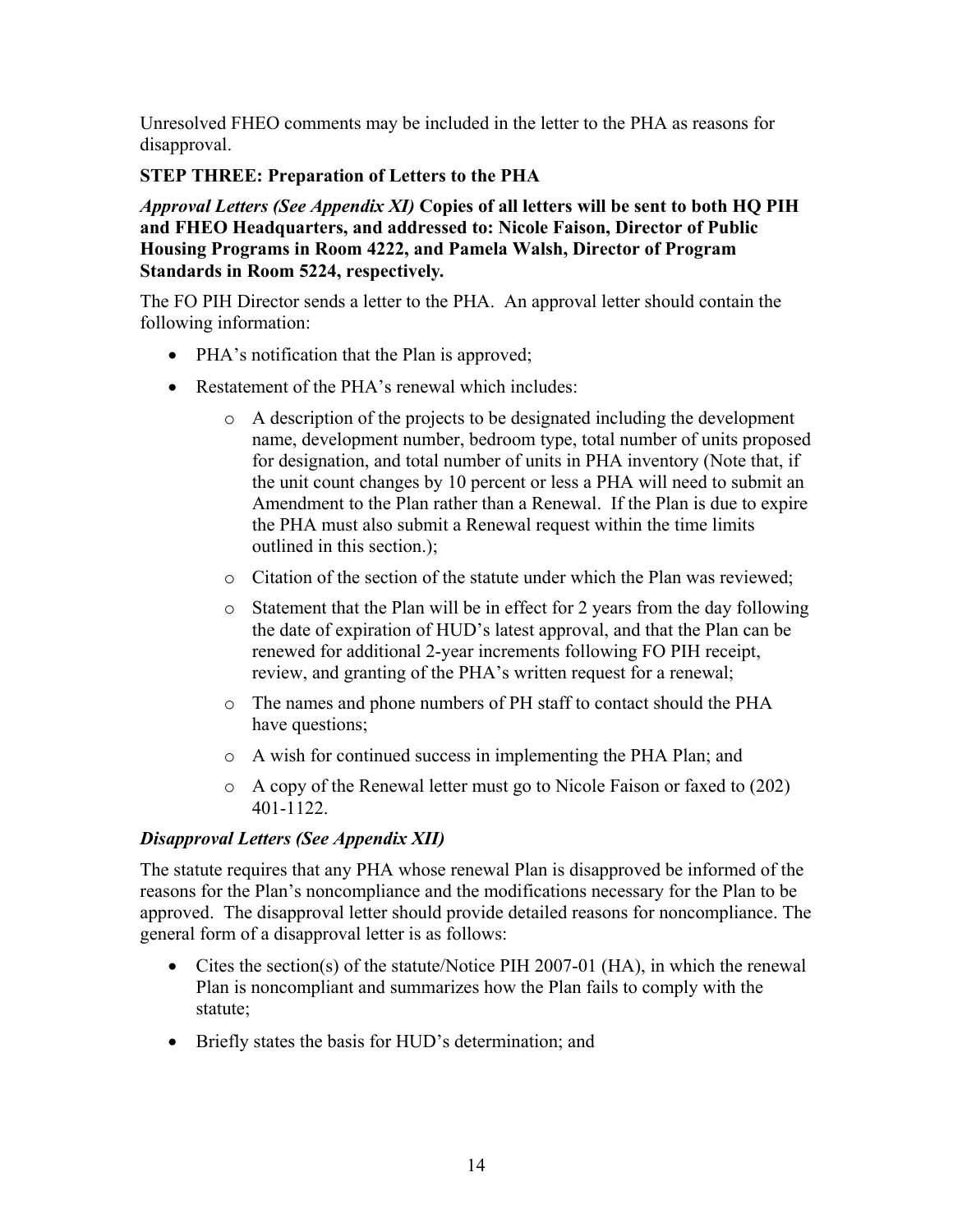Unresolved FHEO comments may be included in the letter to the PHA as reasons for disapproval.

**STEP THREE: Preparation of Letters to the PHA**

***Approval Letters (See Appendix XI)*** **Copies of all letters will be sent to both HQ PIH and FHEO Headquarters, and addressed to: Nicole Faison, Director of Public Housing Programs in Room 4222, and Pamela Walsh, Director of Program Standards in Room 5224, respectively.**

The FO PIH Director sends a letter to the PHA. An approval letter should contain the following information:

- PHA's notification that the Plan is approved;
- Restatement of the PHA's renewal which includes:
  - A description of the projects to be designated including the development name, development number, bedroom type, total number of units proposed for designation, and total number of units in PHA inventory (Note that, if the unit count changes by 10 percent or less a PHA will need to submit an Amendment to the Plan rather than a Renewal. If the Plan is due to expire the PHA must also submit a Renewal request within the time limits outlined in this section.);
  - Citation of the section of the statute under which the Plan was reviewed;
  - Statement that the Plan will be in effect for 2 years from the day following the date of expiration of HUD's latest approval, and that the Plan can be renewed for additional 2-year increments following FO PIH receipt, review, and granting of the PHA's written request for a renewal;
  - The names and phone numbers of PH staff to contact should the PHA have questions;
  - A wish for continued success in implementing the PHA Plan; and
  - A copy of the Renewal letter must go to Nicole Faison or faxed to (202) 401-1122.

***Disapproval Letters (See Appendix XII)***

The statute requires that any PHA whose renewal Plan is disapproved be informed of the reasons for the Plan's noncompliance and the modifications necessary for the Plan to be approved. The disapproval letter should provide detailed reasons for noncompliance. The general form of a disapproval letter is as follows:

- Cites the section(s) of the statute/Notice PIH 2007-01 (HA), in which the renewal Plan is noncompliant and summarizes how the Plan fails to comply with the statute;
- Briefly states the basis for HUD's determination; and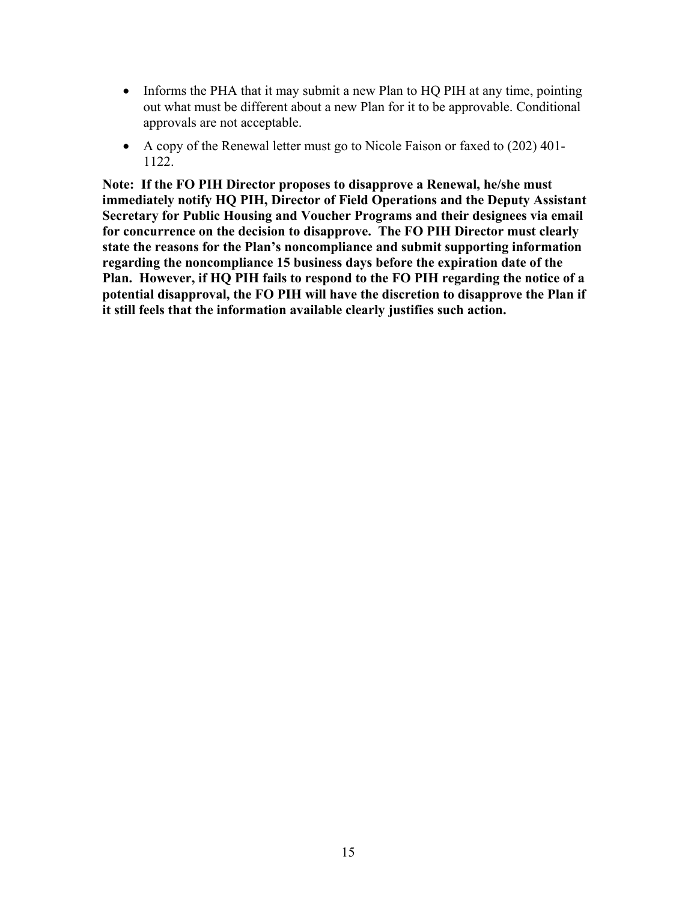- Informs the PHA that it may submit a new Plan to HQ PIH at any time, pointing out what must be different about a new Plan for it to be approvable. Conditional approvals are not acceptable.
- A copy of the Renewal letter must go to Nicole Faison or faxed to (202) 401-1122.

**Note: If the FO PIH Director proposes to disapprove a Renewal, he/she must immediately notify HQ PIH, Director of Field Operations and the Deputy Assistant Secretary for Public Housing and Voucher Programs and their designees via email for concurrence on the decision to disapprove. The FO PIH Director must clearly state the reasons for the Plan's noncompliance and submit supporting information regarding the noncompliance 15 business days before the expiration date of the Plan. However, if HQ PIH fails to respond to the FO PIH regarding the notice of a potential disapproval, the FO PIH will have the discretion to disapprove the Plan if it still feels that the information available clearly justifies such action.**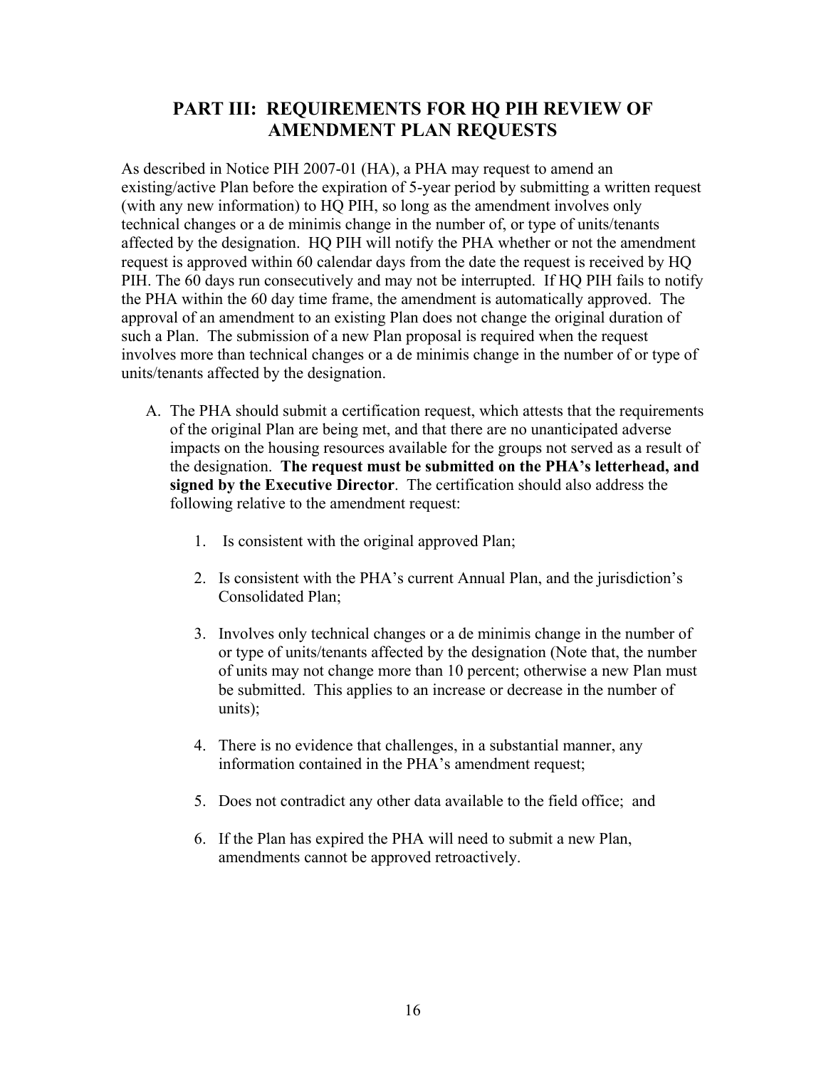## PART III: REQUIREMENTS FOR HQ PIH REVIEW OF AMENDMENT PLAN REQUESTS

As described in Notice PIH 2007-01 (HA), a PHA may request to amend an existing/active Plan before the expiration of 5-year period by submitting a written request (with any new information) to HQ PIH, so long as the amendment involves only technical changes or a de minimis change in the number of, or type of units/tenants affected by the designation. HQ PIH will notify the PHA whether or not the amendment request is approved within 60 calendar days from the date the request is received by HQ PIH. The 60 days run consecutively and may not be interrupted. If HQ PIH fails to notify the PHA within the 60 day time frame, the amendment is automatically approved. The approval of an amendment to an existing Plan does not change the original duration of such a Plan. The submission of a new Plan proposal is required when the request involves more than technical changes or a de minimis change in the number of or type of units/tenants affected by the designation.

A. The PHA should submit a certification request, which attests that the requirements of the original Plan are being met, and that there are no unanticipated adverse impacts on the housing resources available for the groups not served as a result of the designation. **The request must be submitted on the PHA's letterhead, and signed by the Executive Director**. The certification should also address the following relative to the amendment request:

   1. Is consistent with the original approved Plan;

   2. Is consistent with the PHA's current Annual Plan, and the jurisdiction's Consolidated Plan;

   3. Involves only technical changes or a de minimis change in the number of or type of units/tenants affected by the designation (Note that, the number of units may not change more than 10 percent; otherwise a new Plan must be submitted. This applies to an increase or decrease in the number of units);

   4. There is no evidence that challenges, in a substantial manner, any information contained in the PHA's amendment request;

   5. Does not contradict any other data available to the field office; and

   6. If the Plan has expired the PHA will need to submit a new Plan, amendments cannot be approved retroactively.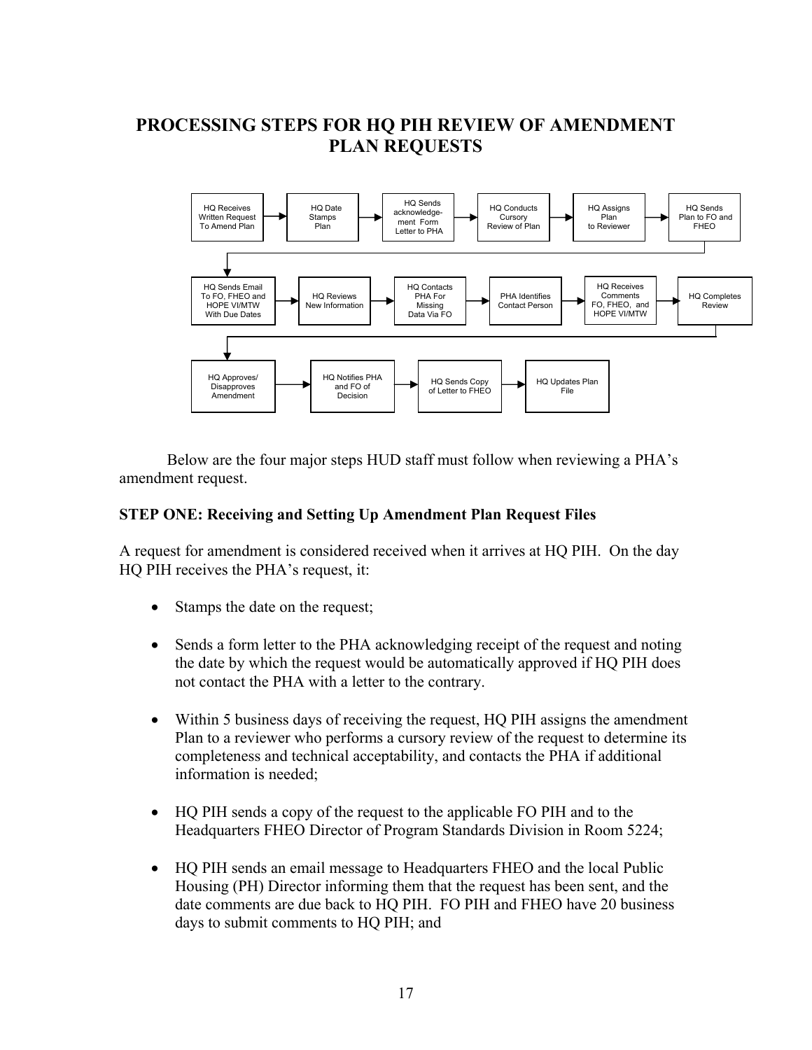# PROCESSING STEPS FOR HQ PIH REVIEW OF AMENDMENT PLAN REQUESTS

HQ Receives Written Request To Amend Plan → HQ Date Stamps Plan → HQ Sends acknowledgement Form Letter to PHA → HQ Conducts Cursory Review of Plan → HQ Assigns Plan to Reviewer → HQ Sends Plan to FO and FHEO

→ HQ Sends Email To FO, FHEO and HOPE VI/MTW With Due Dates → HQ Reviews New Information → HQ Contacts PHA For Missing Data Via FO → PHA Identifies Contact Person → HQ Receives Comments FO, FHEO, and HOPE VI/MTW → HQ Completes Review

→ HQ Approves/ Disapproves Amendment → HQ Notifies PHA and FO of Decision → HQ Sends Copy of Letter to FHEO → HQ Updates Plan File

Below are the four major steps HUD staff must follow when reviewing a PHA's amendment request.

**STEP ONE: Receiving and Setting Up Amendment Plan Request Files**

A request for amendment is considered received when it arrives at HQ PIH. On the day HQ PIH receives the PHA's request, it:

- Stamps the date on the request;
- Sends a form letter to the PHA acknowledging receipt of the request and noting the date by which the request would be automatically approved if HQ PIH does not contact the PHA with a letter to the contrary.
- Within 5 business days of receiving the request, HQ PIH assigns the amendment Plan to a reviewer who performs a cursory review of the request to determine its completeness and technical acceptability, and contacts the PHA if additional information is needed;
- HQ PIH sends a copy of the request to the applicable FO PIH and to the Headquarters FHEO Director of Program Standards Division in Room 5224;
- HQ PIH sends an email message to Headquarters FHEO and the local Public Housing (PH) Director informing them that the request has been sent, and the date comments are due back to HQ PIH. FO PIH and FHEO have 20 business days to submit comments to HQ PIH; and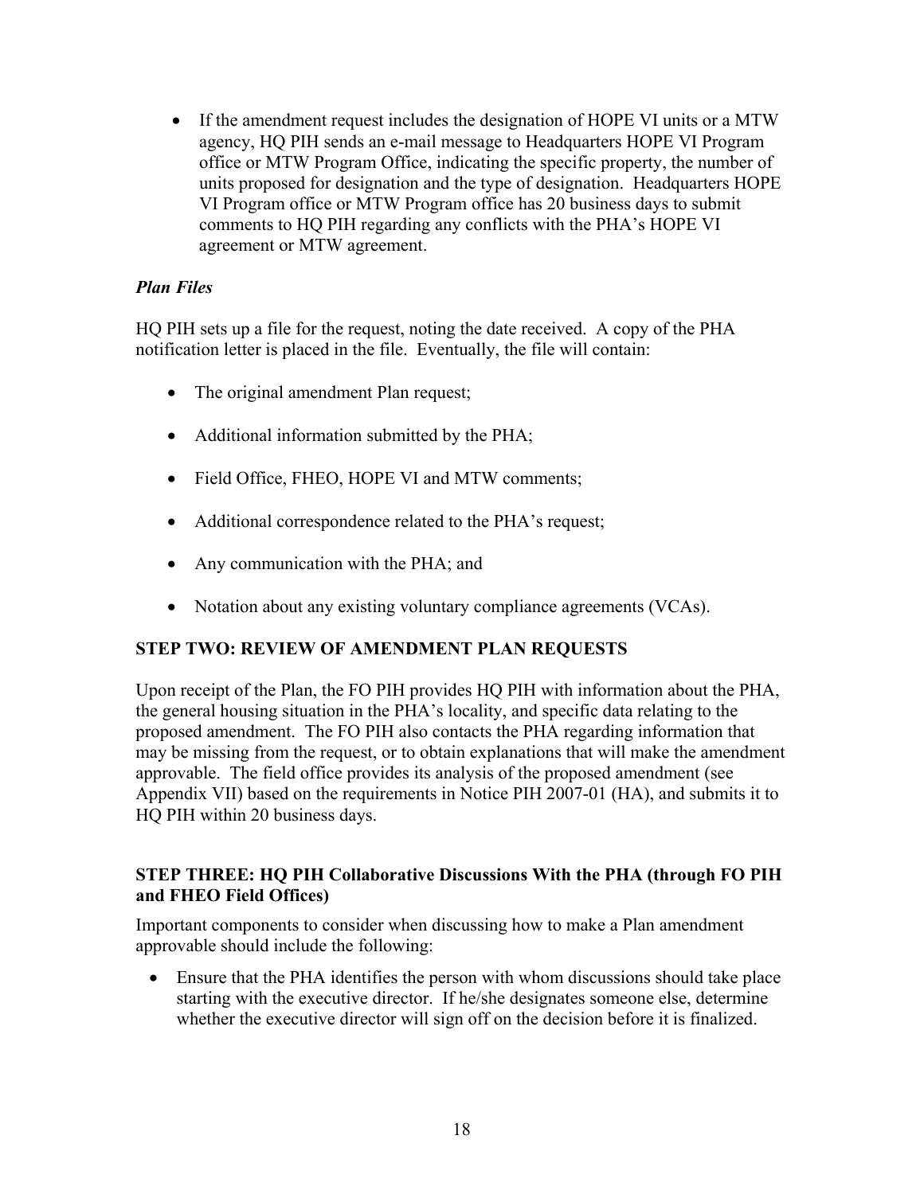- If the amendment request includes the designation of HOPE VI units or a MTW agency, HQ PIH sends an e-mail message to Headquarters HOPE VI Program office or MTW Program Office, indicating the specific property, the number of units proposed for designation and the type of designation. Headquarters HOPE VI Program office or MTW Program office has 20 business days to submit comments to HQ PIH regarding any conflicts with the PHA's HOPE VI agreement or MTW agreement.

### *Plan Files*

HQ PIH sets up a file for the request, noting the date received. A copy of the PHA notification letter is placed in the file. Eventually, the file will contain:

- The original amendment Plan request;
- Additional information submitted by the PHA;
- Field Office, FHEO, HOPE VI and MTW comments;
- Additional correspondence related to the PHA's request;
- Any communication with the PHA; and
- Notation about any existing voluntary compliance agreements (VCAs).

## STEP TWO: REVIEW OF AMENDMENT PLAN REQUESTS

Upon receipt of the Plan, the FO PIH provides HQ PIH with information about the PHA, the general housing situation in the PHA's locality, and specific data relating to the proposed amendment. The FO PIH also contacts the PHA regarding information that may be missing from the request, or to obtain explanations that will make the amendment approvable. The field office provides its analysis of the proposed amendment (see Appendix VII) based on the requirements in Notice PIH 2007-01 (HA), and submits it to HQ PIH within 20 business days.

## STEP THREE: HQ PIH Collaborative Discussions With the PHA (through FO PIH and FHEO Field Offices)

Important components to consider when discussing how to make a Plan amendment approvable should include the following:

- Ensure that the PHA identifies the person with whom discussions should take place starting with the executive director. If he/she designates someone else, determine whether the executive director will sign off on the decision before it is finalized.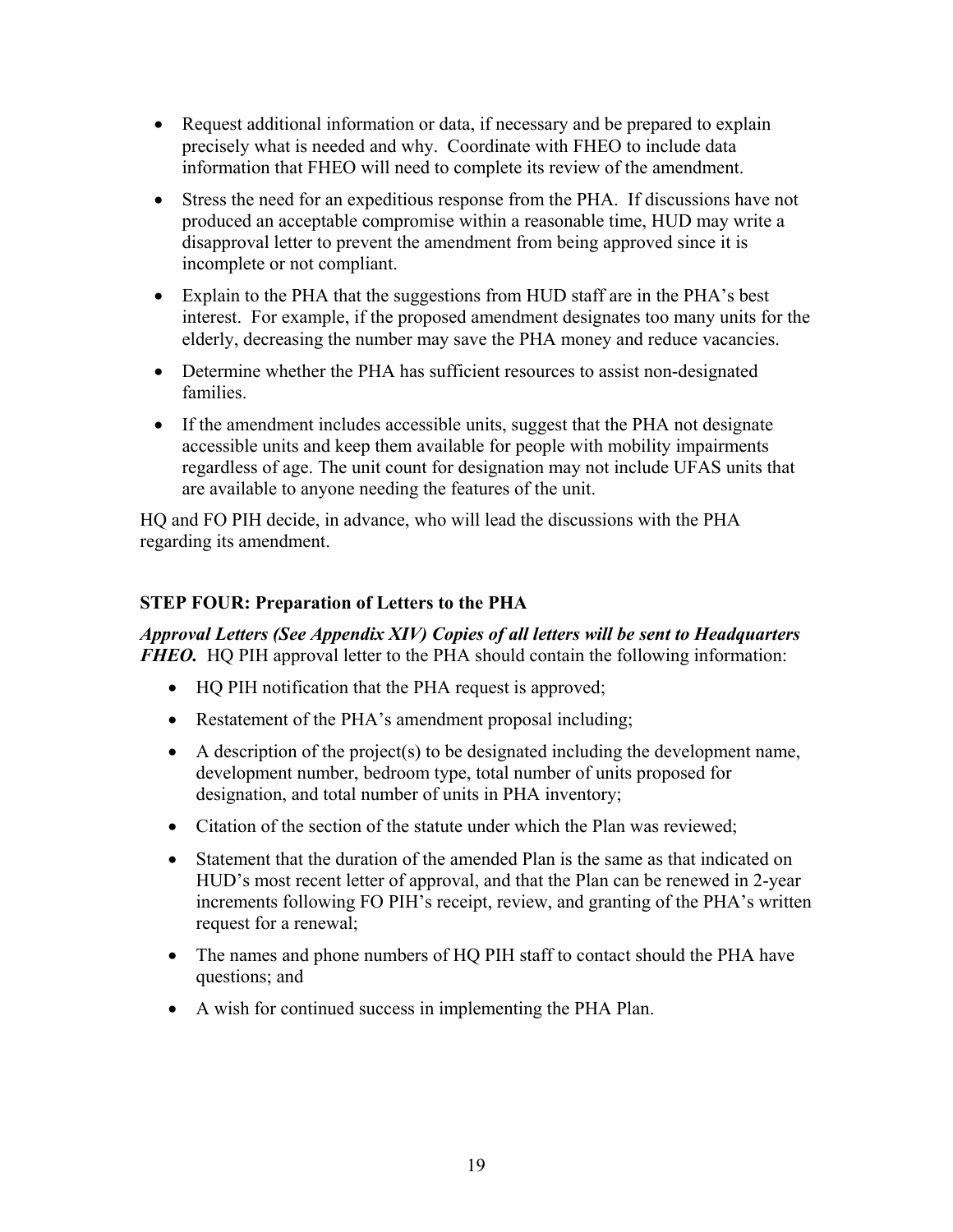- Request additional information or data, if necessary and be prepared to explain precisely what is needed and why. Coordinate with FHEO to include data information that FHEO will need to complete its review of the amendment.
- Stress the need for an expeditious response from the PHA. If discussions have not produced an acceptable compromise within a reasonable time, HUD may write a disapproval letter to prevent the amendment from being approved since it is incomplete or not compliant.
- Explain to the PHA that the suggestions from HUD staff are in the PHA's best interest. For example, if the proposed amendment designates too many units for the elderly, decreasing the number may save the PHA money and reduce vacancies.
- Determine whether the PHA has sufficient resources to assist non-designated families.
- If the amendment includes accessible units, suggest that the PHA not designate accessible units and keep them available for people with mobility impairments regardless of age. The unit count for designation may not include UFAS units that are available to anyone needing the features of the unit.

HQ and FO PIH decide, in advance, who will lead the discussions with the PHA regarding its amendment.

**STEP FOUR: Preparation of Letters to the PHA**

***Approval Letters (See Appendix XIV) Copies of all letters will be sent to Headquarters FHEO.*** HQ PIH approval letter to the PHA should contain the following information:

- HQ PIH notification that the PHA request is approved;
- Restatement of the PHA's amendment proposal including;
- A description of the project(s) to be designated including the development name, development number, bedroom type, total number of units proposed for designation, and total number of units in PHA inventory;
- Citation of the section of the statute under which the Plan was reviewed;
- Statement that the duration of the amended Plan is the same as that indicated on HUD's most recent letter of approval, and that the Plan can be renewed in 2-year increments following FO PIH's receipt, review, and granting of the PHA's written request for a renewal;
- The names and phone numbers of HQ PIH staff to contact should the PHA have questions; and
- A wish for continued success in implementing the PHA Plan.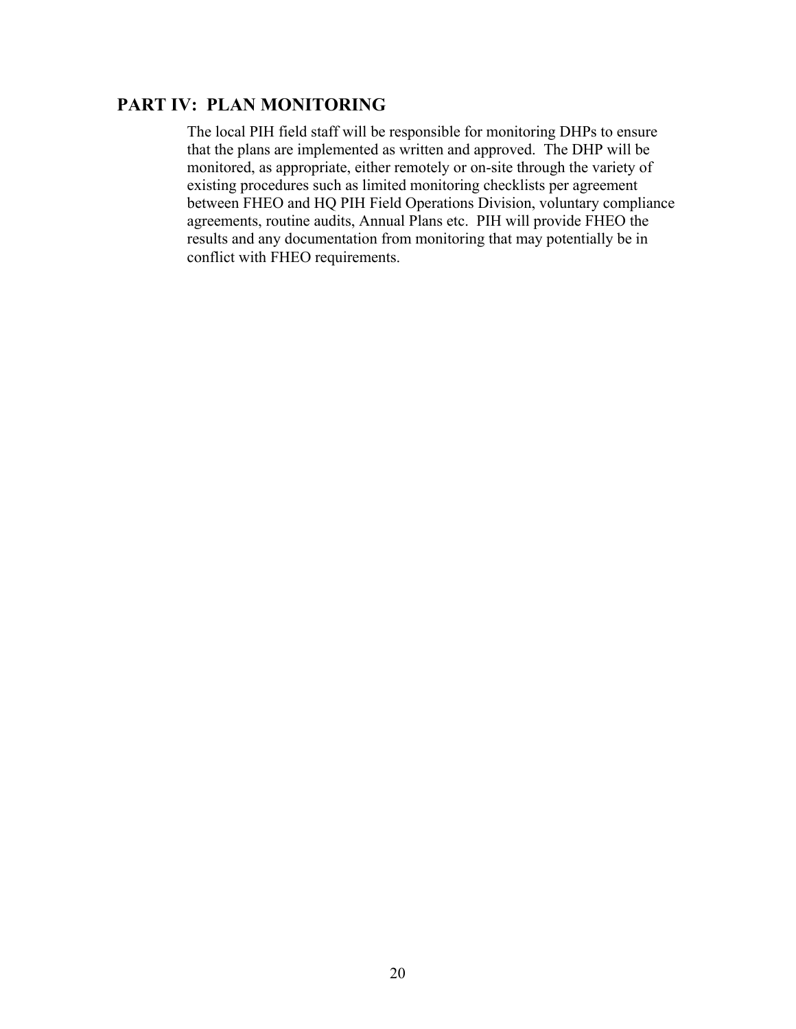## PART IV: PLAN MONITORING

The local PIH field staff will be responsible for monitoring DHPs to ensure that the plans are implemented as written and approved. The DHP will be monitored, as appropriate, either remotely or on-site through the variety of existing procedures such as limited monitoring checklists per agreement between FHEO and HQ PIH Field Operations Division, voluntary compliance agreements, routine audits, Annual Plans etc. PIH will provide FHEO the results and any documentation from monitoring that may potentially be in conflict with FHEO requirements.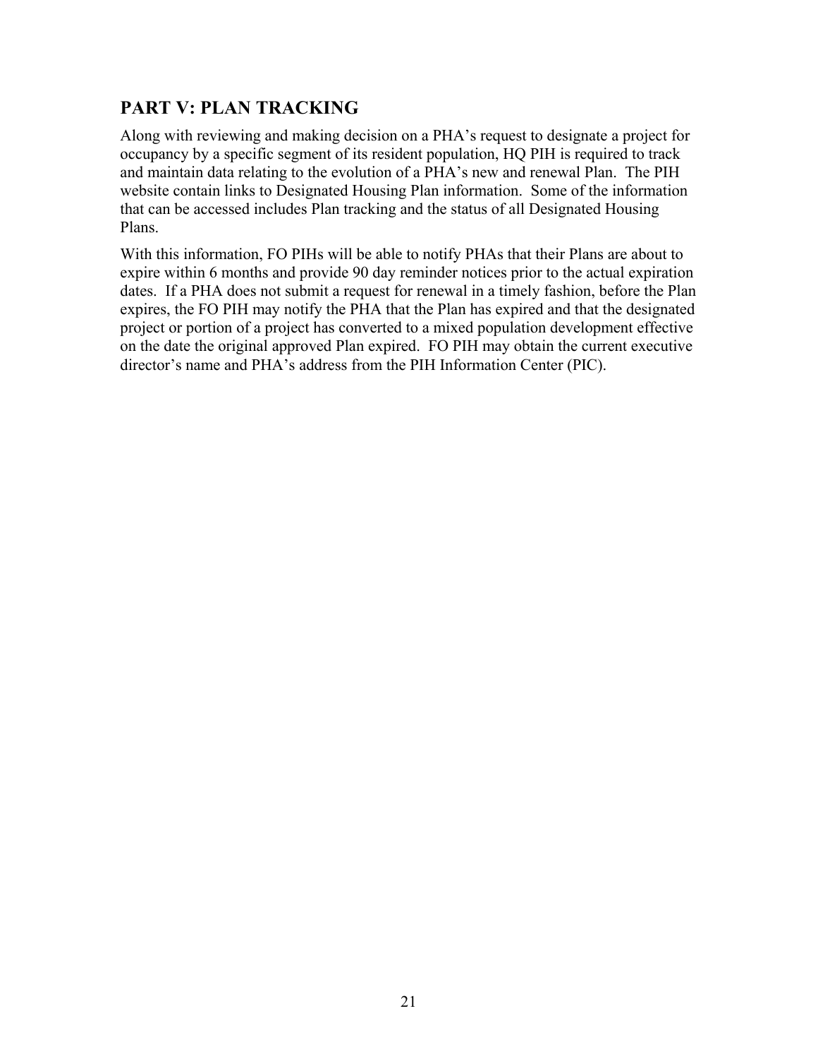## PART V: PLAN TRACKING

Along with reviewing and making decision on a PHA's request to designate a project for occupancy by a specific segment of its resident population, HQ PIH is required to track and maintain data relating to the evolution of a PHA's new and renewal Plan. The PIH website contain links to Designated Housing Plan information. Some of the information that can be accessed includes Plan tracking and the status of all Designated Housing Plans.

With this information, FO PIHs will be able to notify PHAs that their Plans are about to expire within 6 months and provide 90 day reminder notices prior to the actual expiration dates. If a PHA does not submit a request for renewal in a timely fashion, before the Plan expires, the FO PIH may notify the PHA that the Plan has expired and that the designated project or portion of a project has converted to a mixed population development effective on the date the original approved Plan expired. FO PIH may obtain the current executive director's name and PHA's address from the PIH Information Center (PIC).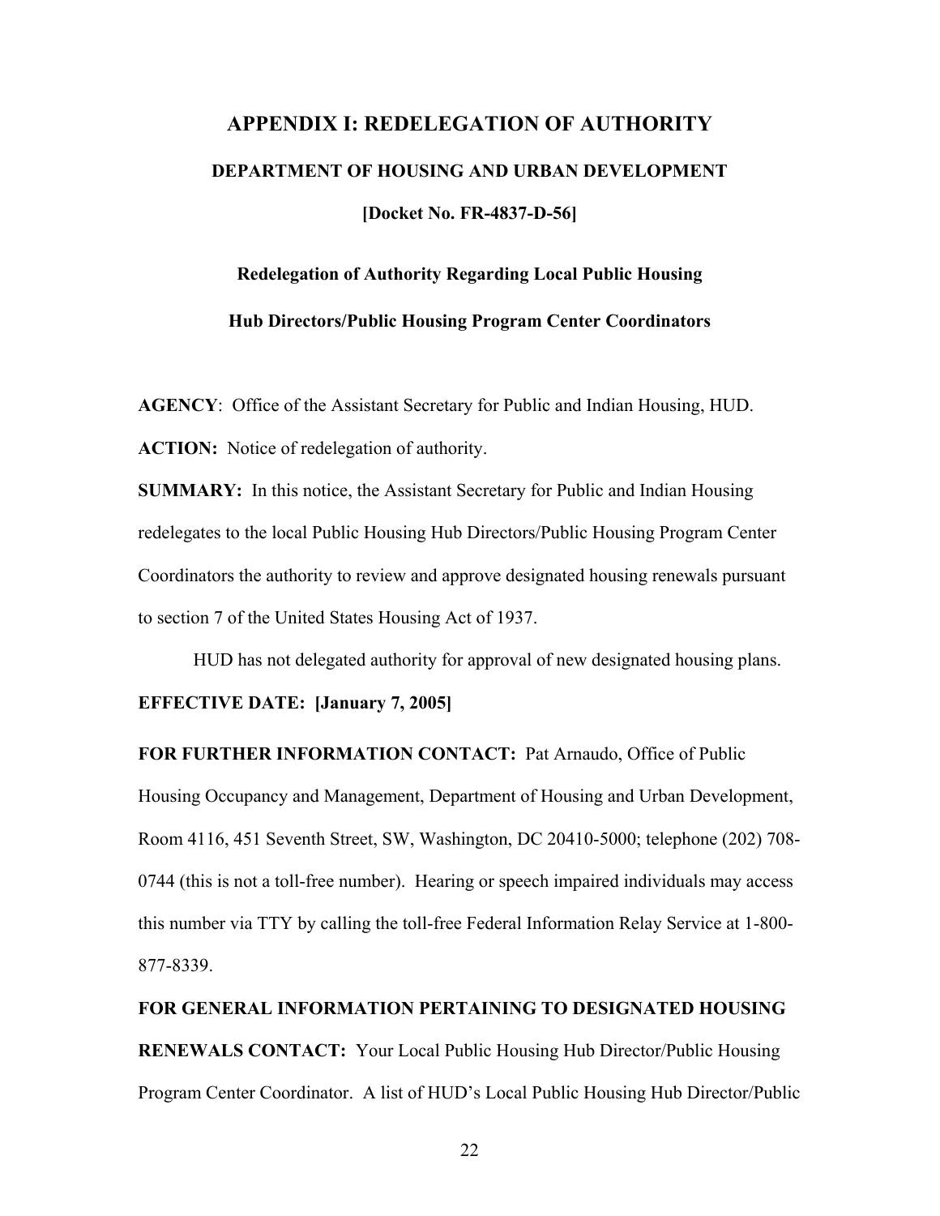# APPENDIX I: REDELEGATION OF AUTHORITY

## DEPARTMENT OF HOUSING AND URBAN DEVELOPMENT

**[Docket No. FR-4837-D-56]**

### Redelegation of Authority Regarding Local Public Housing Hub Directors/Public Housing Program Center Coordinators

**AGENCY**: Office of the Assistant Secretary for Public and Indian Housing, HUD.

**ACTION:** Notice of redelegation of authority.

**SUMMARY:** In this notice, the Assistant Secretary for Public and Indian Housing redelegates to the local Public Housing Hub Directors/Public Housing Program Center Coordinators the authority to review and approve designated housing renewals pursuant to section 7 of the United States Housing Act of 1937.

HUD has not delegated authority for approval of new designated housing plans.

**EFFECTIVE DATE: [January 7, 2005]**

**FOR FURTHER INFORMATION CONTACT:** Pat Arnaudo, Office of Public Housing Occupancy and Management, Department of Housing and Urban Development, Room 4116, 451 Seventh Street, SW, Washington, DC 20410-5000; telephone (202) 708-0744 (this is not a toll-free number). Hearing or speech impaired individuals may access this number via TTY by calling the toll-free Federal Information Relay Service at 1-800-877-8339.

**FOR GENERAL INFORMATION PERTAINING TO DESIGNATED HOUSING RENEWALS CONTACT:** Your Local Public Housing Hub Director/Public Housing Program Center Coordinator. A list of HUD's Local Public Housing Hub Director/Public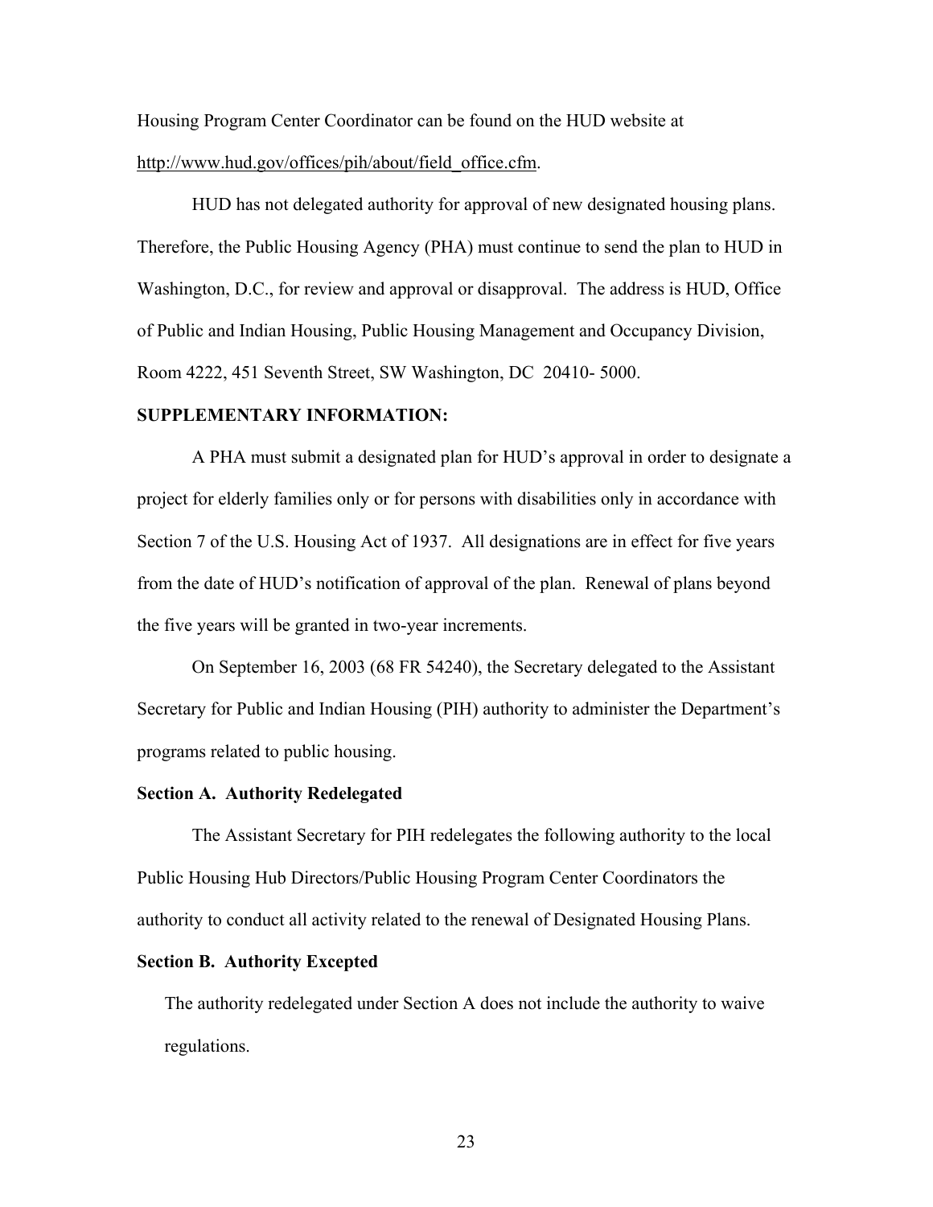Housing Program Center Coordinator can be found on the HUD website at http://www.hud.gov/offices/pih/about/field_office.cfm.

HUD has not delegated authority for approval of new designated housing plans. Therefore, the Public Housing Agency (PHA) must continue to send the plan to HUD in Washington, D.C., for review and approval or disapproval. The address is HUD, Office of Public and Indian Housing, Public Housing Management and Occupancy Division, Room 4222, 451 Seventh Street, SW Washington, DC 20410- 5000.

**SUPPLEMENTARY INFORMATION:**

A PHA must submit a designated plan for HUD's approval in order to designate a project for elderly families only or for persons with disabilities only in accordance with Section 7 of the U.S. Housing Act of 1937. All designations are in effect for five years from the date of HUD's notification of approval of the plan. Renewal of plans beyond the five years will be granted in two-year increments.

On September 16, 2003 (68 FR 54240), the Secretary delegated to the Assistant Secretary for Public and Indian Housing (PIH) authority to administer the Department's programs related to public housing.

**Section A. Authority Redelegated**

The Assistant Secretary for PIH redelegates the following authority to the local Public Housing Hub Directors/Public Housing Program Center Coordinators the authority to conduct all activity related to the renewal of Designated Housing Plans.

**Section B. Authority Excepted**

The authority redelegated under Section A does not include the authority to waive regulations.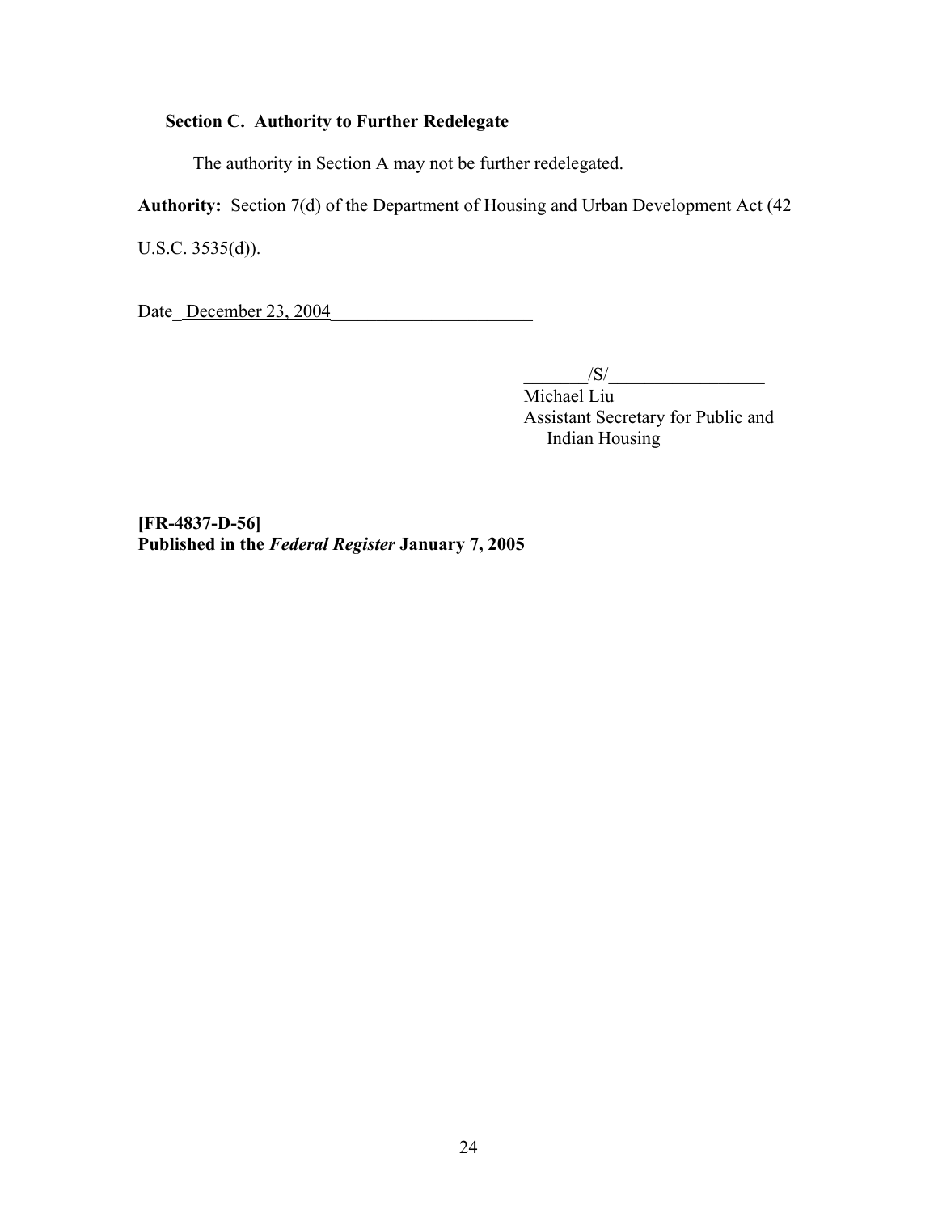### Section C. Authority to Further Redelegate

The authority in Section A may not be further redelegated.

**Authority:** Section 7(d) of the Department of Housing and Urban Development Act (42 U.S.C. 3535(d)).

Date  December 23, 2004

/S/
Michael Liu
Assistant Secretary for Public and Indian Housing

**[FR-4837-D-56]**
**Published in the *Federal Register* January 7, 2005**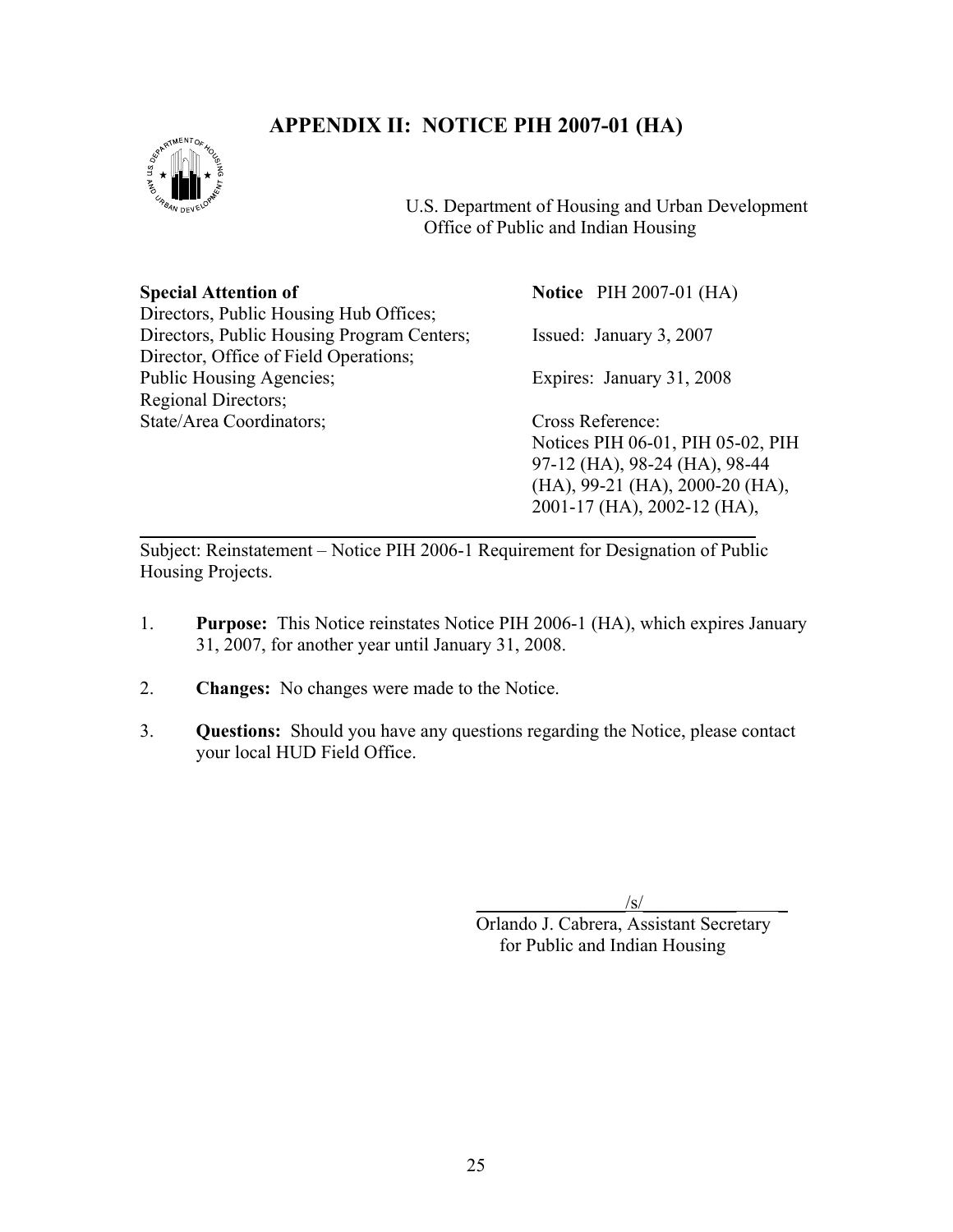# APPENDIX II: NOTICE PIH 2007-01 (HA)

U.S. Department of Housing and Urban Development
Office of Public and Indian Housing

| **Special Attention of** | **Notice** PIH 2007-01 (HA) |
|---|---|
| Directors, Public Housing Hub Offices; Directors, Public Housing Program Centers; Director, Office of Field Operations; Public Housing Agencies; Regional Directors; State/Area Coordinators; | Issued: January 3, 2007<br>Expires: January 31, 2008<br>Cross Reference: Notices PIH 06-01, PIH 05-02, PIH 97-12 (HA), 98-24 (HA), 98-44 (HA), 99-21 (HA), 2000-20 (HA), 2001-17 (HA), 2002-12 (HA), |

Subject: Reinstatement – Notice PIH 2006-1 Requirement for Designation of Public Housing Projects.

1. **Purpose:** This Notice reinstates Notice PIH 2006-1 (HA), which expires January 31, 2007, for another year until January 31, 2008.

2. **Changes:** No changes were made to the Notice.

3. **Questions:** Should you have any questions regarding the Notice, please contact your local HUD Field Office.

/s/

Orlando J. Cabrera, Assistant Secretary
for Public and Indian Housing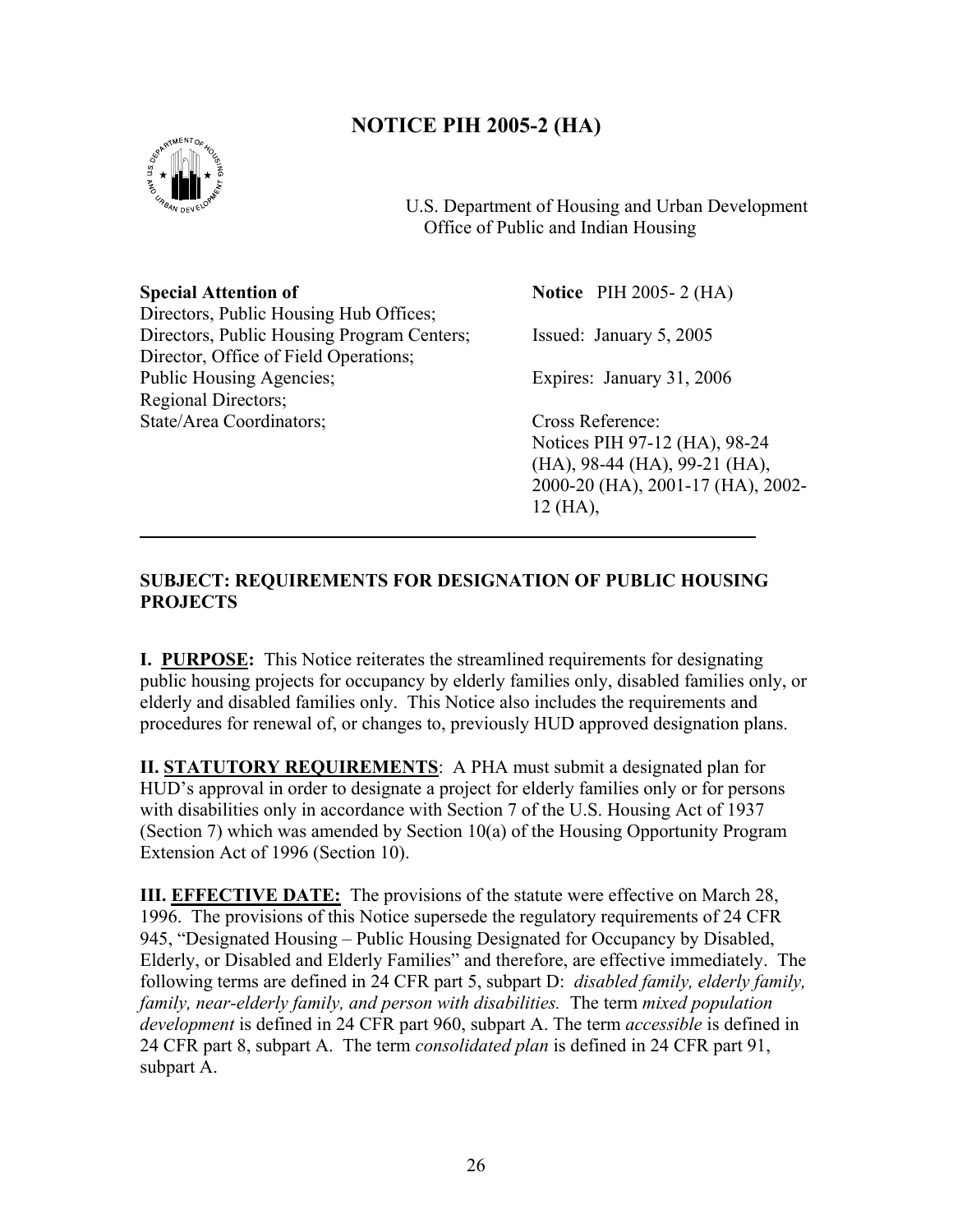# NOTICE PIH 2005-2 (HA)

U.S. Department of Housing and Urban Development
Office of Public and Indian Housing

**Special Attention of**
Directors, Public Housing Hub Offices;
Directors, Public Housing Program Centers;
Director, Office of Field Operations;
Public Housing Agencies;
Regional Directors;
State/Area Coordinators;

**Notice** PIH 2005- 2 (HA)

Issued: January 5, 2005

Expires: January 31, 2006

Cross Reference:
Notices PIH 97-12 (HA), 98-24 (HA), 98-44 (HA), 99-21 (HA), 2000-20 (HA), 2001-17 (HA), 2002-12 (HA),

---

**SUBJECT: REQUIREMENTS FOR DESIGNATION OF PUBLIC HOUSING PROJECTS**

**I. PURPOSE:** This Notice reiterates the streamlined requirements for designating public housing projects for occupancy by elderly families only, disabled families only, or elderly and disabled families only. This Notice also includes the requirements and procedures for renewal of, or changes to, previously HUD approved designation plans.

**II. STATUTORY REQUIREMENTS**: A PHA must submit a designated plan for HUD's approval in order to designate a project for elderly families only or for persons with disabilities only in accordance with Section 7 of the U.S. Housing Act of 1937 (Section 7) which was amended by Section 10(a) of the Housing Opportunity Program Extension Act of 1996 (Section 10).

**III. EFFECTIVE DATE:** The provisions of the statute were effective on March 28, 1996. The provisions of this Notice supersede the regulatory requirements of 24 CFR 945, "Designated Housing – Public Housing Designated for Occupancy by Disabled, Elderly, or Disabled and Elderly Families" and therefore, are effective immediately. The following terms are defined in 24 CFR part 5, subpart D: *disabled family, elderly family, family, near-elderly family, and person with disabilities.* The term *mixed population development* is defined in 24 CFR part 960, subpart A. The term *accessible* is defined in 24 CFR part 8, subpart A. The term *consolidated plan* is defined in 24 CFR part 91, subpart A.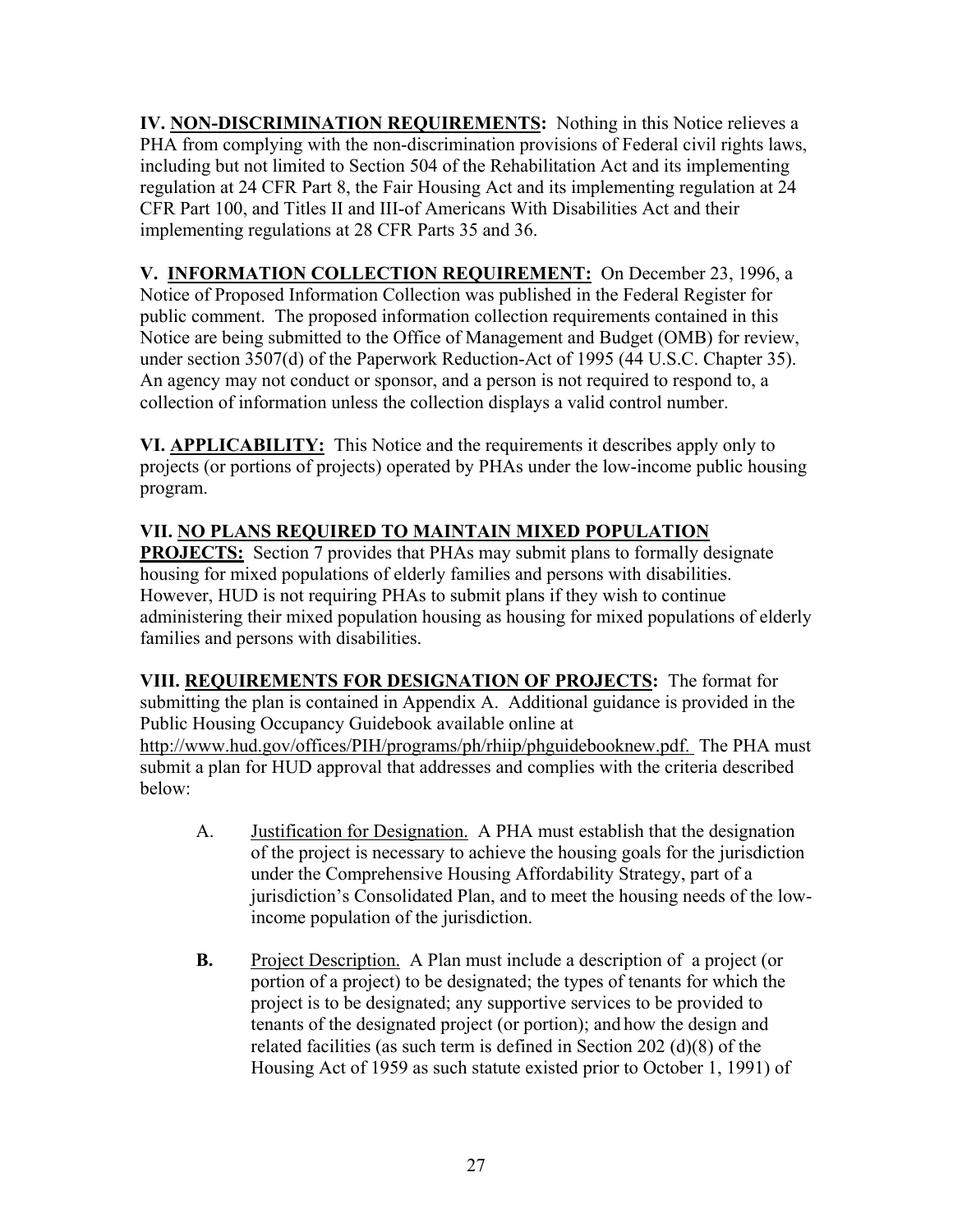**IV. <u>NON-DISCRIMINATION REQUIREMENTS</u>:** Nothing in this Notice relieves a PHA from complying with the non-discrimination provisions of Federal civil rights laws, including but not limited to Section 504 of the Rehabilitation Act and its implementing regulation at 24 CFR Part 8, the Fair Housing Act and its implementing regulation at 24 CFR Part 100, and Titles II and III-of Americans With Disabilities Act and their implementing regulations at 28 CFR Parts 35 and 36.

**V. <u>INFORMATION COLLECTION REQUIREMENT:</u>** On December 23, 1996, a Notice of Proposed Information Collection was published in the Federal Register for public comment. The proposed information collection requirements contained in this Notice are being submitted to the Office of Management and Budget (OMB) for review, under section 3507(d) of the Paperwork Reduction-Act of 1995 (44 U.S.C. Chapter 35). An agency may not conduct or sponsor, and a person is not required to respond to, a collection of information unless the collection displays a valid control number.

**VI. <u>APPLICABILITY:</u>** This Notice and the requirements it describes apply only to projects (or portions of projects) operated by PHAs under the low-income public housing program.

**VII. <u>NO PLANS REQUIRED TO MAINTAIN MIXED POPULATION PROJECTS:</u>** Section 7 provides that PHAs may submit plans to formally designate housing for mixed populations of elderly families and persons with disabilities. However, HUD is not requiring PHAs to submit plans if they wish to continue administering their mixed population housing as housing for mixed populations of elderly families and persons with disabilities.

**VIII. <u>REQUIREMENTS FOR DESIGNATION OF PROJECTS</u>:** The format for submitting the plan is contained in Appendix A. Additional guidance is provided in the Public Housing Occupancy Guidebook available online at http://www.hud.gov/offices/PIH/programs/ph/rhiip/phguidebooknew.pdf. The PHA must submit a plan for HUD approval that addresses and complies with the criteria described below:

A. <u>Justification for Designation.</u> A PHA must establish that the designation of the project is necessary to achieve the housing goals for the jurisdiction under the Comprehensive Housing Affordability Strategy, part of a jurisdiction's Consolidated Plan, and to meet the housing needs of the low-income population of the jurisdiction.

**B.** <u>Project Description.</u> A Plan must include a description of a project (or portion of a project) to be designated; the types of tenants for which the project is to be designated; any supportive services to be provided to tenants of the designated project (or portion); and how the design and related facilities (as such term is defined in Section 202 (d)(8) of the Housing Act of 1959 as such statute existed prior to October 1, 1991) of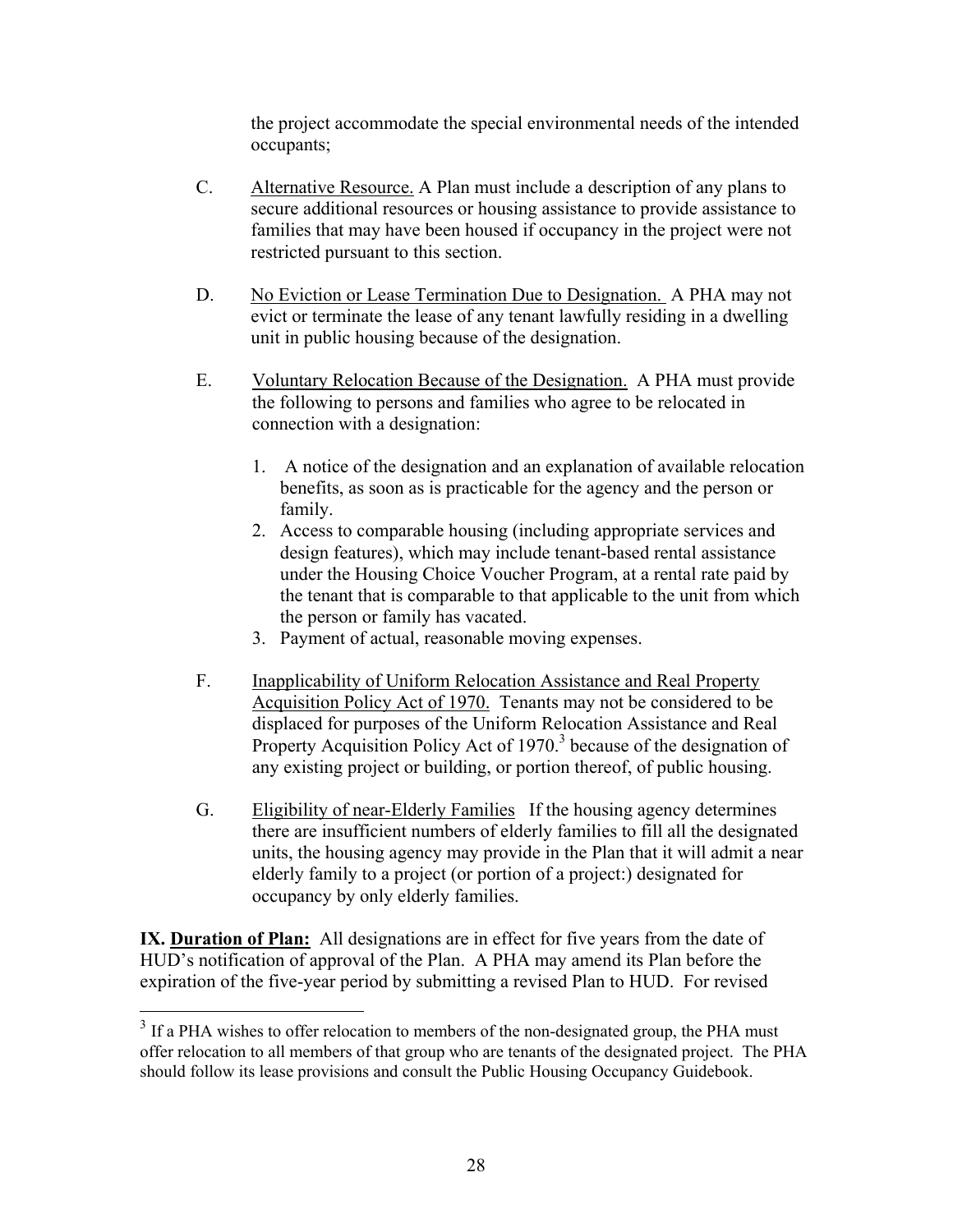the project accommodate the special environmental needs of the intended occupants;

C. Alternative Resource. A Plan must include a description of any plans to secure additional resources or housing assistance to provide assistance to families that may have been housed if occupancy in the project were not restricted pursuant to this section.

D. No Eviction or Lease Termination Due to Designation. A PHA may not evict or terminate the lease of any tenant lawfully residing in a dwelling unit in public housing because of the designation.

E. Voluntary Relocation Because of the Designation. A PHA must provide the following to persons and families who agree to be relocated in connection with a designation:

1. A notice of the designation and an explanation of available relocation benefits, as soon as is practicable for the agency and the person or family.
2. Access to comparable housing (including appropriate services and design features), which may include tenant-based rental assistance under the Housing Choice Voucher Program, at a rental rate paid by the tenant that is comparable to that applicable to the unit from which the person or family has vacated.
3. Payment of actual, reasonable moving expenses.

F. Inapplicability of Uniform Relocation Assistance and Real Property Acquisition Policy Act of 1970. Tenants may not be considered to be displaced for purposes of the Uniform Relocation Assistance and Real Property Acquisition Policy Act of 1970.[3] because of the designation of any existing project or building, or portion thereof, of public housing.

G. Eligibility of near-Elderly Families If the housing agency determines there are insufficient numbers of elderly families to fill all the designated units, the housing agency may provide in the Plan that it will admit a near elderly family to a project (or portion of a project:) designated for occupancy by only elderly families.

**IX. Duration of Plan:** All designations are in effect for five years from the date of HUD's notification of approval of the Plan. A PHA may amend its Plan before the expiration of the five-year period by submitting a revised Plan to HUD. For revised

---

[3] If a PHA wishes to offer relocation to members of the non-designated group, the PHA must offer relocation to all members of that group who are tenants of the designated project. The PHA should follow its lease provisions and consult the Public Housing Occupancy Guidebook.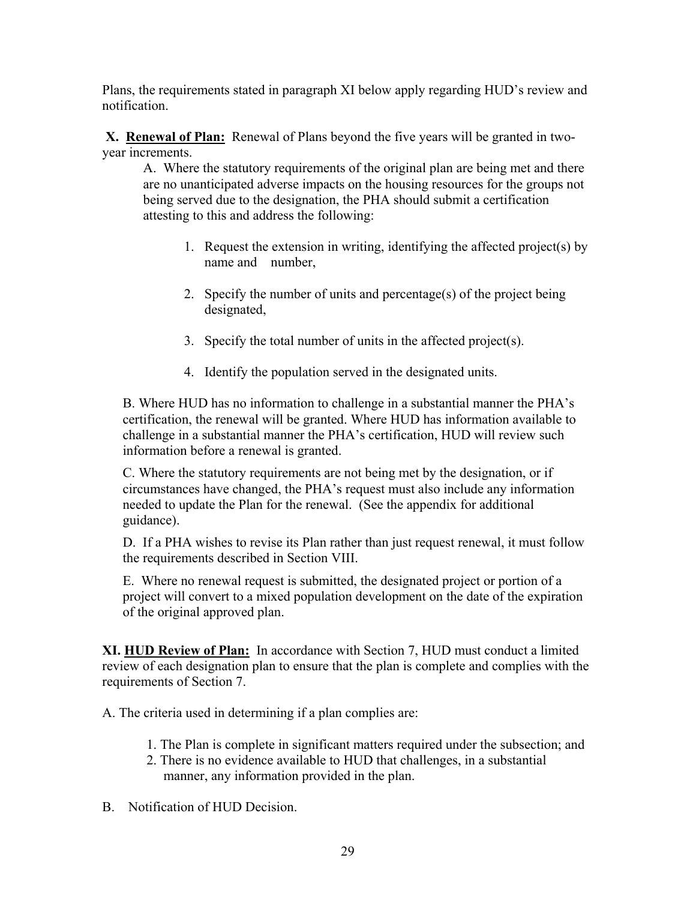Plans, the requirements stated in paragraph XI below apply regarding HUD's review and notification.

**X. <u>Renewal of Plan:</u>** Renewal of Plans beyond the five years will be granted in two-year increments.

A. Where the statutory requirements of the original plan are being met and there are no unanticipated adverse impacts on the housing resources for the groups not being served due to the designation, the PHA should submit a certification attesting to this and address the following:

1. Request the extension in writing, identifying the affected project(s) by name and number,

2. Specify the number of units and percentage(s) of the project being designated,

3. Specify the total number of units in the affected project(s).

4. Identify the population served in the designated units.

B. Where HUD has no information to challenge in a substantial manner the PHA's certification, the renewal will be granted. Where HUD has information available to challenge in a substantial manner the PHA's certification, HUD will review such information before a renewal is granted.

C. Where the statutory requirements are not being met by the designation, or if circumstances have changed, the PHA's request must also include any information needed to update the Plan for the renewal. (See the appendix for additional guidance).

D. If a PHA wishes to revise its Plan rather than just request renewal, it must follow the requirements described in Section VIII.

E. Where no renewal request is submitted, the designated project or portion of a project will convert to a mixed population development on the date of the expiration of the original approved plan.

**XI. <u>HUD Review of Plan:</u>** In accordance with Section 7, HUD must conduct a limited review of each designation plan to ensure that the plan is complete and complies with the requirements of Section 7.

A. The criteria used in determining if a plan complies are:

1. The Plan is complete in significant matters required under the subsection; and
2. There is no evidence available to HUD that challenges, in a substantial manner, any information provided in the plan.

B. Notification of HUD Decision.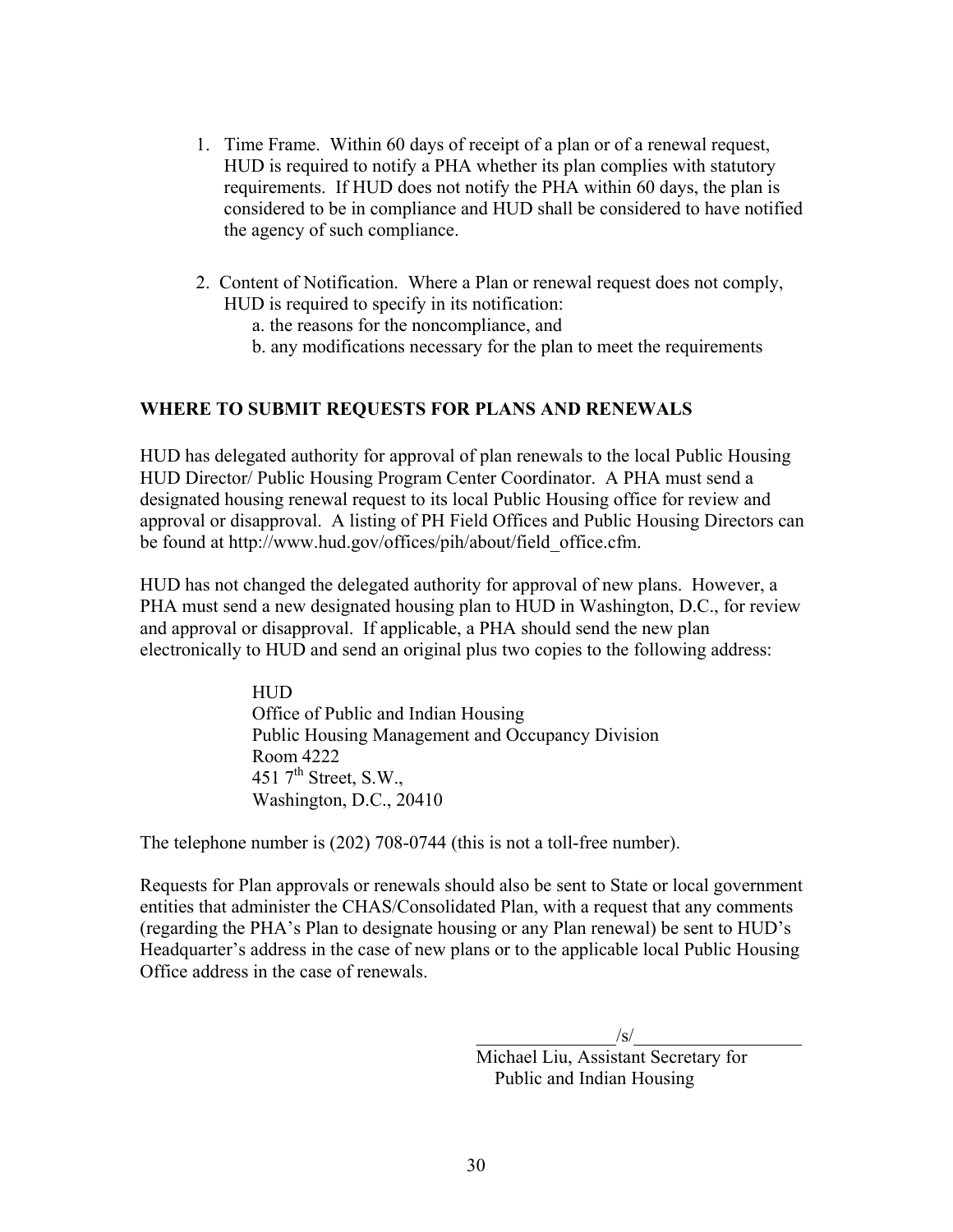1. Time Frame. Within 60 days of receipt of a plan or of a renewal request, HUD is required to notify a PHA whether its plan complies with statutory requirements. If HUD does not notify the PHA within 60 days, the plan is considered to be in compliance and HUD shall be considered to have notified the agency of such compliance.

2. Content of Notification. Where a Plan or renewal request does not comply, HUD is required to specify in its notification:
   a. the reasons for the noncompliance, and
   b. any modifications necessary for the plan to meet the requirements

**WHERE TO SUBMIT REQUESTS FOR PLANS AND RENEWALS**

HUD has delegated authority for approval of plan renewals to the local Public Housing HUD Director/ Public Housing Program Center Coordinator. A PHA must send a designated housing renewal request to its local Public Housing office for review and approval or disapproval. A listing of PH Field Offices and Public Housing Directors can be found at http://www.hud.gov/offices/pih/about/field_office.cfm.

HUD has not changed the delegated authority for approval of new plans. However, a PHA must send a new designated housing plan to HUD in Washington, D.C., for review and approval or disapproval. If applicable, a PHA should send the new plan electronically to HUD and send an original plus two copies to the following address:

HUD
Office of Public and Indian Housing
Public Housing Management and Occupancy Division
Room 4222
451 7th Street, S.W.,
Washington, D.C., 20410

The telephone number is (202) 708-0744 (this is not a toll-free number).

Requests for Plan approvals or renewals should also be sent to State or local government entities that administer the CHAS/Consolidated Plan, with a request that any comments (regarding the PHA's Plan to designate housing or any Plan renewal) be sent to HUD's Headquarter's address in the case of new plans or to the applicable local Public Housing Office address in the case of renewals.

/s/
Michael Liu, Assistant Secretary for
Public and Indian Housing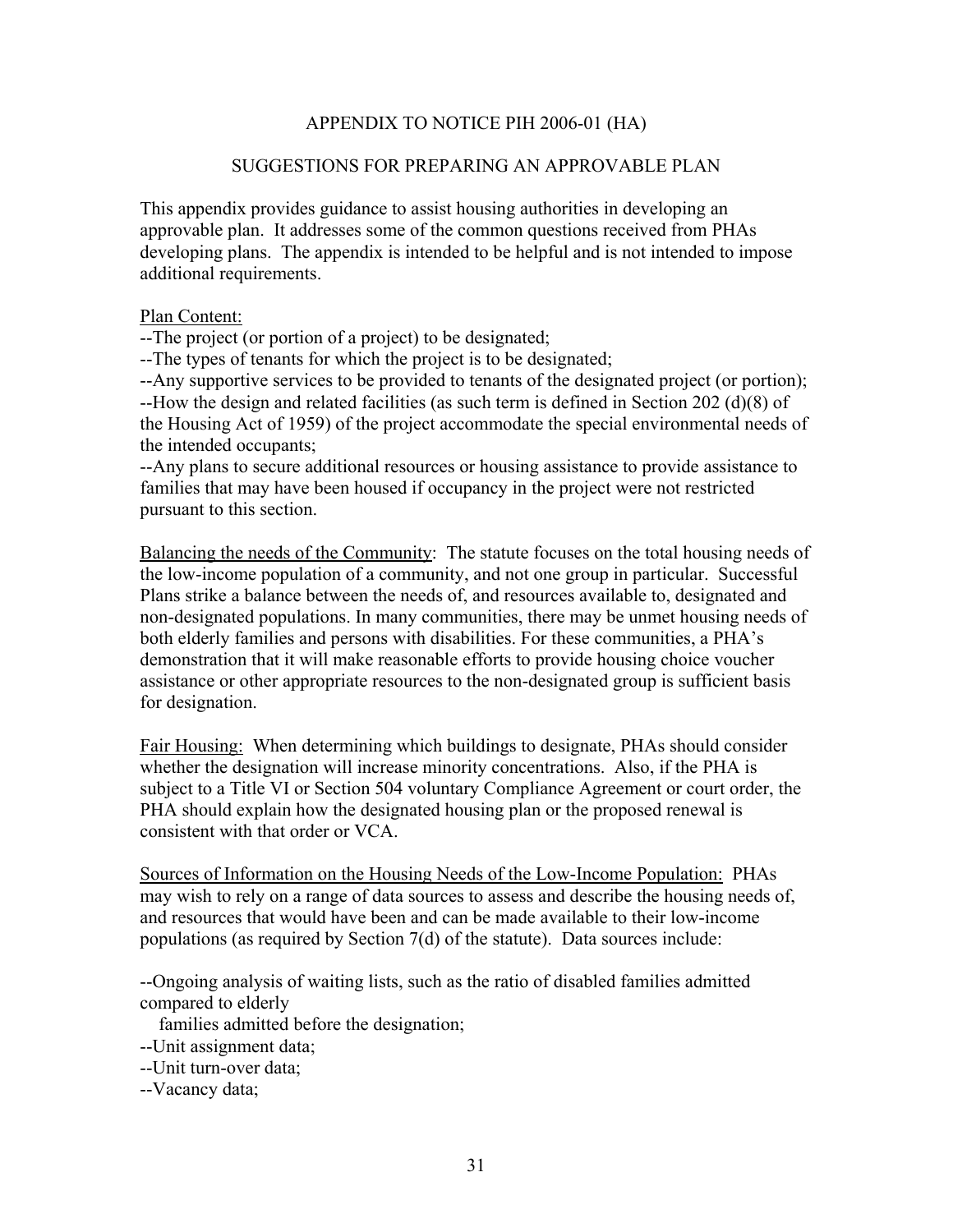## APPENDIX TO NOTICE PIH 2006-01 (HA)

### SUGGESTIONS FOR PREPARING AN APPROVABLE PLAN

This appendix provides guidance to assist housing authorities in developing an approvable plan. It addresses some of the common questions received from PHAs developing plans. The appendix is intended to be helpful and is not intended to impose additional requirements.

Plan Content:

--The project (or portion of a project) to be designated;

--The types of tenants for which the project is to be designated;

--Any supportive services to be provided to tenants of the designated project (or portion);

--How the design and related facilities (as such term is defined in Section 202 (d)(8) of the Housing Act of 1959) of the project accommodate the special environmental needs of the intended occupants;

--Any plans to secure additional resources or housing assistance to provide assistance to families that may have been housed if occupancy in the project were not restricted pursuant to this section.

Balancing the needs of the Community: The statute focuses on the total housing needs of the low-income population of a community, and not one group in particular. Successful Plans strike a balance between the needs of, and resources available to, designated and non-designated populations. In many communities, there may be unmet housing needs of both elderly families and persons with disabilities. For these communities, a PHA's demonstration that it will make reasonable efforts to provide housing choice voucher assistance or other appropriate resources to the non-designated group is sufficient basis for designation.

Fair Housing: When determining which buildings to designate, PHAs should consider whether the designation will increase minority concentrations. Also, if the PHA is subject to a Title VI or Section 504 voluntary Compliance Agreement or court order, the PHA should explain how the designated housing plan or the proposed renewal is consistent with that order or VCA.

Sources of Information on the Housing Needs of the Low-Income Population: PHAs may wish to rely on a range of data sources to assess and describe the housing needs of, and resources that would have been and can be made available to their low-income populations (as required by Section 7(d) of the statute). Data sources include:

--Ongoing analysis of waiting lists, such as the ratio of disabled families admitted compared to elderly families admitted before the designation;

--Unit assignment data;

--Unit turn-over data;

--Vacancy data;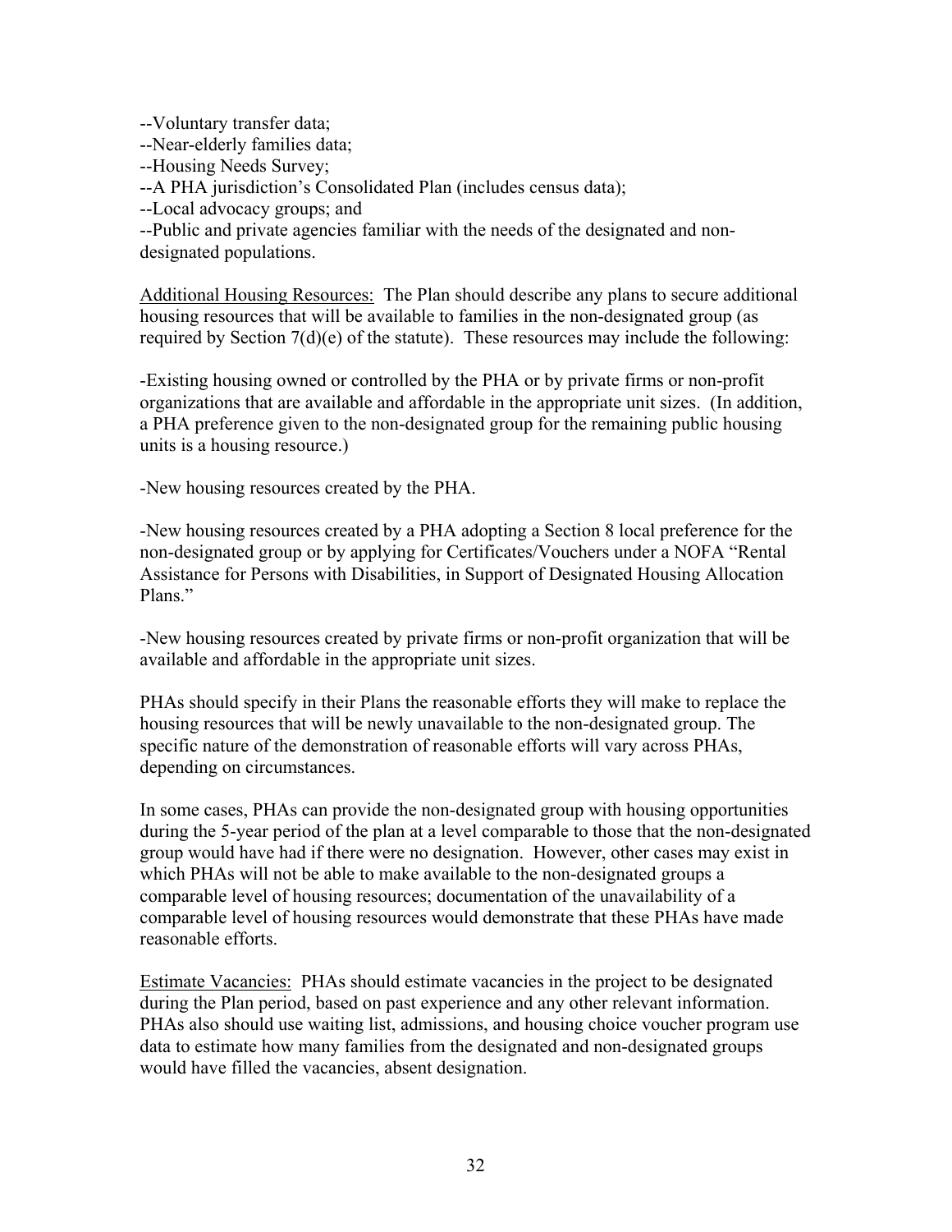--Voluntary transfer data;
--Near-elderly families data;
--Housing Needs Survey;
--A PHA jurisdiction's Consolidated Plan (includes census data);
--Local advocacy groups; and
--Public and private agencies familiar with the needs of the designated and non-designated populations.

Additional Housing Resources: The Plan should describe any plans to secure additional housing resources that will be available to families in the non-designated group (as required by Section 7(d)(e) of the statute). These resources may include the following:

-Existing housing owned or controlled by the PHA or by private firms or non-profit organizations that are available and affordable in the appropriate unit sizes. (In addition, a PHA preference given to the non-designated group for the remaining public housing units is a housing resource.)

-New housing resources created by the PHA.

-New housing resources created by a PHA adopting a Section 8 local preference for the non-designated group or by applying for Certificates/Vouchers under a NOFA "Rental Assistance for Persons with Disabilities, in Support of Designated Housing Allocation Plans."

-New housing resources created by private firms or non-profit organization that will be available and affordable in the appropriate unit sizes.

PHAs should specify in their Plans the reasonable efforts they will make to replace the housing resources that will be newly unavailable to the non-designated group. The specific nature of the demonstration of reasonable efforts will vary across PHAs, depending on circumstances.

In some cases, PHAs can provide the non-designated group with housing opportunities during the 5-year period of the plan at a level comparable to those that the non-designated group would have had if there were no designation. However, other cases may exist in which PHAs will not be able to make available to the non-designated groups a comparable level of housing resources; documentation of the unavailability of a comparable level of housing resources would demonstrate that these PHAs have made reasonable efforts.

Estimate Vacancies: PHAs should estimate vacancies in the project to be designated during the Plan period, based on past experience and any other relevant information. PHAs also should use waiting list, admissions, and housing choice voucher program use data to estimate how many families from the designated and non-designated groups would have filled the vacancies, absent designation.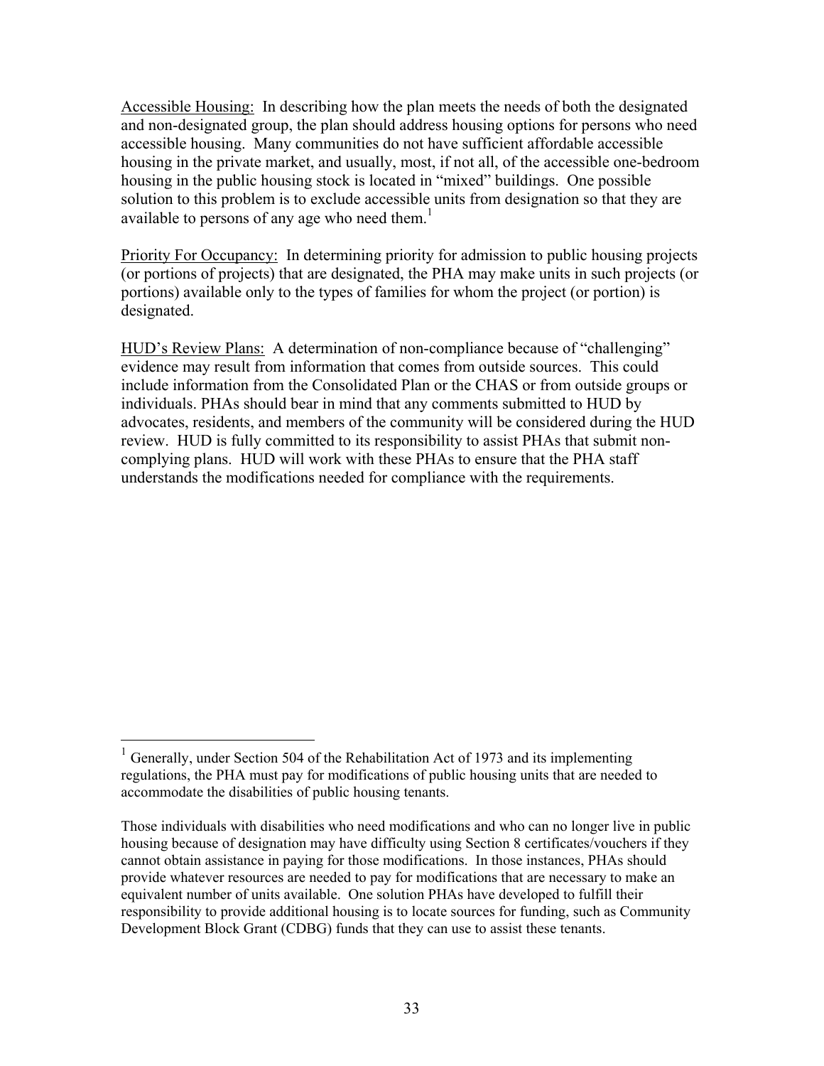<u>Accessible Housing:</u> In describing how the plan meets the needs of both the designated and non-designated group, the plan should address housing options for persons who need accessible housing. Many communities do not have sufficient affordable accessible housing in the private market, and usually, most, if not all, of the accessible one-bedroom housing in the public housing stock is located in "mixed" buildings. One possible solution to this problem is to exclude accessible units from designation so that they are available to persons of any age who need them.[1]

<u>Priority For Occupancy:</u> In determining priority for admission to public housing projects (or portions of projects) that are designated, the PHA may make units in such projects (or portions) available only to the types of families for whom the project (or portion) is designated.

<u>HUD's Review Plans:</u> A determination of non-compliance because of "challenging" evidence may result from information that comes from outside sources. This could include information from the Consolidated Plan or the CHAS or from outside groups or individuals. PHAs should bear in mind that any comments submitted to HUD by advocates, residents, and members of the community will be considered during the HUD review. HUD is fully committed to its responsibility to assist PHAs that submit non-complying plans. HUD will work with these PHAs to ensure that the PHA staff understands the modifications needed for compliance with the requirements.

---

[1] Generally, under Section 504 of the Rehabilitation Act of 1973 and its implementing regulations, the PHA must pay for modifications of public housing units that are needed to accommodate the disabilities of public housing tenants.

Those individuals with disabilities who need modifications and who can no longer live in public housing because of designation may have difficulty using Section 8 certificates/vouchers if they cannot obtain assistance in paying for those modifications. In those instances, PHAs should provide whatever resources are needed to pay for modifications that are necessary to make an equivalent number of units available. One solution PHAs have developed to fulfill their responsibility to provide additional housing is to locate sources for funding, such as Community Development Block Grant (CDBG) funds that they can use to assist these tenants.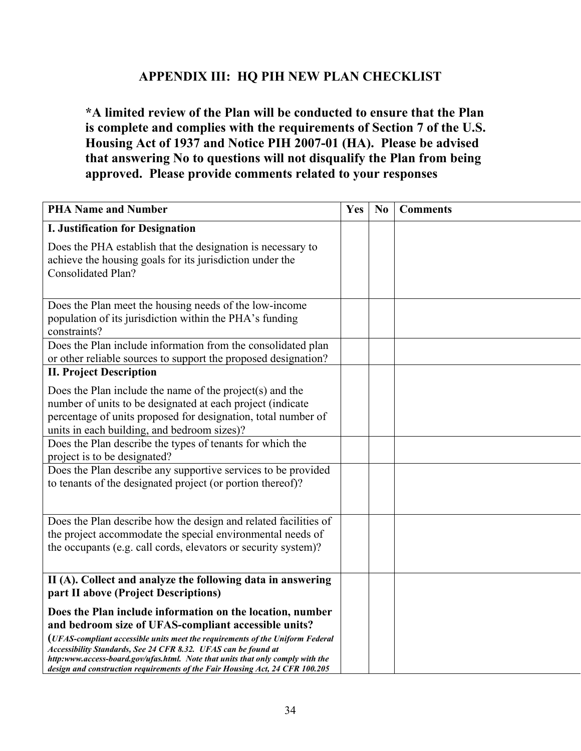## APPENDIX III: HQ PIH NEW PLAN CHECKLIST

**\*A limited review of the Plan will be conducted to ensure that the Plan is complete and complies with the requirements of Section 7 of the U.S. Housing Act of 1937 and Notice PIH 2007-01 (HA). Please be advised that answering No to questions will not disqualify the Plan from being approved. Please provide comments related to your responses**

| PHA Name and Number | Yes | No | Comments |
|---|---|---|---|
| **I. Justification for Designation**<br>Does the PHA establish that the designation is necessary to achieve the housing goals for its jurisdiction under the Consolidated Plan? | | | |
| Does the Plan meet the housing needs of the low-income population of its jurisdiction within the PHA's funding constraints? | | | |
| Does the Plan include information from the consolidated plan or other reliable sources to support the proposed designation? | | | |
| **II. Project Description**<br>Does the Plan include the name of the project(s) and the number of units to be designated at each project (indicate percentage of units proposed for designation, total number of units in each building, and bedroom sizes)? | | | |
| Does the Plan describe the types of tenants for which the project is to be designated? | | | |
| Does the Plan describe any supportive services to be provided to tenants of the designated project (or portion thereof)? | | | |
| Does the Plan describe how the design and related facilities of the project accommodate the special environmental needs of the occupants (e.g. call cords, elevators or security system)? | | | |
| **II (A). Collect and analyze the following data in answering part II above (Project Descriptions)**<br>**Does the Plan include information on the location, number and bedroom size of UFAS-compliant accessible units?**<br>**(*UFAS-compliant accessible units meet the requirements of the Uniform Federal Accessibility Standards, See 24 CFR 8.32. UFAS can be found at http:www.access-board.gov/ufas.html. Note that units that only comply with the design and construction requirements of the Fair Housing Act, 24 CFR 100.205*** | | | |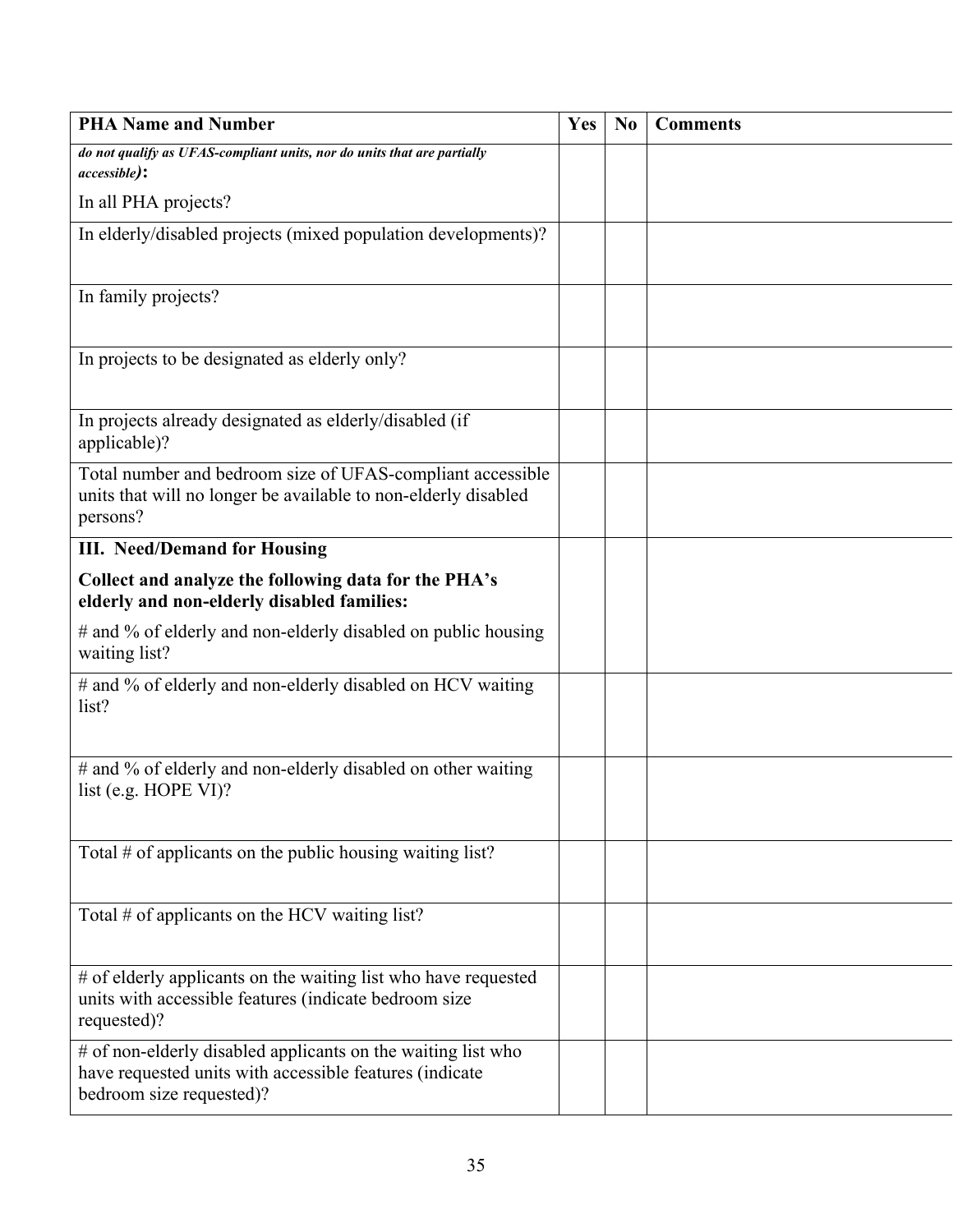| PHA Name and Number | Yes | No | Comments |
|---|---|---|---|
| ***do not qualify as UFAS-compliant units, nor do units that are partially accessible):*** In all PHA projects? | | | |
| In elderly/disabled projects (mixed population developments)? | | | |
| In family projects? | | | |
| In projects to be designated as elderly only? | | | |
| In projects already designated as elderly/disabled (if applicable)? | | | |
| Total number and bedroom size of UFAS-compliant accessible units that will no longer be available to non-elderly disabled persons? | | | |
| **III. Need/Demand for Housing** **Collect and analyze the following data for the PHA's elderly and non-elderly disabled families:** # and % of elderly and non-elderly disabled on public housing waiting list? | | | |
| # and % of elderly and non-elderly disabled on HCV waiting list? | | | |
| # and % of elderly and non-elderly disabled on other waiting list (e.g. HOPE VI)? | | | |
| Total # of applicants on the public housing waiting list? | | | |
| Total # of applicants on the HCV waiting list? | | | |
| # of elderly applicants on the waiting list who have requested units with accessible features (indicate bedroom size requested)? | | | |
| # of non-elderly disabled applicants on the waiting list who have requested units with accessible features (indicate bedroom size requested)? | | | |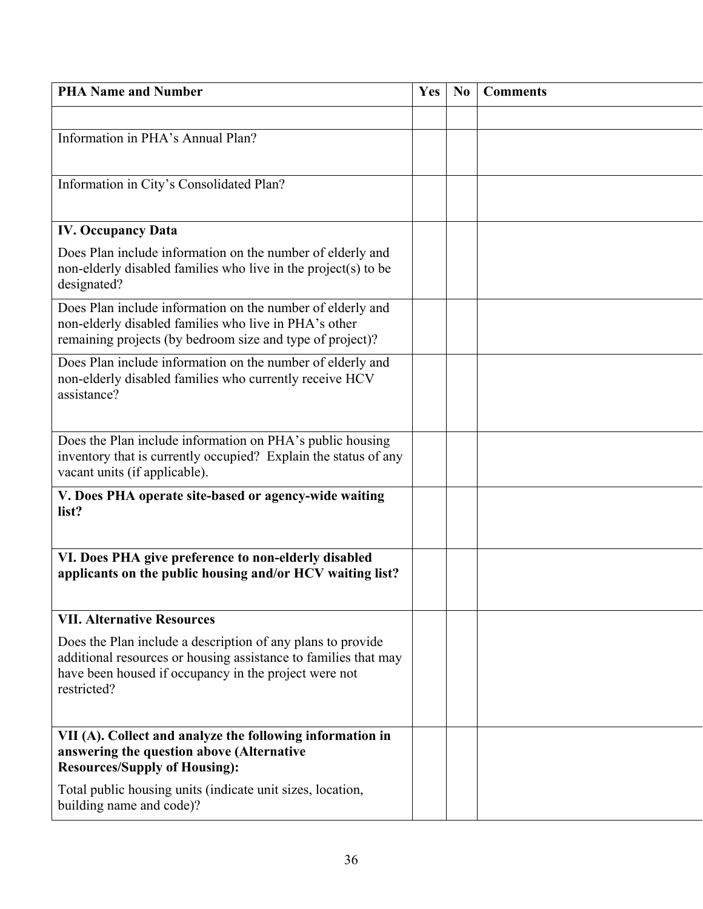| PHA Name and Number | Yes | No | Comments |
| --- | --- | --- | --- |
| | | | |
| Information in PHA's Annual Plan? | | | |
| Information in City's Consolidated Plan? | | | |
| **IV. Occupancy Data**<br><br>Does Plan include information on the number of elderly and non-elderly disabled families who live in the project(s) to be designated? | | | |
| Does Plan include information on the number of elderly and non-elderly disabled families who live in PHA's other remaining projects (by bedroom size and type of project)? | | | |
| Does Plan include information on the number of elderly and non-elderly disabled families who currently receive HCV assistance? | | | |
| Does the Plan include information on PHA's public housing inventory that is currently occupied? Explain the status of any vacant units (if applicable). | | | |
| **V. Does PHA operate site-based or agency-wide waiting list?** | | | |
| **VI. Does PHA give preference to non-elderly disabled applicants on the public housing and/or HCV waiting list?** | | | |
| **VII. Alternative Resources**<br><br>Does the Plan include a description of any plans to provide additional resources or housing assistance to families that may have been housed if occupancy in the project were not restricted? | | | |
| **VII (A). Collect and analyze the following information in answering the question above (Alternative Resources/Supply of Housing):**<br><br>Total public housing units (indicate unit sizes, location, building name and code)? | | | |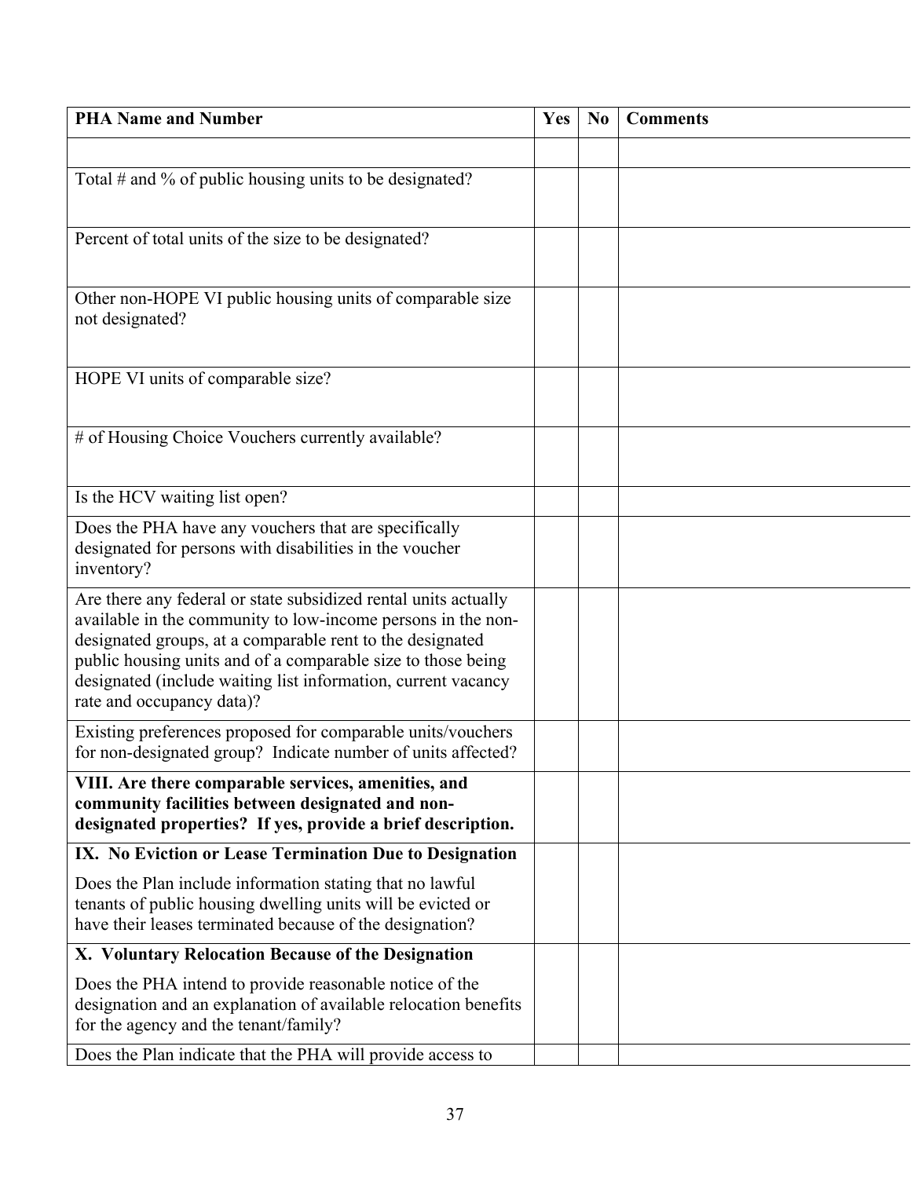| PHA Name and Number | Yes | No | Comments |
|---|---|---|---|
| | | | |
| Total # and % of public housing units to be designated? | | | |
| Percent of total units of the size to be designated? | | | |
| Other non-HOPE VI public housing units of comparable size not designated? | | | |
| HOPE VI units of comparable size? | | | |
| # of Housing Choice Vouchers currently available? | | | |
| Is the HCV waiting list open? | | | |
| Does the PHA have any vouchers that are specifically designated for persons with disabilities in the voucher inventory? | | | |
| Are there any federal or state subsidized rental units actually available in the community to low-income persons in the non-designated groups, at a comparable rent to the designated public housing units and of a comparable size to those being designated (include waiting list information, current vacancy rate and occupancy data)? | | | |
| Existing preferences proposed for comparable units/vouchers for non-designated group? Indicate number of units affected? | | | |
| **VIII. Are there comparable services, amenities, and community facilities between designated and non-designated properties? If yes, provide a brief description.** | | | |
| **IX. No Eviction or Lease Termination Due to Designation** Does the Plan include information stating that no lawful tenants of public housing dwelling units will be evicted or have their leases terminated because of the designation? | | | |
| **X. Voluntary Relocation Because of the Designation** Does the PHA intend to provide reasonable notice of the designation and an explanation of available relocation benefits for the agency and the tenant/family? | | | |
| Does the Plan indicate that the PHA will provide access to | | | |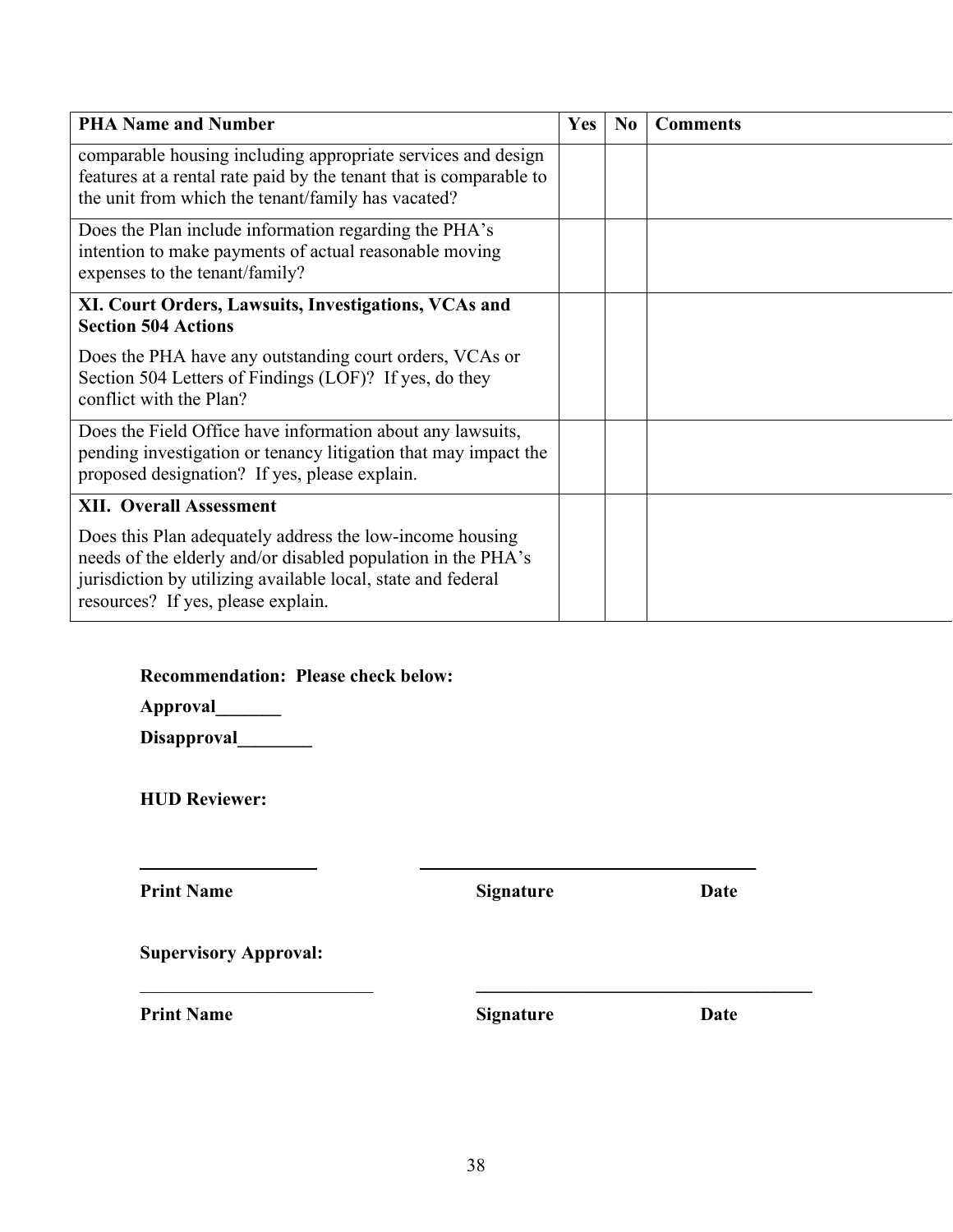| PHA Name and Number | Yes | No | Comments |
|---|---|---|---|
| comparable housing including appropriate services and design features at a rental rate paid by the tenant that is comparable to the unit from which the tenant/family has vacated? | | | |
| Does the Plan include information regarding the PHA's intention to make payments of actual reasonable moving expenses to the tenant/family? | | | |
| **XI. Court Orders, Lawsuits, Investigations, VCAs and Section 504 Actions**<br><br>Does the PHA have any outstanding court orders, VCAs or Section 504 Letters of Findings (LOF)? If yes, do they conflict with the Plan? | | | |
| Does the Field Office have information about any lawsuits, pending investigation or tenancy litigation that may impact the proposed designation? If yes, please explain. | | | |
| **XII. Overall Assessment**<br><br>Does this Plan adequately address the low-income housing needs of the elderly and/or disabled population in the PHA's jurisdiction by utilizing available local, state and federal resources? If yes, please explain. | | | |

**Recommendation: Please check below:**

**Approval_______**

**Disapproval________**

**HUD Reviewer:**

____________________ ______________________________________

**Print Name** **Signature** **Date**

**Supervisory Approval:**

__________________________ ______________________________________

**Print Name** **Signature** **Date**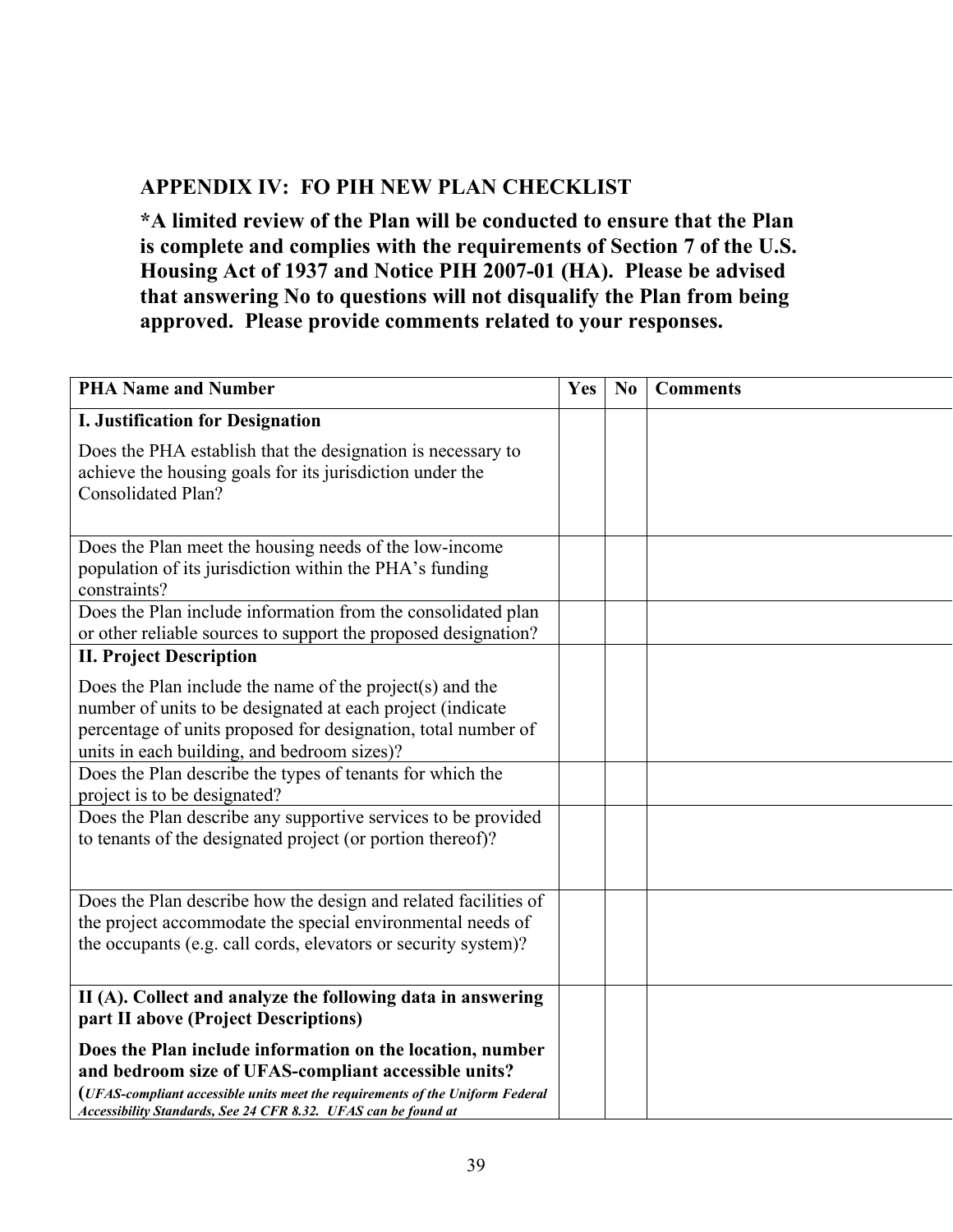## APPENDIX IV: FO PIH NEW PLAN CHECKLIST

**\*A limited review of the Plan will be conducted to ensure that the Plan is complete and complies with the requirements of Section 7 of the U.S. Housing Act of 1937 and Notice PIH 2007-01 (HA). Please be advised that answering No to questions will not disqualify the Plan from being approved. Please provide comments related to your responses.**

| **PHA Name and Number** | **Yes** | **No** | **Comments** |
|---|---|---|---|
| **I. Justification for Designation**<br><br>Does the PHA establish that the designation is necessary to achieve the housing goals for its jurisdiction under the Consolidated Plan? | | | |
| Does the Plan meet the housing needs of the low-income population of its jurisdiction within the PHA's funding constraints? | | | |
| Does the Plan include information from the consolidated plan or other reliable sources to support the proposed designation? | | | |
| **II. Project Description**<br><br>Does the Plan include the name of the project(s) and the number of units to be designated at each project (indicate percentage of units proposed for designation, total number of units in each building, and bedroom sizes)? | | | |
| Does the Plan describe the types of tenants for which the project is to be designated? | | | |
| Does the Plan describe any supportive services to be provided to tenants of the designated project (or portion thereof)? | | | |
| Does the Plan describe how the design and related facilities of the project accommodate the special environmental needs of the occupants (e.g. call cords, elevators or security system)? | | | |
| **II (A). Collect and analyze the following data in answering part II above (Project Descriptions)**<br><br>**Does the Plan include information on the location, number and bedroom size of UFAS-compliant accessible units?**<br>**(*UFAS-compliant accessible units meet the requirements of the Uniform Federal Accessibility Standards, See 24 CFR 8.32. UFAS can be found at*** | | | |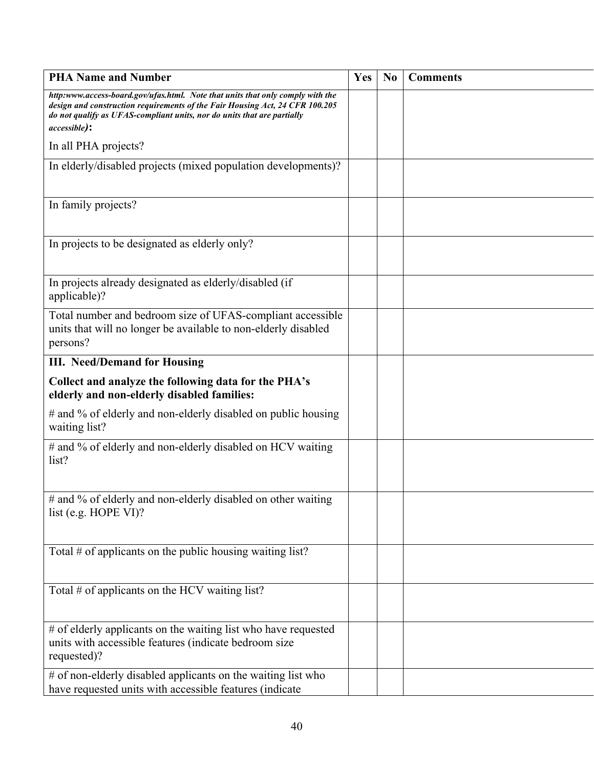| PHA Name and Number | Yes | No | Comments |
|---|---|---|---|
| ***http:www.access-board.gov/ufas.html. Note that units that only comply with the design and construction requirements of the Fair Housing Act, 24 CFR 100.205 do not qualify as UFAS-compliant units, nor do units that are partially accessible):*** In all PHA projects? | | | |
| In elderly/disabled projects (mixed population developments)? | | | |
| In family projects? | | | |
| In projects to be designated as elderly only? | | | |
| In projects already designated as elderly/disabled (if applicable)? | | | |
| Total number and bedroom size of UFAS-compliant accessible units that will no longer be available to non-elderly disabled persons? | | | |
| **III. Need/Demand for Housing** **Collect and analyze the following data for the PHA's elderly and non-elderly disabled families:** # and % of elderly and non-elderly disabled on public housing waiting list? | | | |
| # and % of elderly and non-elderly disabled on HCV waiting list? | | | |
| # and % of elderly and non-elderly disabled on other waiting list (e.g. HOPE VI)? | | | |
| Total # of applicants on the public housing waiting list? | | | |
| Total # of applicants on the HCV waiting list? | | | |
| # of elderly applicants on the waiting list who have requested units with accessible features (indicate bedroom size requested)? | | | |
| # of non-elderly disabled applicants on the waiting list who have requested units with accessible features (indicate | | | |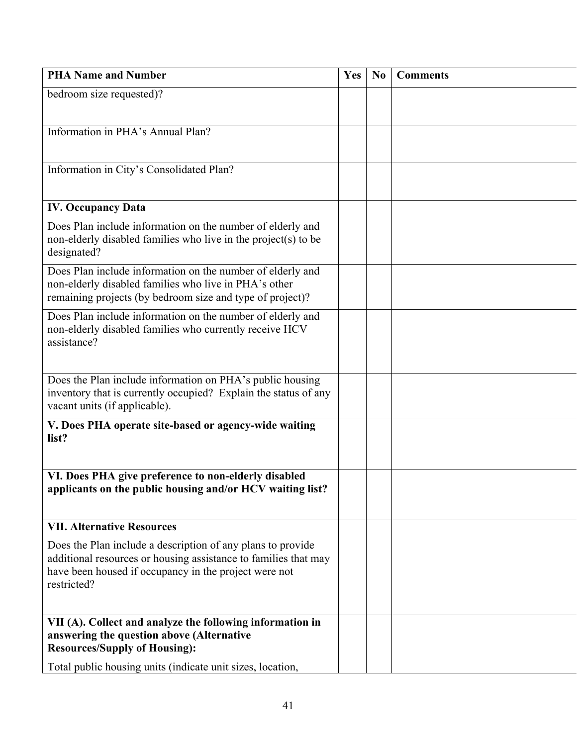| PHA Name and Number | Yes | No | Comments |
|---|---|---|---|
| bedroom size requested)? | | | |
| Information in PHA's Annual Plan? | | | |
| Information in City's Consolidated Plan? | | | |
| **IV. Occupancy Data** Does Plan include information on the number of elderly and non-elderly disabled families who live in the project(s) to be designated? | | | |
| Does Plan include information on the number of elderly and non-elderly disabled families who live in PHA's other remaining projects (by bedroom size and type of project)? | | | |
| Does Plan include information on the number of elderly and non-elderly disabled families who currently receive HCV assistance? | | | |
| Does the Plan include information on PHA's public housing inventory that is currently occupied? Explain the status of any vacant units (if applicable). | | | |
| **V. Does PHA operate site-based or agency-wide waiting list?** | | | |
| **VI. Does PHA give preference to non-elderly disabled applicants on the public housing and/or HCV waiting list?** | | | |
| **VII. Alternative Resources** Does the Plan include a description of any plans to provide additional resources or housing assistance to families that may have been housed if occupancy in the project were not restricted? | | | |
| **VII (A). Collect and analyze the following information in answering the question above (Alternative Resources/Supply of Housing):** Total public housing units (indicate unit sizes, location, | | | |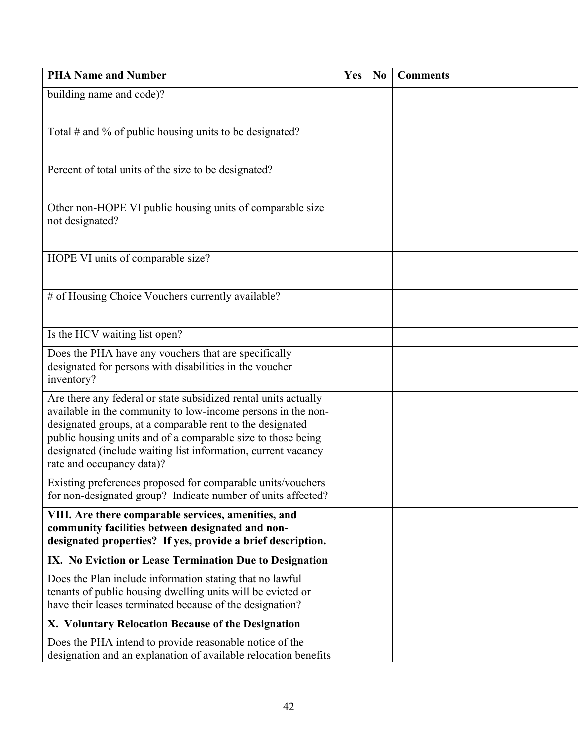| PHA Name and Number | Yes | No | Comments |
| --- | --- | --- | --- |
| building name and code)? | | | |
| Total # and % of public housing units to be designated? | | | |
| Percent of total units of the size to be designated? | | | |
| Other non-HOPE VI public housing units of comparable size not designated? | | | |
| HOPE VI units of comparable size? | | | |
| # of Housing Choice Vouchers currently available? | | | |
| Is the HCV waiting list open? | | | |
| Does the PHA have any vouchers that are specifically designated for persons with disabilities in the voucher inventory? | | | |
| Are there any federal or state subsidized rental units actually available in the community to low-income persons in the non-designated groups, at a comparable rent to the designated public housing units and of a comparable size to those being designated (include waiting list information, current vacancy rate and occupancy data)? | | | |
| Existing preferences proposed for comparable units/vouchers for non-designated group? Indicate number of units affected? | | | |
| **VIII. Are there comparable services, amenities, and community facilities between designated and non-designated properties? If yes, provide a brief description.** | | | |
| **IX. No Eviction or Lease Termination Due to Designation** Does the Plan include information stating that no lawful tenants of public housing dwelling units will be evicted or have their leases terminated because of the designation? | | | |
| **X. Voluntary Relocation Because of the Designation** Does the PHA intend to provide reasonable notice of the designation and an explanation of available relocation benefits | | | |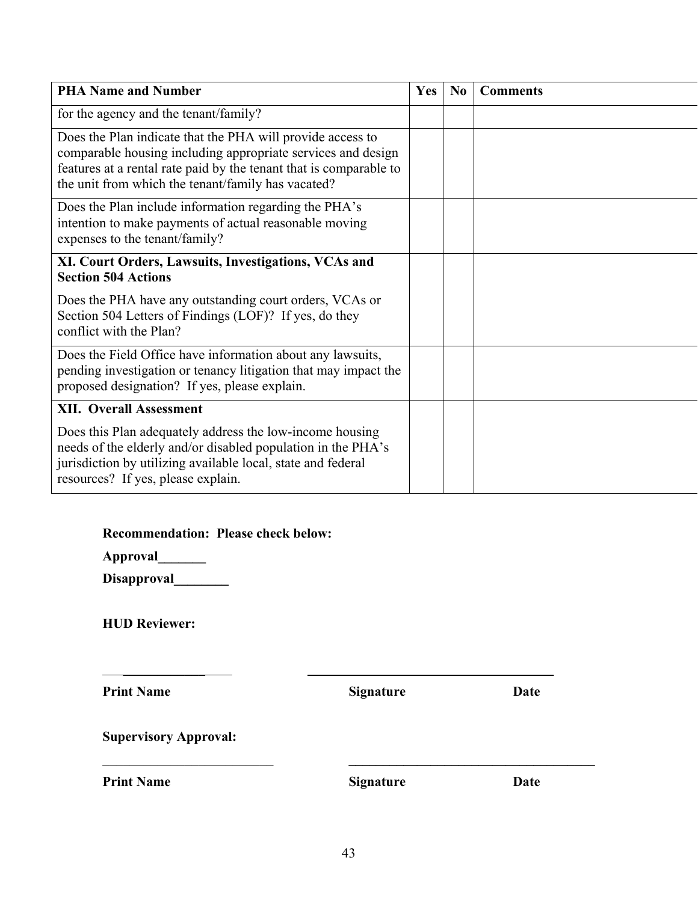| PHA Name and Number | Yes | No | Comments |
|---|---|---|---|
| for the agency and the tenant/family? | | | |
| Does the Plan indicate that the PHA will provide access to comparable housing including appropriate services and design features at a rental rate paid by the tenant that is comparable to the unit from which the tenant/family has vacated? | | | |
| Does the Plan include information regarding the PHA's intention to make payments of actual reasonable moving expenses to the tenant/family? | | | |
| **XI. Court Orders, Lawsuits, Investigations, VCAs and Section 504 Actions**<br><br>Does the PHA have any outstanding court orders, VCAs or Section 504 Letters of Findings (LOF)? If yes, do they conflict with the Plan? | | | |
| Does the Field Office have information about any lawsuits, pending investigation or tenancy litigation that may impact the proposed designation? If yes, please explain. | | | |
| **XII. Overall Assessment**<br><br>Does this Plan adequately address the low-income housing needs of the elderly and/or disabled population in the PHA's jurisdiction by utilizing available local, state and federal resources? If yes, please explain. | | | |

**Recommendation: Please check below:**

**Approval_______**

**Disapproval________**

**HUD Reviewer:**

_________________ _____________________________________

**Print Name** **Signature** **Date**

**Supervisory Approval:**

_________________________ _____________________________________

**Print Name** **Signature** **Date**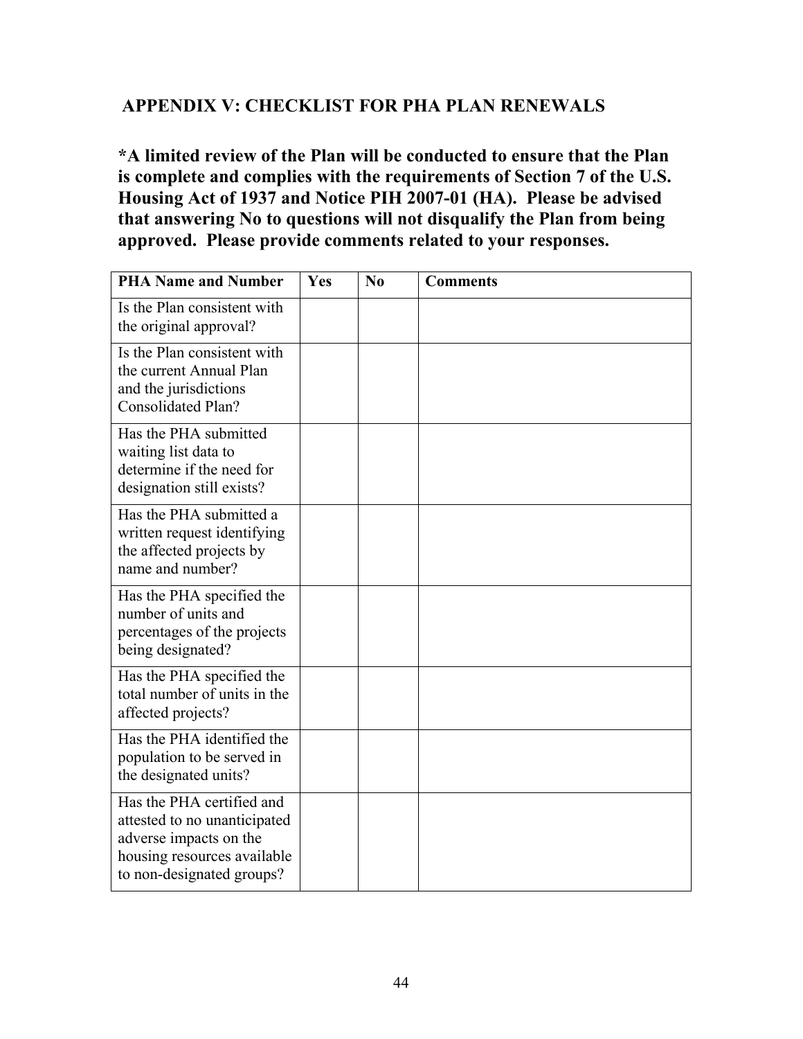## APPENDIX V: CHECKLIST FOR PHA PLAN RENEWALS

**\*A limited review of the Plan will be conducted to ensure that the Plan is complete and complies with the requirements of Section 7 of the U.S. Housing Act of 1937 and Notice PIH 2007-01 (HA). Please be advised that answering No to questions will not disqualify the Plan from being approved. Please provide comments related to your responses.**

| PHA Name and Number | Yes | No | Comments |
|---|---|---|---|
| Is the Plan consistent with the original approval? | | | |
| Is the Plan consistent with the current Annual Plan and the jurisdictions Consolidated Plan? | | | |
| Has the PHA submitted waiting list data to determine if the need for designation still exists? | | | |
| Has the PHA submitted a written request identifying the affected projects by name and number? | | | |
| Has the PHA specified the number of units and percentages of the projects being designated? | | | |
| Has the PHA specified the total number of units in the affected projects? | | | |
| Has the PHA identified the population to be served in the designated units? | | | |
| Has the PHA certified and attested to no unanticipated adverse impacts on the housing resources available to non-designated groups? | | | |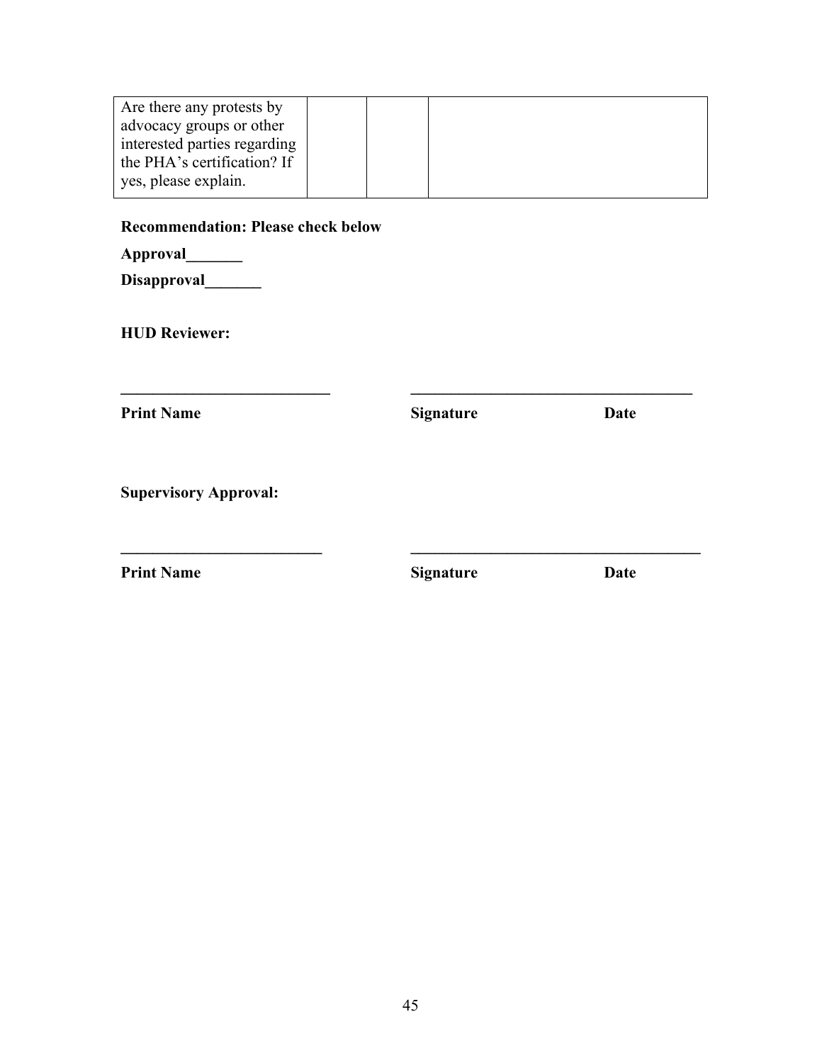| Are there any protests by advocacy groups or other interested parties regarding the PHA's certification? If yes, please explain. | | | |
|---|---|---|---|

**Recommendation: Please check below**

**Approval_______**

**Disapproval_______**

**HUD Reviewer:**

**___________________________**　　　　**____________________________________**

**Print Name**　　　　　　　　　　**Signature**　　　　　　　　**Date**

**Supervisory Approval:**

**__________________________**　　　　**_____________________________________**

**Print Name**　　　　　　　　　　**Signature**　　　　　　　　**Date**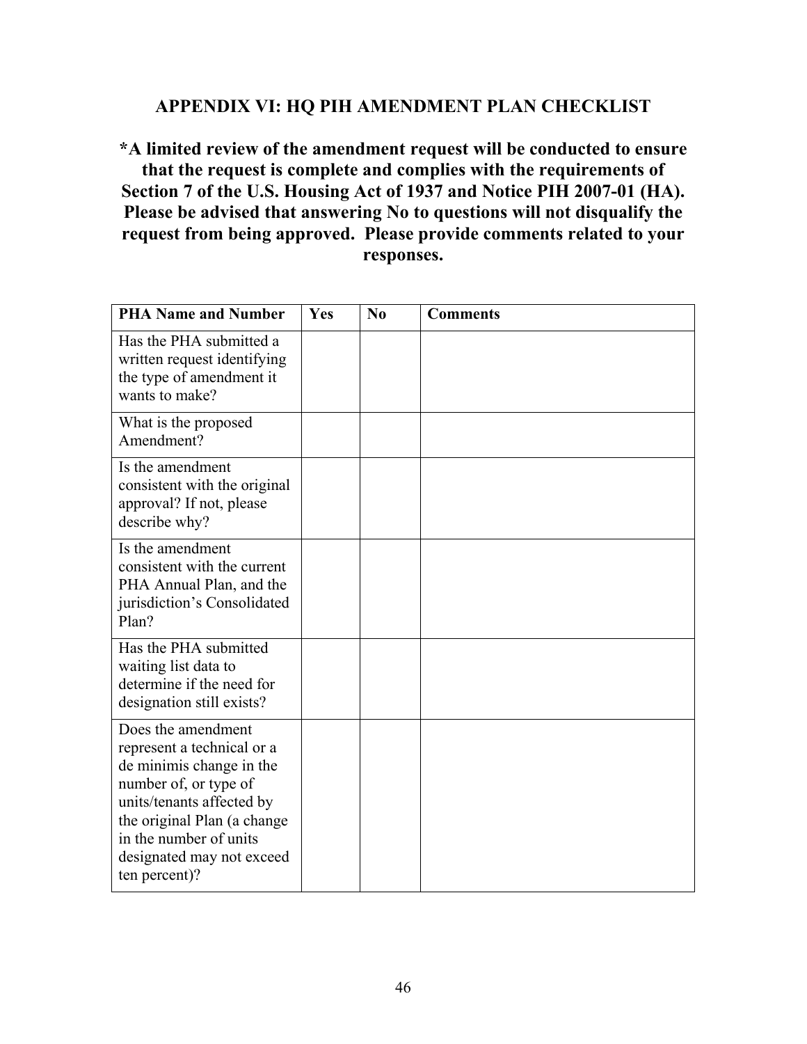## APPENDIX VI: HQ PIH AMENDMENT PLAN CHECKLIST

**\*A limited review of the amendment request will be conducted to ensure that the request is complete and complies with the requirements of Section 7 of the U.S. Housing Act of 1937 and Notice PIH 2007-01 (HA). Please be advised that answering No to questions will not disqualify the request from being approved. Please provide comments related to your responses.**

| PHA Name and Number | Yes | No | Comments |
|---|---|---|---|
| Has the PHA submitted a written request identifying the type of amendment it wants to make? | | | |
| What is the proposed Amendment? | | | |
| Is the amendment consistent with the original approval? If not, please describe why? | | | |
| Is the amendment consistent with the current PHA Annual Plan, and the jurisdiction's Consolidated Plan? | | | |
| Has the PHA submitted waiting list data to determine if the need for designation still exists? | | | |
| Does the amendment represent a technical or a de minimis change in the number of, or type of units/tenants affected by the original Plan (a change in the number of units designated may not exceed ten percent)? | | | |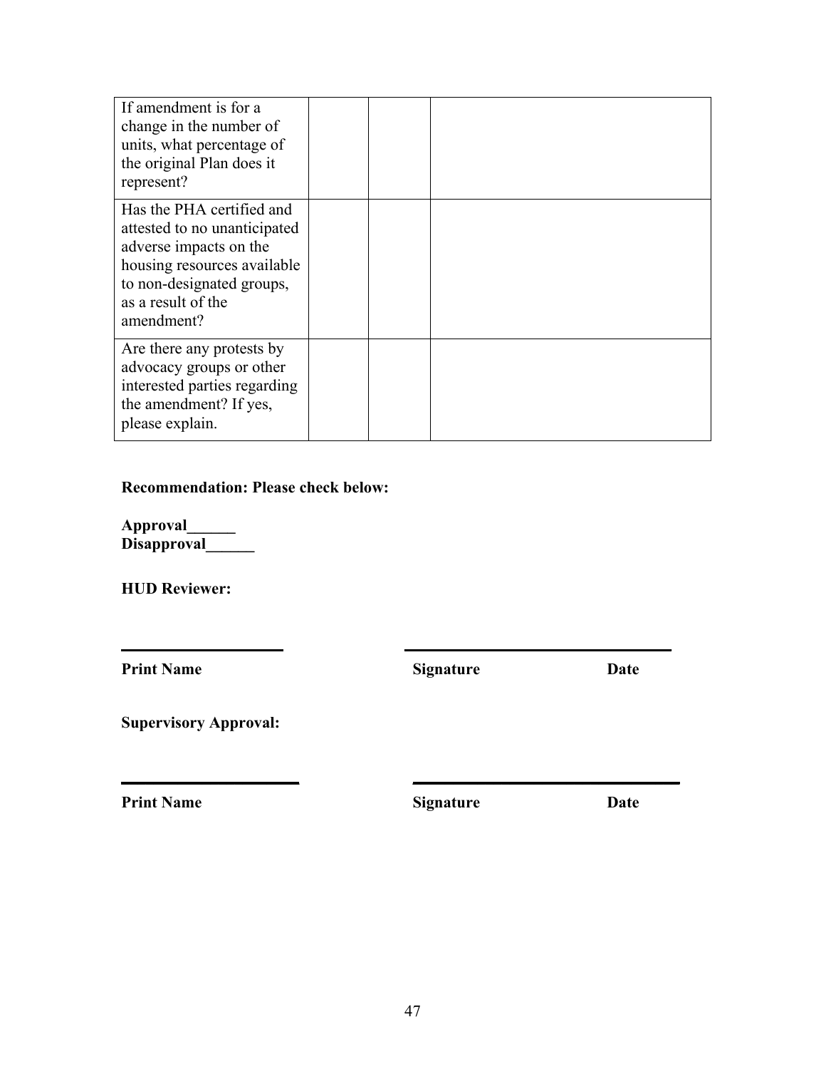| | | | |
|---|---|---|---|
| If amendment is for a change in the number of units, what percentage of the original Plan does it represent? | | | |
| Has the PHA certified and attested to no unanticipated adverse impacts on the housing resources available to non-designated groups, as a result of the amendment? | | | |
| Are there any protests by advocacy groups or other interested parties regarding the amendment? If yes, please explain. | | | |

**Recommendation: Please check below:**

**Approval______**
**Disapproval______**

**HUD Reviewer:**

____________________　　　　　　　______________________________

**Print Name**　　　　　　　　　　　　**Signature**　　　　　　　**Date**

**Supervisory Approval:**

____________________　　　　　　　______________________________

**Print Name**　　　　　　　　　　　　**Signature**　　　　　　　**Date**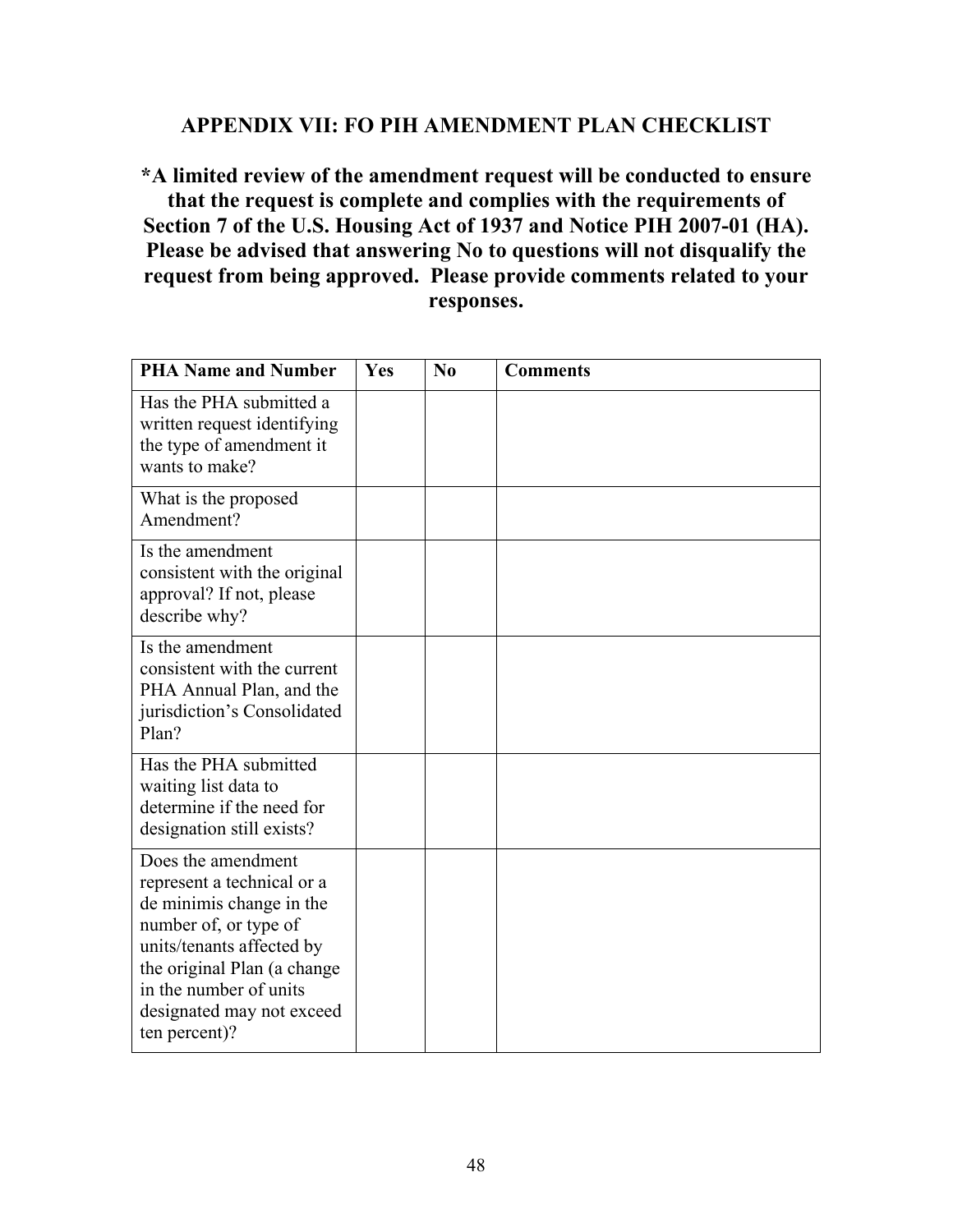## APPENDIX VII: FO PIH AMENDMENT PLAN CHECKLIST

**\*A limited review of the amendment request will be conducted to ensure that the request is complete and complies with the requirements of Section 7 of the U.S. Housing Act of 1937 and Notice PIH 2007-01 (HA). Please be advised that answering No to questions will not disqualify the request from being approved. Please provide comments related to your responses.**

| PHA Name and Number | Yes | No | Comments |
|---|---|---|---|
| Has the PHA submitted a written request identifying the type of amendment it wants to make? | | | |
| What is the proposed Amendment? | | | |
| Is the amendment consistent with the original approval? If not, please describe why? | | | |
| Is the amendment consistent with the current PHA Annual Plan, and the jurisdiction's Consolidated Plan? | | | |
| Has the PHA submitted waiting list data to determine if the need for designation still exists? | | | |
| Does the amendment represent a technical or a de minimis change in the number of, or type of units/tenants affected by the original Plan (a change in the number of units designated may not exceed ten percent)? | | | |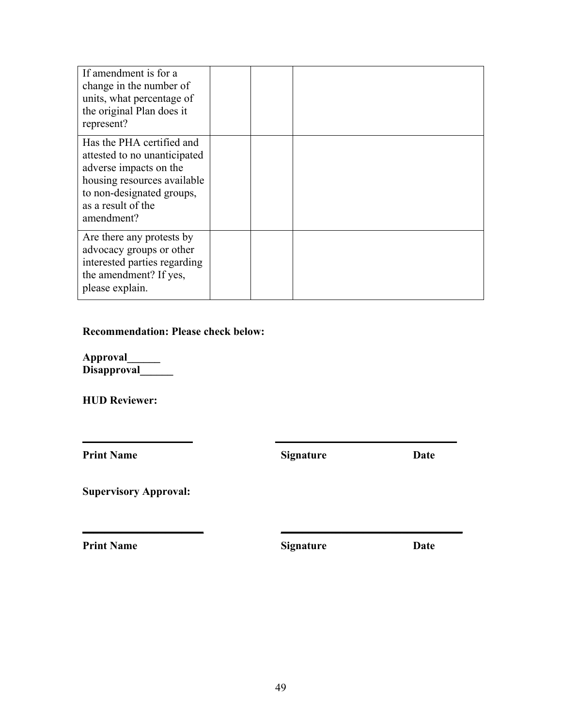| | | | |
|---|---|---|---|
| If amendment is for a change in the number of units, what percentage of the original Plan does it represent? | | | |
| Has the PHA certified and attested to no unanticipated adverse impacts on the housing resources available to non-designated groups, as a result of the amendment? | | | |
| Are there any protests by advocacy groups or other interested parties regarding the amendment? If yes, please explain. | | | |

**Recommendation: Please check below:**

**Approval______**
**Disapproval______**

**HUD Reviewer:**

____________________ ________________________________

**Print Name** **Signature** **Date**

**Supervisory Approval:**

____________________ ________________________________

**Print Name** **Signature** **Date**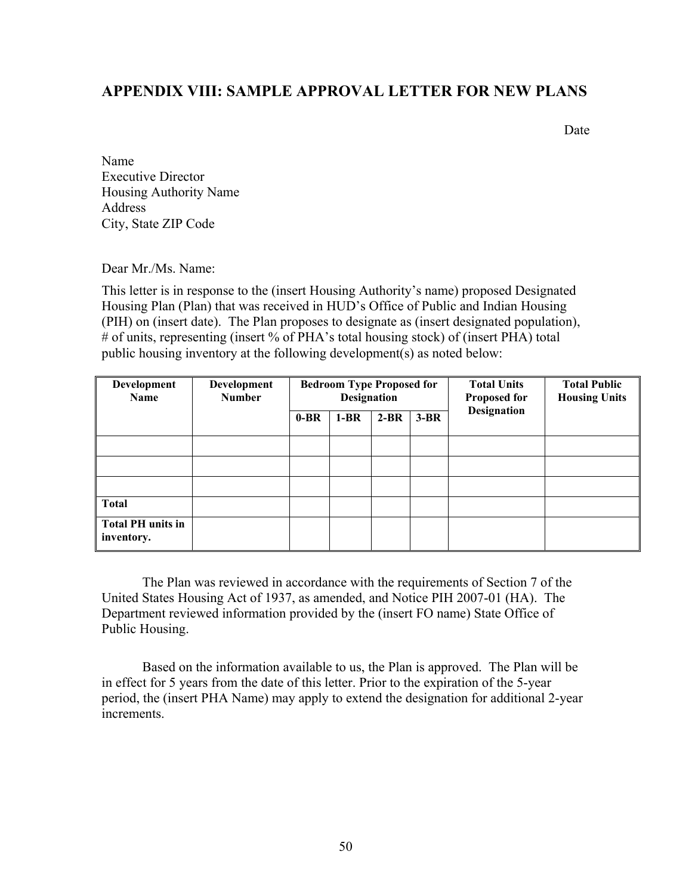## APPENDIX VIII: SAMPLE APPROVAL LETTER FOR NEW PLANS

Date

Name
Executive Director
Housing Authority Name
Address
City, State ZIP Code

Dear Mr./Ms. Name:

This letter is in response to the (insert Housing Authority's name) proposed Designated Housing Plan (Plan) that was received in HUD's Office of Public and Indian Housing (PIH) on (insert date). The Plan proposes to designate as (insert designated population), # of units, representing (insert % of PHA's total housing stock) of (insert PHA) total public housing inventory at the following development(s) as noted below:

| Development Name | Development Number | Bedroom Type Proposed for Designation | | | | Total Units Proposed for Designation | Total Public Housing Units |
|---|---|---|---|---|---|---|---|
| | | 0-BR | 1-BR | 2-BR | 3-BR | | |
| | | | | | | | |
| | | | | | | | |
| | | | | | | | |
| **Total** | | | | | | | |
| **Total PH units in inventory.** | | | | | | | |

The Plan was reviewed in accordance with the requirements of Section 7 of the United States Housing Act of 1937, as amended, and Notice PIH 2007-01 (HA). The Department reviewed information provided by the (insert FO name) State Office of Public Housing.

Based on the information available to us, the Plan is approved. The Plan will be in effect for 5 years from the date of this letter. Prior to the expiration of the 5-year period, the (insert PHA Name) may apply to extend the designation for additional 2-year increments.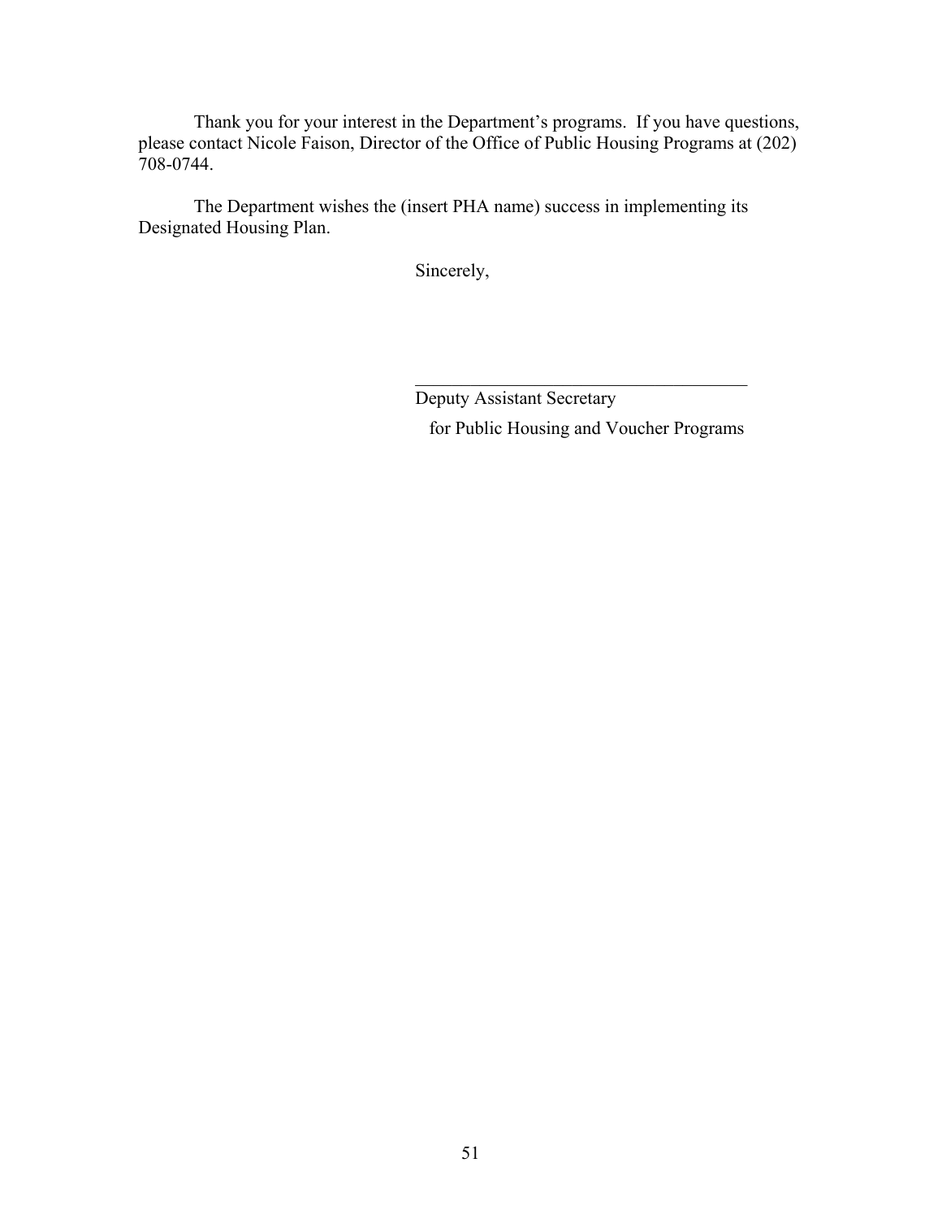Thank you for your interest in the Department's programs. If you have questions, please contact Nicole Faison, Director of the Office of Public Housing Programs at (202) 708-0744.

The Department wishes the (insert PHA name) success in implementing its Designated Housing Plan.

Sincerely,

\_\_\_\_\_\_\_\_\_\_\_\_\_\_\_\_\_\_\_\_\_\_\_\_\_\_\_\_\_\_\_\_\_\_\_\_\_\_

Deputy Assistant Secretary
for Public Housing and Voucher Programs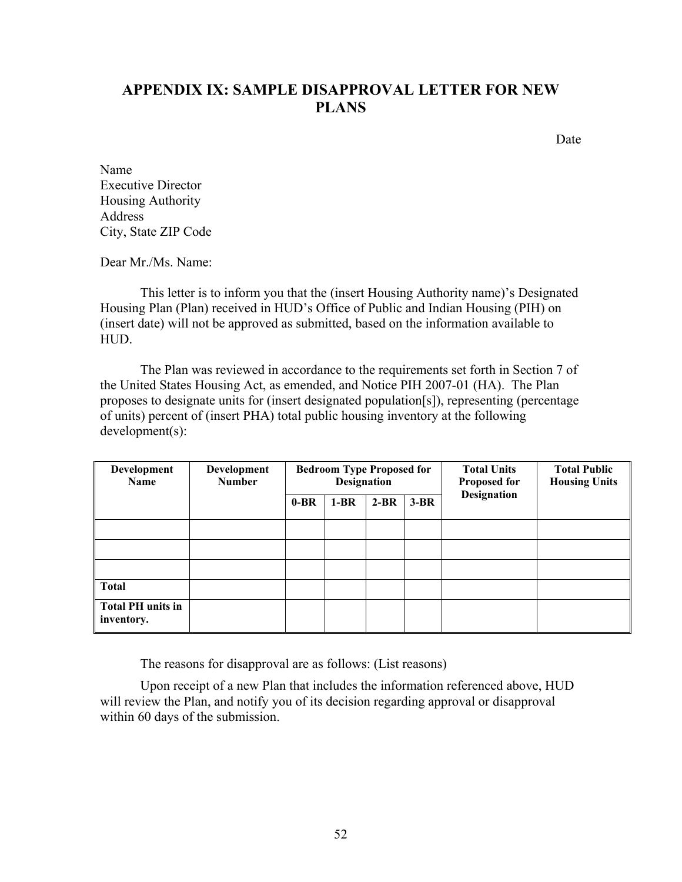## APPENDIX IX: SAMPLE DISAPPROVAL LETTER FOR NEW PLANS

Date

Name
Executive Director
Housing Authority
Address
City, State ZIP Code

Dear Mr./Ms. Name:

This letter is to inform you that the (insert Housing Authority name)'s Designated Housing Plan (Plan) received in HUD's Office of Public and Indian Housing (PIH) on (insert date) will not be approved as submitted, based on the information available to HUD.

The Plan was reviewed in accordance to the requirements set forth in Section 7 of the United States Housing Act, as emended, and Notice PIH 2007-01 (HA). The Plan proposes to designate units for (insert designated population[s]), representing (percentage of units) percent of (insert PHA) total public housing inventory at the following development(s):

| Development Name | Development Number | Bedroom Type Proposed for Designation | | | | Total Units Proposed for Designation | Total Public Housing Units |
|---|---|---|---|---|---|---|---|
| | | 0-BR | 1-BR | 2-BR | 3-BR | | |
| | | | | | | | |
| | | | | | | | |
| | | | | | | | |
| **Total** | | | | | | | |
| **Total PH units in inventory.** | | | | | | | |

The reasons for disapproval are as follows: (List reasons)

Upon receipt of a new Plan that includes the information referenced above, HUD will review the Plan, and notify you of its decision regarding approval or disapproval within 60 days of the submission.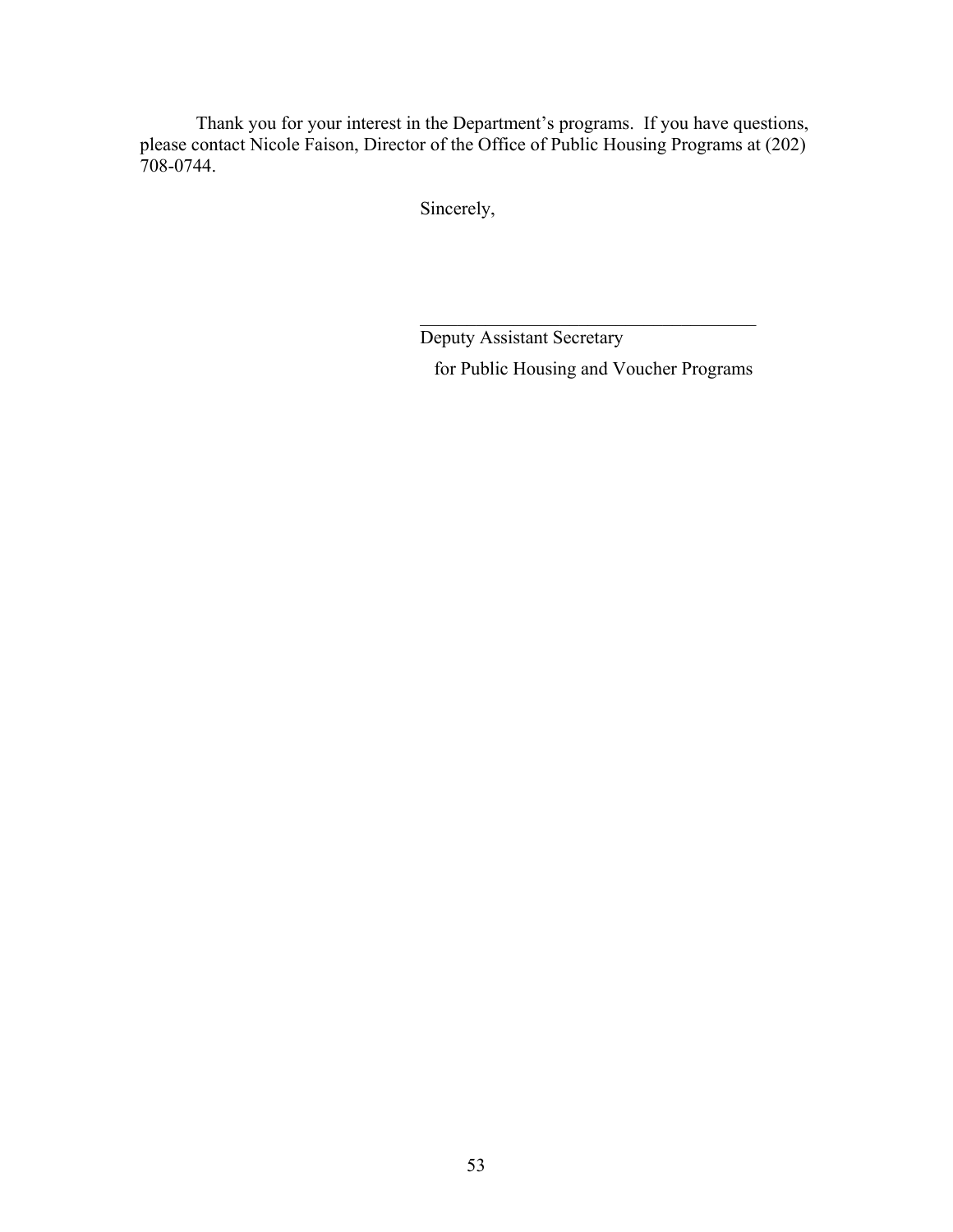Thank you for your interest in the Department's programs. If you have questions, please contact Nicole Faison, Director of the Office of Public Housing Programs at (202) 708-0744.

Sincerely,

\_\_\_\_\_\_\_\_\_\_\_\_\_\_\_\_\_\_\_\_\_\_\_\_\_\_\_\_\_\_\_\_\_\_\_\_\_\_

Deputy Assistant Secretary  
for Public Housing and Voucher Programs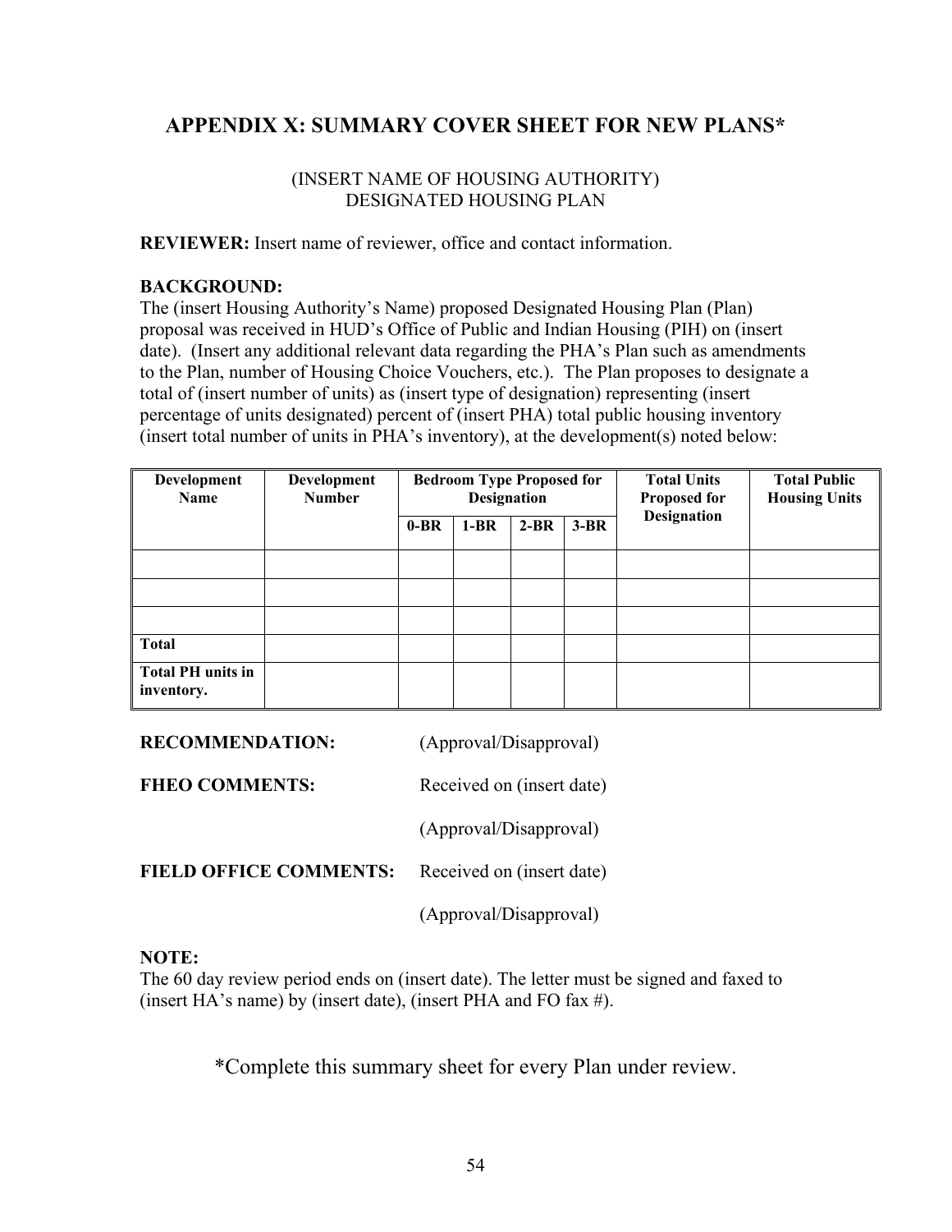## APPENDIX X: SUMMARY COVER SHEET FOR NEW PLANS*

(INSERT NAME OF HOUSING AUTHORITY)
DESIGNATED HOUSING PLAN

**REVIEWER:** Insert name of reviewer, office and contact information.

**BACKGROUND:**
The (insert Housing Authority's Name) proposed Designated Housing Plan (Plan) proposal was received in HUD's Office of Public and Indian Housing (PIH) on (insert date). (Insert any additional relevant data regarding the PHA's Plan such as amendments to the Plan, number of Housing Choice Vouchers, etc.). The Plan proposes to designate a total of (insert number of units) as (insert type of designation) representing (insert percentage of units designated) percent of (insert PHA) total public housing inventory (insert total number of units in PHA's inventory), at the development(s) noted below:

| Development Name | Development Number | Bedroom Type Proposed for Designation | | | | Total Units Proposed for Designation | Total Public Housing Units |
|---|---|---|---|---|---|---|---|
| | | 0-BR | 1-BR | 2-BR | 3-BR | | |
| | | | | | | | |
| | | | | | | | |
| | | | | | | | |
| **Total** | | | | | | | |
| **Total PH units in inventory.** | | | | | | | |

**RECOMMENDATION:** (Approval/Disapproval)

**FHEO COMMENTS:** Received on (insert date)

(Approval/Disapproval)

**FIELD OFFICE COMMENTS:** Received on (insert date)

(Approval/Disapproval)

**NOTE:**
The 60 day review period ends on (insert date). The letter must be signed and faxed to (insert HA's name) by (insert date), (insert PHA and FO fax #).

*Complete this summary sheet for every Plan under review.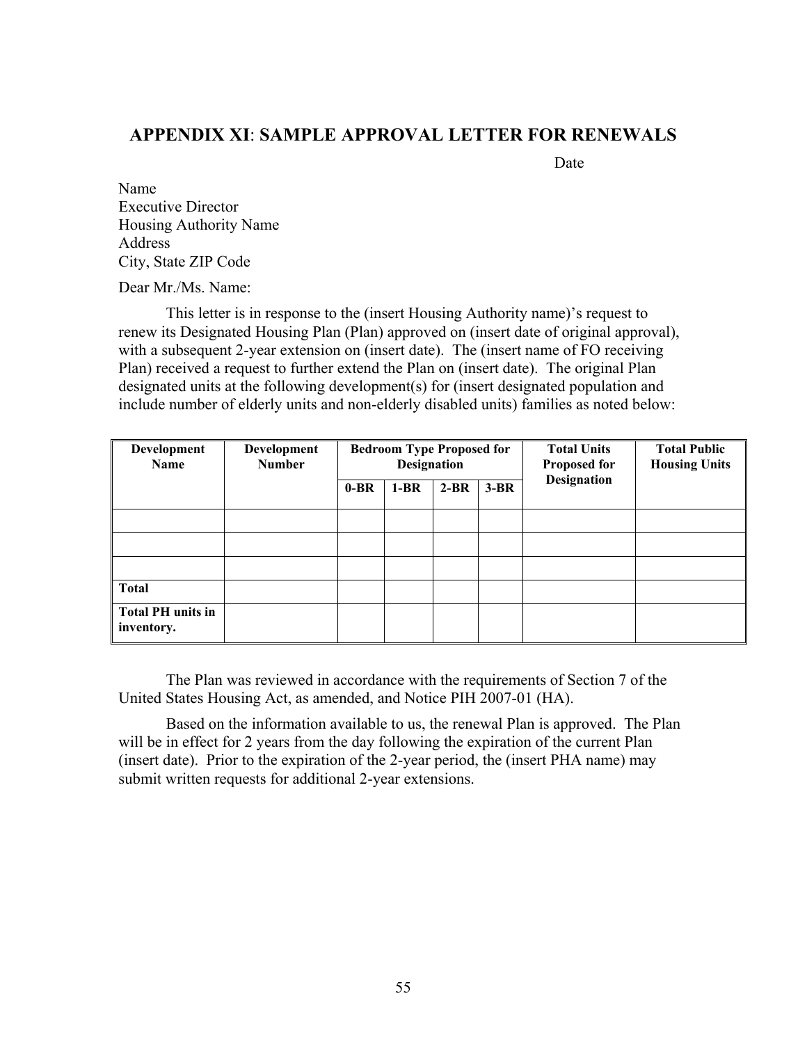## APPENDIX XI: SAMPLE APPROVAL LETTER FOR RENEWALS

Date

Name
Executive Director
Housing Authority Name
Address
City, State ZIP Code

Dear Mr./Ms. Name:

This letter is in response to the (insert Housing Authority name)'s request to renew its Designated Housing Plan (Plan) approved on (insert date of original approval), with a subsequent 2-year extension on (insert date). The (insert name of FO receiving Plan) received a request to further extend the Plan on (insert date). The original Plan designated units at the following development(s) for (insert designated population and include number of elderly units and non-elderly disabled units) families as noted below:

| Development Name | Development Number | Bedroom Type Proposed for Designation | | | | Total Units Proposed for Designation | Total Public Housing Units |
|---|---|---|---|---|---|---|---|
| | | 0-BR | 1-BR | 2-BR | 3-BR | | |
| | | | | | | | |
| | | | | | | | |
| | | | | | | | |
| **Total** | | | | | | | |
| **Total PH units in inventory.** | | | | | | | |

The Plan was reviewed in accordance with the requirements of Section 7 of the United States Housing Act, as amended, and Notice PIH 2007-01 (HA).

Based on the information available to us, the renewal Plan is approved. The Plan will be in effect for 2 years from the day following the expiration of the current Plan (insert date). Prior to the expiration of the 2-year period, the (insert PHA name) may submit written requests for additional 2-year extensions.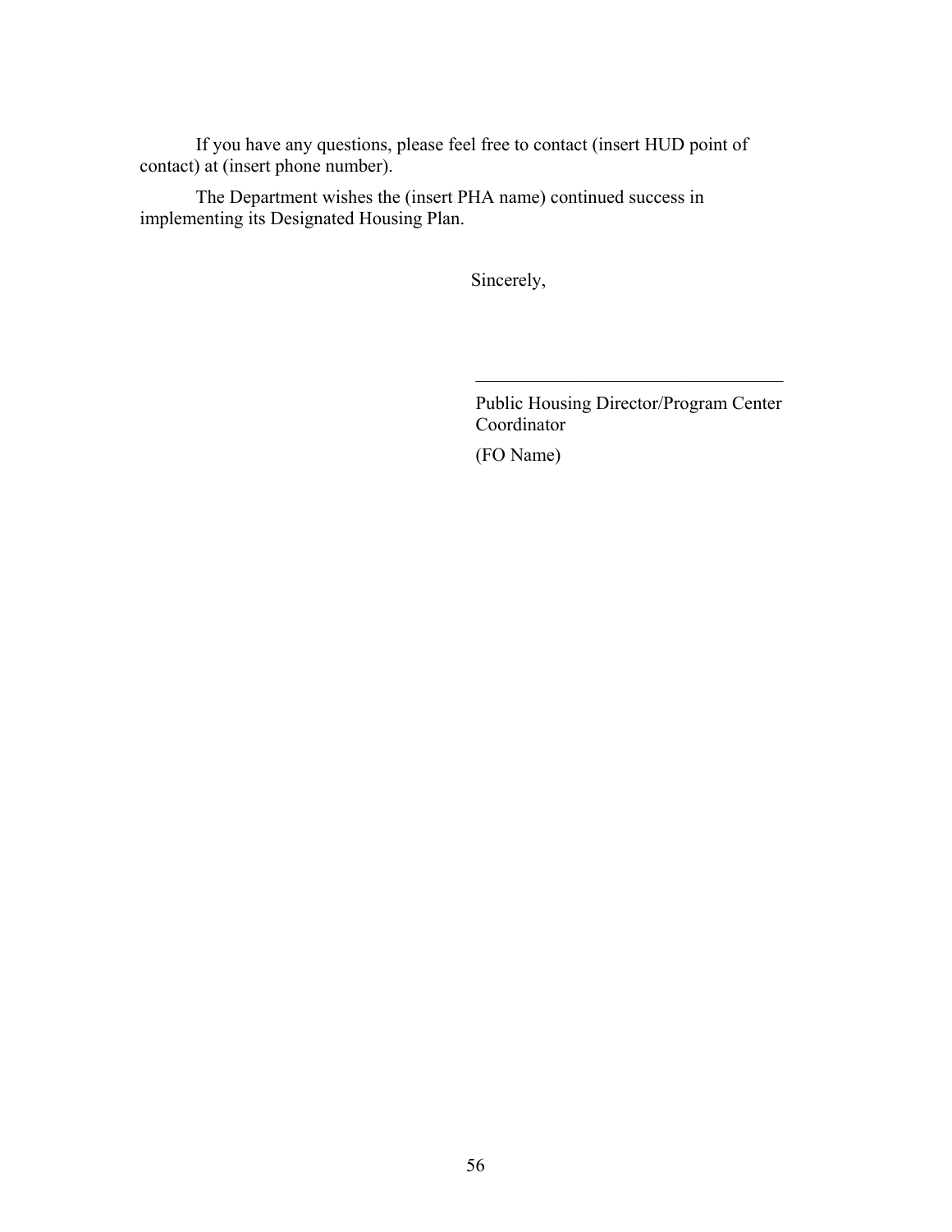If you have any questions, please feel free to contact (insert HUD point of contact) at (insert phone number).

The Department wishes the (insert PHA name) continued success in implementing its Designated Housing Plan.

Sincerely,

\_\_\_\_\_\_\_\_\_\_\_\_\_\_\_\_\_\_\_\_\_\_\_\_\_\_\_\_\_\_\_\_\_\_

Public Housing Director/Program Center Coordinator

(FO Name)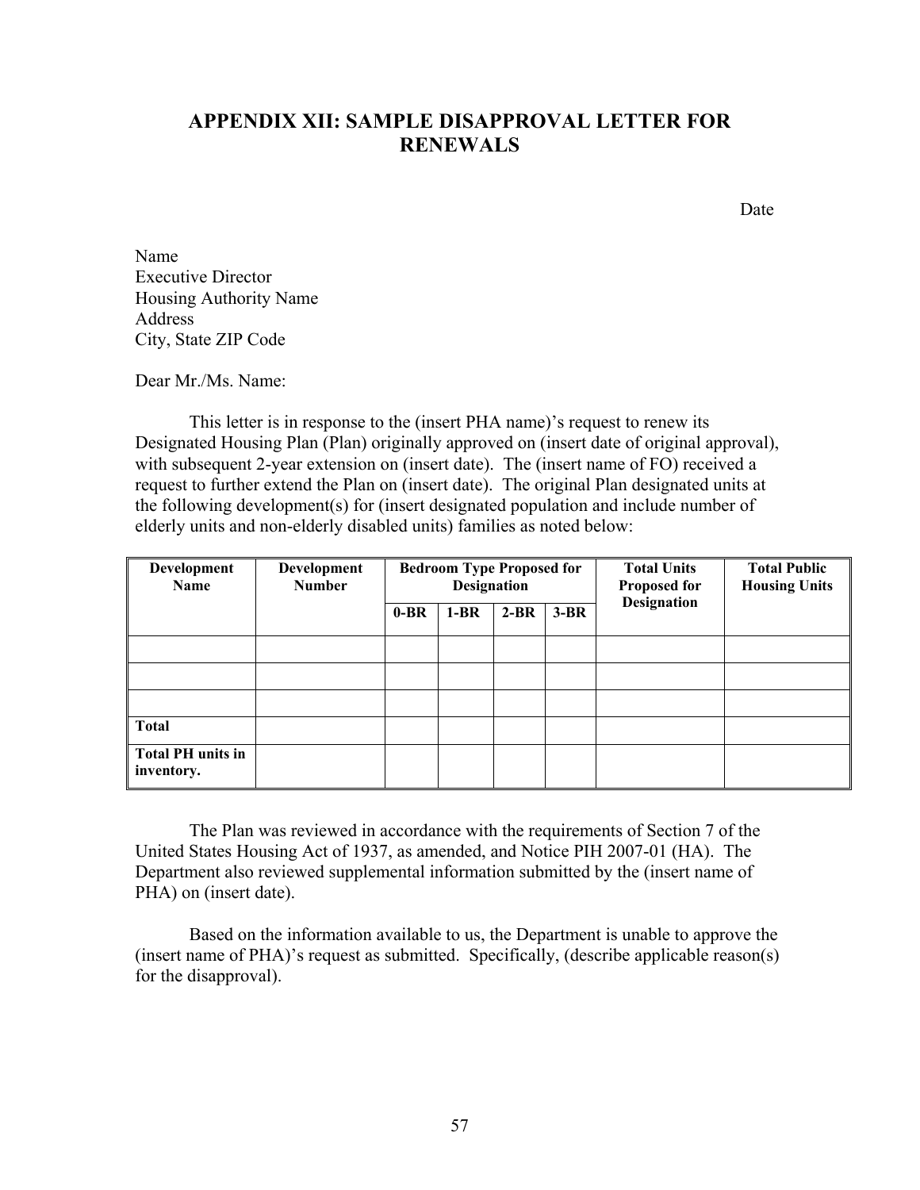## APPENDIX XII: SAMPLE DISAPPROVAL LETTER FOR RENEWALS

Date

Name
Executive Director
Housing Authority Name
Address
City, State ZIP Code

Dear Mr./Ms. Name:

This letter is in response to the (insert PHA name)'s request to renew its Designated Housing Plan (Plan) originally approved on (insert date of original approval), with subsequent 2-year extension on (insert date). The (insert name of FO) received a request to further extend the Plan on (insert date). The original Plan designated units at the following development(s) for (insert designated population and include number of elderly units and non-elderly disabled units) families as noted below:

| Development Name | Development Number | Bedroom Type Proposed for Designation | | | | Total Units Proposed for Designation | Total Public Housing Units |
|---|---|---|---|---|---|---|---|
| | | 0-BR | 1-BR | 2-BR | 3-BR | | |
| | | | | | | | |
| | | | | | | | |
| | | | | | | | |
| **Total** | | | | | | | |
| **Total PH units in inventory.** | | | | | | | |

The Plan was reviewed in accordance with the requirements of Section 7 of the United States Housing Act of 1937, as amended, and Notice PIH 2007-01 (HA). The Department also reviewed supplemental information submitted by the (insert name of PHA) on (insert date).

Based on the information available to us, the Department is unable to approve the (insert name of PHA)'s request as submitted. Specifically, (describe applicable reason(s) for the disapproval).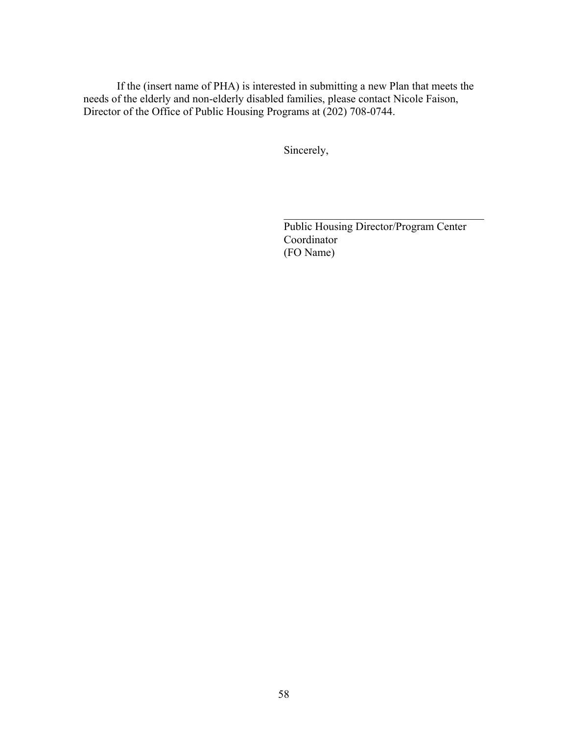If the (insert name of PHA) is interested in submitting a new Plan that meets the needs of the elderly and non-elderly disabled families, please contact Nicole Faison, Director of the Office of Public Housing Programs at (202) 708-0744.

Sincerely,

\_\_\_\_\_\_\_\_\_\_\_\_\_\_\_\_\_\_\_\_\_\_\_\_\_\_\_\_\_\_\_\_\_\_\_\_\_\_

Public Housing Director/Program Center Coordinator
(FO Name)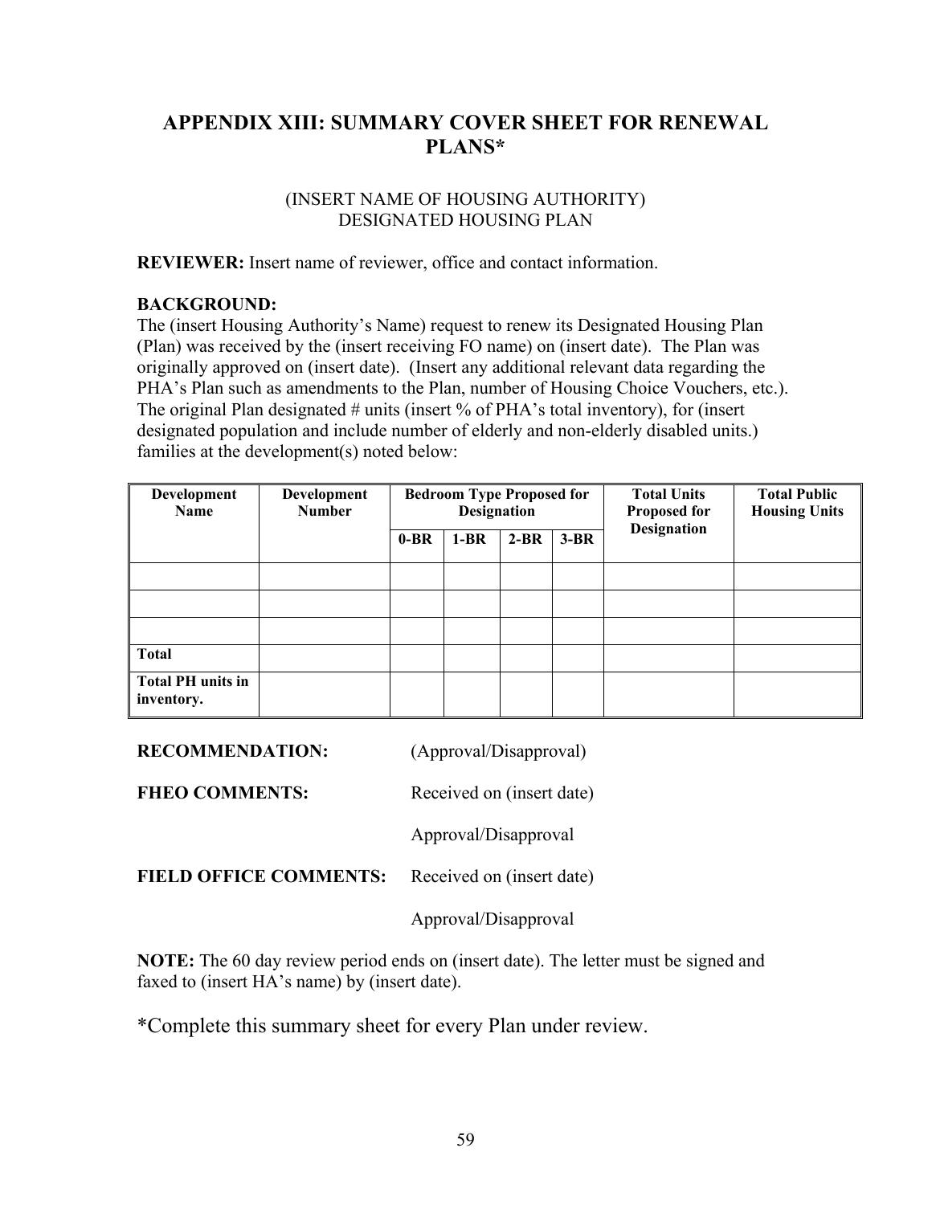## APPENDIX XIII: SUMMARY COVER SHEET FOR RENEWAL PLANS*

(INSERT NAME OF HOUSING AUTHORITY)
DESIGNATED HOUSING PLAN

**REVIEWER:** Insert name of reviewer, office and contact information.

**BACKGROUND:**
The (insert Housing Authority's Name) request to renew its Designated Housing Plan (Plan) was received by the (insert receiving FO name) on (insert date). The Plan was originally approved on (insert date). (Insert any additional relevant data regarding the PHA's Plan such as amendments to the Plan, number of Housing Choice Vouchers, etc.). The original Plan designated # units (insert % of PHA's total inventory), for (insert designated population and include number of elderly and non-elderly disabled units.) families at the development(s) noted below:

| Development Name | Development Number | Bedroom Type Proposed for Designation | | | | Total Units Proposed for Designation | Total Public Housing Units |
|---|---|---|---|---|---|---|---|
| | | 0-BR | 1-BR | 2-BR | 3-BR | | |
| | | | | | | | |
| | | | | | | | |
| | | | | | | | |
| Total | | | | | | | |
| Total PH units in inventory. | | | | | | | |

**RECOMMENDATION:** (Approval/Disapproval)

**FHEO COMMENTS:** Received on (insert date)

Approval/Disapproval

**FIELD OFFICE COMMENTS:** Received on (insert date)

Approval/Disapproval

**NOTE:** The 60 day review period ends on (insert date). The letter must be signed and faxed to (insert HA's name) by (insert date).

*Complete this summary sheet for every Plan under review.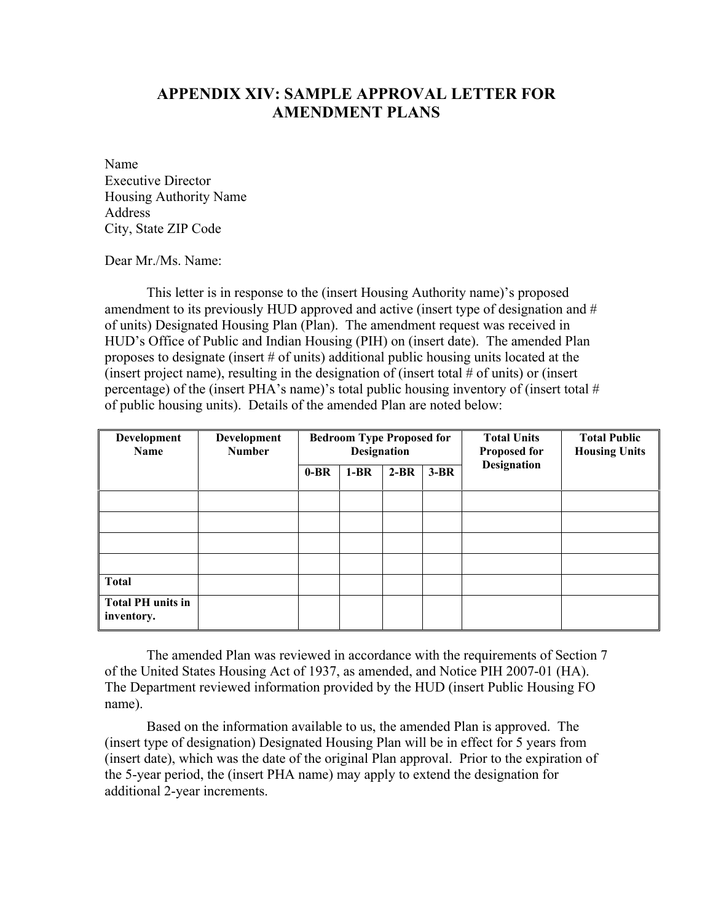# APPENDIX XIV: SAMPLE APPROVAL LETTER FOR AMENDMENT PLANS

Name
Executive Director
Housing Authority Name
Address
City, State ZIP Code

Dear Mr./Ms. Name:

This letter is in response to the (insert Housing Authority name)'s proposed amendment to its previously HUD approved and active (insert type of designation and # of units) Designated Housing Plan (Plan). The amendment request was received in HUD's Office of Public and Indian Housing (PIH) on (insert date). The amended Plan proposes to designate (insert # of units) additional public housing units located at the (insert project name), resulting in the designation of (insert total # of units) or (insert percentage) of the (insert PHA's name)'s total public housing inventory of (insert total # of public housing units). Details of the amended Plan are noted below:

| Development Name | Development Number | Bedroom Type Proposed for Designation | | | | Total Units Proposed for Designation | Total Public Housing Units |
|---|---|---|---|---|---|---|---|
| | | 0-BR | 1-BR | 2-BR | 3-BR | | |
| | | | | | | | |
| | | | | | | | |
| | | | | | | | |
| | | | | | | | |
| **Total** | | | | | | | |
| **Total PH units in inventory.** | | | | | | | |

The amended Plan was reviewed in accordance with the requirements of Section 7 of the United States Housing Act of 1937, as amended, and Notice PIH 2007-01 (HA). The Department reviewed information provided by the HUD (insert Public Housing FO name).

Based on the information available to us, the amended Plan is approved. The (insert type of designation) Designated Housing Plan will be in effect for 5 years from (insert date), which was the date of the original Plan approval. Prior to the expiration of the 5-year period, the (insert PHA name) may apply to extend the designation for additional 2-year increments.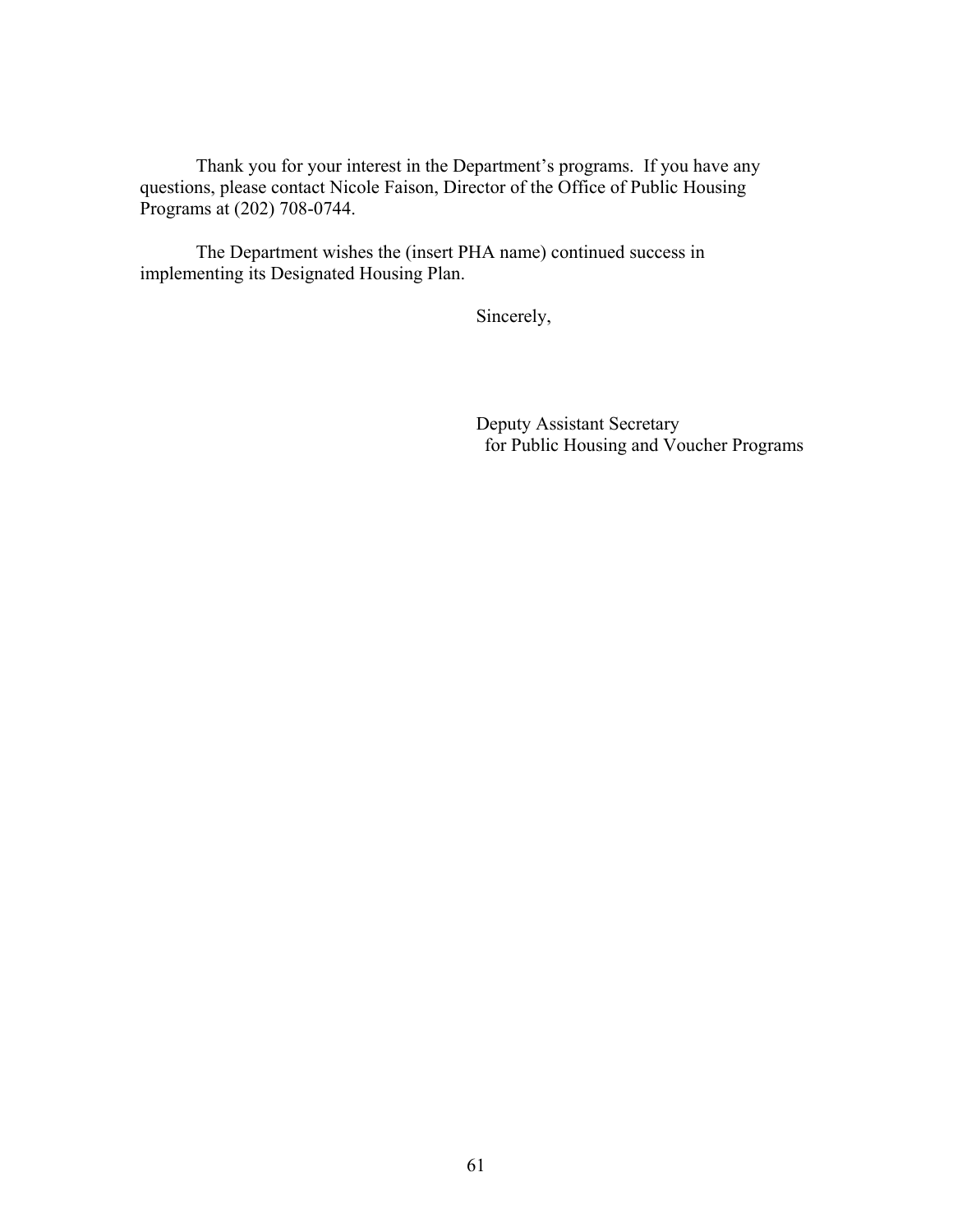Thank you for your interest in the Department's programs. If you have any questions, please contact Nicole Faison, Director of the Office of Public Housing Programs at (202) 708-0744.

The Department wishes the (insert PHA name) continued success in implementing its Designated Housing Plan.

Sincerely,

Deputy Assistant Secretary
for Public Housing and Voucher Programs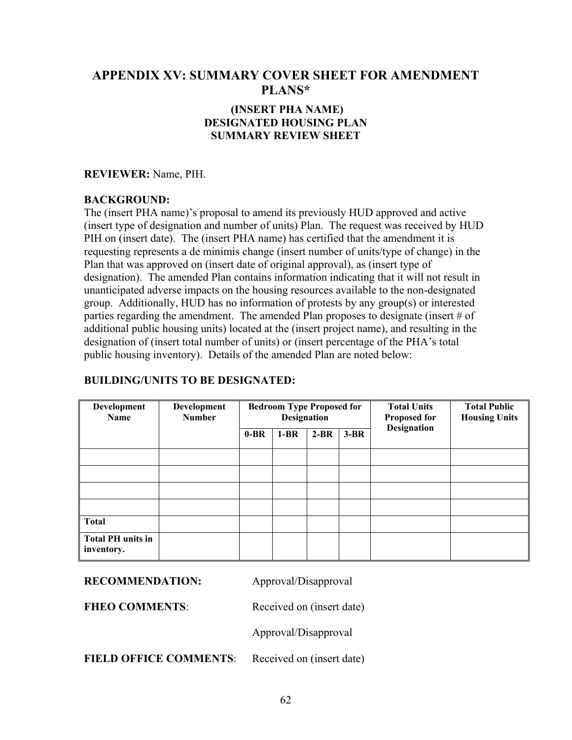## APPENDIX XV: SUMMARY COVER SHEET FOR AMENDMENT PLANS*

### (INSERT PHA NAME) DESIGNATED HOUSING PLAN SUMMARY REVIEW SHEET

**REVIEWER:** Name, PIH.

**BACKGROUND:**
The (insert PHA name)'s proposal to amend its previously HUD approved and active (insert type of designation and number of units) Plan. The request was received by HUD PIH on (insert date). The (insert PHA name) has certified that the amendment it is requesting represents a de minimis change (insert number of units/type of change) in the Plan that was approved on (insert date of original approval), as (insert type of designation). The amended Plan contains information indicating that it will not result in unanticipated adverse impacts on the housing resources available to the non-designated group. Additionally, HUD has no information of protests by any group(s) or interested parties regarding the amendment. The amended Plan proposes to designate (insert # of additional public housing units) located at the (insert project name), and resulting in the designation of (insert total number of units) or (insert percentage of the PHA's total public housing inventory). Details of the amended Plan are noted below:

**BUILDING/UNITS TO BE DESIGNATED:**

| Development Name | Development Number | Bedroom Type Proposed for Designation | | | | Total Units Proposed for Designation | Total Public Housing Units |
|---|---|---|---|---|---|---|---|
| | | 0-BR | 1-BR | 2-BR | 3-BR | | |
| | | | | | | | |
| | | | | | | | |
| | | | | | | | |
| | | | | | | | |
| **Total** | | | | | | | |
| **Total PH units in inventory.** | | | | | | | |

**RECOMMENDATION:** Approval/Disapproval

**FHEO COMMENTS**: Received on (insert date)

Approval/Disapproval

**FIELD OFFICE COMMENTS**: Received on (insert date)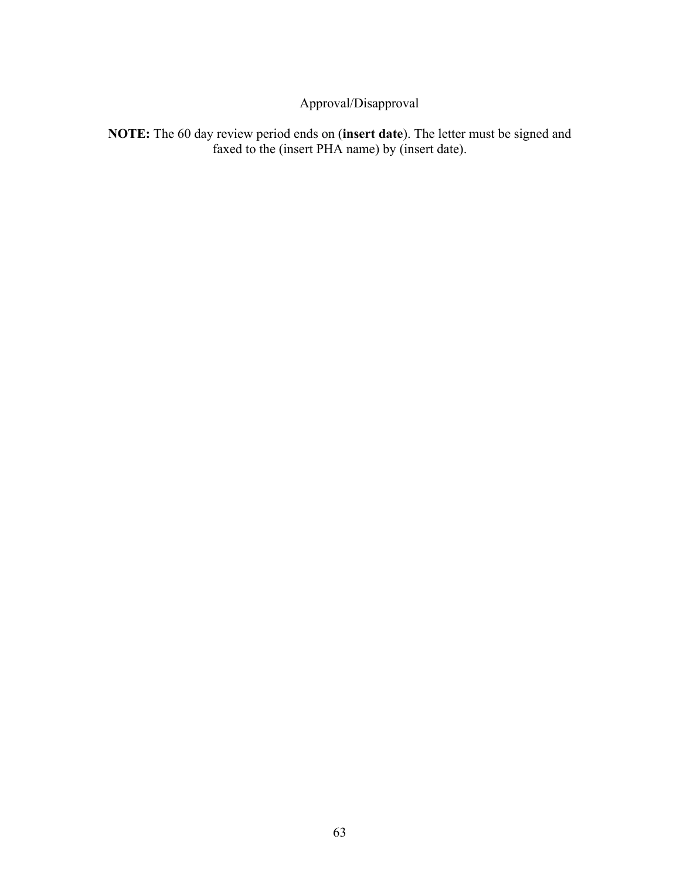Approval/Disapproval

**NOTE:** The 60 day review period ends on (**insert date**). The letter must be signed and faxed to the (insert PHA name) by (insert date).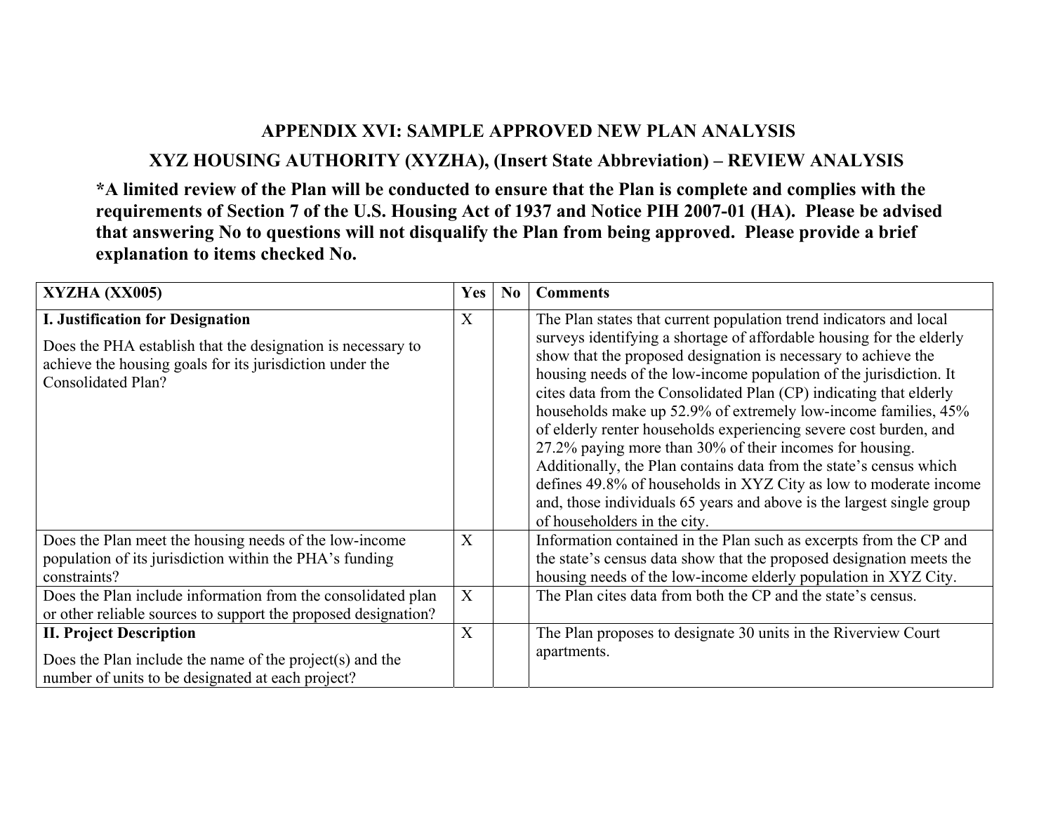## APPENDIX XVI: SAMPLE APPROVED NEW PLAN ANALYSIS

## XYZ HOUSING AUTHORITY (XYZHA), (Insert State Abbreviation) – REVIEW ANALYSIS

**\*A limited review of the Plan will be conducted to ensure that the Plan is complete and complies with the requirements of Section 7 of the U.S. Housing Act of 1937 and Notice PIH 2007-01 (HA). Please be advised that answering No to questions will not disqualify the Plan from being approved. Please provide a brief explanation to items checked No.**

| XYZHA (XX005) | Yes | No | Comments |
|---|---|---|---|
| **I. Justification for Designation**<br><br>Does the PHA establish that the designation is necessary to achieve the housing goals for its jurisdiction under the Consolidated Plan? | X | | The Plan states that current population trend indicators and local surveys identifying a shortage of affordable housing for the elderly show that the proposed designation is necessary to achieve the housing needs of the low-income population of the jurisdiction. It cites data from the Consolidated Plan (CP) indicating that elderly households make up 52.9% of extremely low-income families, 45% of elderly renter households experiencing severe cost burden, and 27.2% paying more than 30% of their incomes for housing. Additionally, the Plan contains data from the state's census which defines 49.8% of households in XYZ City as low to moderate income and, those individuals 65 years and above is the largest single group of householders in the city. |
| Does the Plan meet the housing needs of the low-income population of its jurisdiction within the PHA's funding constraints? | X | | Information contained in the Plan such as excerpts from the CP and the state's census data show that the proposed designation meets the housing needs of the low-income elderly population in XYZ City. |
| Does the Plan include information from the consolidated plan or other reliable sources to support the proposed designation? | X | | The Plan cites data from both the CP and the state's census. |
| **II. Project Description**<br><br>Does the Plan include the name of the project(s) and the number of units to be designated at each project? | X | | The Plan proposes to designate 30 units in the Riverview Court apartments. |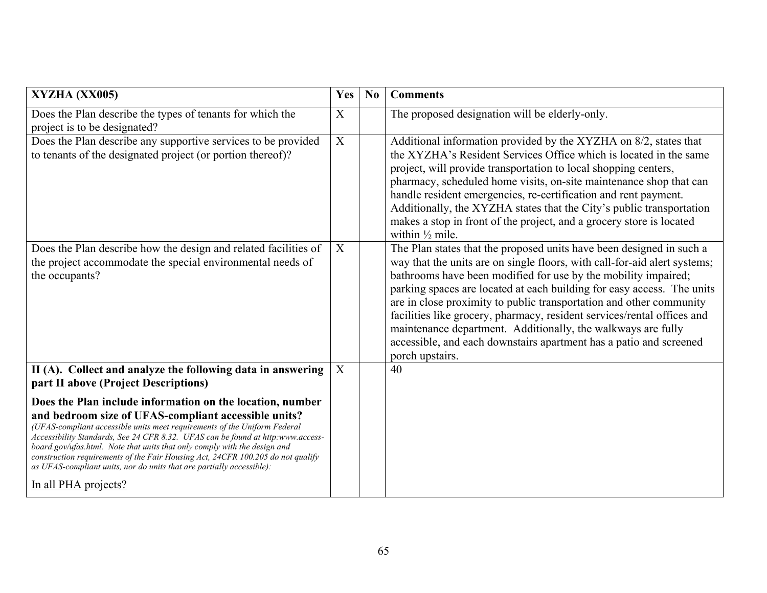| XYZHA (XX005) | Yes | No | Comments |
|---|---|---|---|
| Does the Plan describe the types of tenants for which the project is to be designated? | X | | The proposed designation will be elderly-only. |
| Does the Plan describe any supportive services to be provided to tenants of the designated project (or portion thereof)? | X | | Additional information provided by the XYZHA on 8/2, states that the XYZHA's Resident Services Office which is located in the same project, will provide transportation to local shopping centers, pharmacy, scheduled home visits, on-site maintenance shop that can handle resident emergencies, re-certification and rent payment. Additionally, the XYZHA states that the City's public transportation makes a stop in front of the project, and a grocery store is located within ½ mile. |
| Does the Plan describe how the design and related facilities of the project accommodate the special environmental needs of the occupants? | X | | The Plan states that the proposed units have been designed in such a way that the units are on single floors, with call-for-aid alert systems; bathrooms have been modified for use by the mobility impaired; parking spaces are located at each building for easy access. The units are in close proximity to public transportation and other community facilities like grocery, pharmacy, resident services/rental offices and maintenance department. Additionally, the walkways are fully accessible, and each downstairs apartment has a patio and screened porch upstairs. |
| **II (A). Collect and analyze the following data in answering part II above (Project Descriptions)**<br><br>**Does the Plan include information on the location, number and bedroom size of UFAS-compliant accessible units?**<br>*(UFAS-compliant accessible units meet requirements of the Uniform Federal Accessibility Standards, See 24 CFR 8.32. UFAS can be found at http:www.access-board.gov/ufas.html. Note that units that only comply with the design and construction requirements of the Fair Housing Act, 24CFR 100.205 do not qualify as UFAS-compliant units, nor do units that are partially accessible):*<br><br><u>In all PHA projects?</u> | X | | 40 |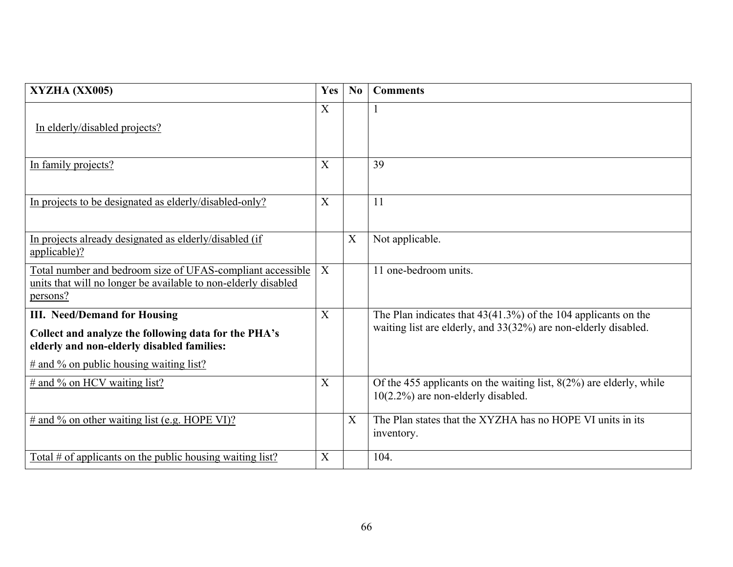| XYZHA (XX005) | Yes | No | Comments |
|---|---|---|---|
| In elderly/disabled projects? | X | | 1 |
| In family projects? | X | | 39 |
| In projects to be designated as elderly/disabled-only? | X | | 11 |
| In projects already designated as elderly/disabled (if applicable)? | | X | Not applicable. |
| Total number and bedroom size of UFAS-compliant accessible units that will no longer be available to non-elderly disabled persons? | X | | 11 one-bedroom units. |
| **III. Need/Demand for Housing**<br>**Collect and analyze the following data for the PHA's elderly and non-elderly disabled families:**<br># and % on public housing waiting list? | X | | The Plan indicates that 43(41.3%) of the 104 applicants on the waiting list are elderly, and 33(32%) are non-elderly disabled. |
| # and % on HCV waiting list? | X | | Of the 455 applicants on the waiting list, 8(2%) are elderly, while 10(2.2%) are non-elderly disabled. |
| # and % on other waiting list (e.g. HOPE VI)? | | X | The Plan states that the XYZHA has no HOPE VI units in its inventory. |
| Total # of applicants on the public housing waiting list? | X | | 104. |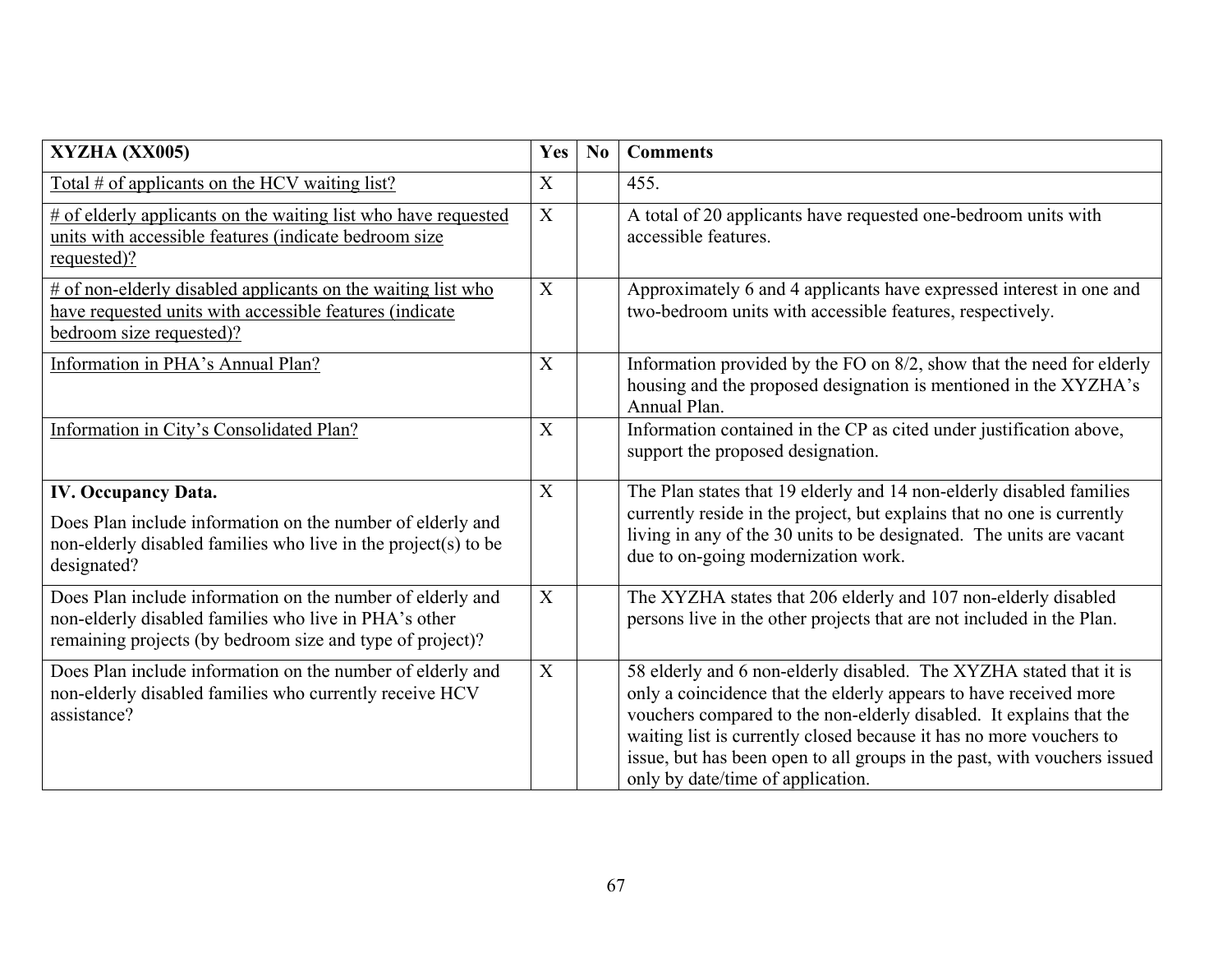| XYZHA (XX005) | Yes | No | Comments |
|---|---|---|---|
| Total # of applicants on the HCV waiting list? | X | | 455. |
| # of elderly applicants on the waiting list who have requested units with accessible features (indicate bedroom size requested)? | X | | A total of 20 applicants have requested one-bedroom units with accessible features. |
| # of non-elderly disabled applicants on the waiting list who have requested units with accessible features (indicate bedroom size requested)? | X | | Approximately 6 and 4 applicants have expressed interest in one and two-bedroom units with accessible features, respectively. |
| Information in PHA's Annual Plan? | X | | Information provided by the FO on 8/2, show that the need for elderly housing and the proposed designation is mentioned in the XYZHA's Annual Plan. |
| Information in City's Consolidated Plan? | X | | Information contained in the CP as cited under justification above, support the proposed designation. |
| **IV. Occupancy Data.** Does Plan include information on the number of elderly and non-elderly disabled families who live in the project(s) to be designated? | X | | The Plan states that 19 elderly and 14 non-elderly disabled families currently reside in the project, but explains that no one is currently living in any of the 30 units to be designated. The units are vacant due to on-going modernization work. |
| Does Plan include information on the number of elderly and non-elderly disabled families who live in PHA's other remaining projects (by bedroom size and type of project)? | X | | The XYZHA states that 206 elderly and 107 non-elderly disabled persons live in the other projects that are not included in the Plan. |
| Does Plan include information on the number of elderly and non-elderly disabled families who currently receive HCV assistance? | X | | 58 elderly and 6 non-elderly disabled. The XYZHA stated that it is only a coincidence that the elderly appears to have received more vouchers compared to the non-elderly disabled. It explains that the waiting list is currently closed because it has no more vouchers to issue, but has been open to all groups in the past, with vouchers issued only by date/time of application. |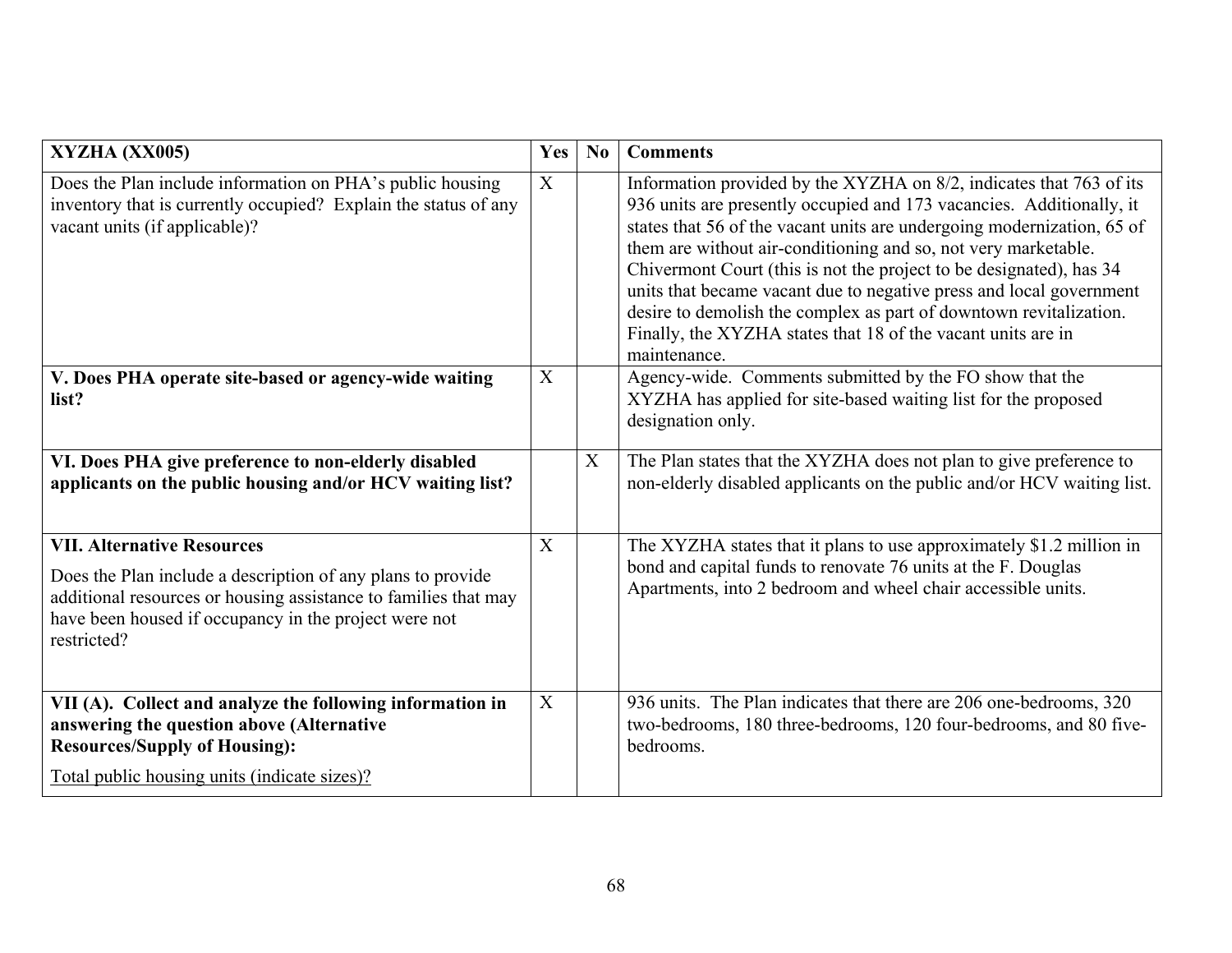| XYZHA (XX005) | Yes | No | Comments |
|---|---|---|---|
| Does the Plan include information on PHA's public housing inventory that is currently occupied? Explain the status of any vacant units (if applicable)? | X | | Information provided by the XYZHA on 8/2, indicates that 763 of its 936 units are presently occupied and 173 vacancies. Additionally, it states that 56 of the vacant units are undergoing modernization, 65 of them are without air-conditioning and so, not very marketable. Chivermont Court (this is not the project to be designated), has 34 units that became vacant due to negative press and local government desire to demolish the complex as part of downtown revitalization. Finally, the XYZHA states that 18 of the vacant units are in maintenance. |
| **V. Does PHA operate site-based or agency-wide waiting list?** | X | | Agency-wide. Comments submitted by the FO show that the XYZHA has applied for site-based waiting list for the proposed designation only. |
| **VI. Does PHA give preference to non-elderly disabled applicants on the public housing and/or HCV waiting list?** | | X | The Plan states that the XYZHA does not plan to give preference to non-elderly disabled applicants on the public and/or HCV waiting list. |
| **VII. Alternative Resources**<br><br>Does the Plan include a description of any plans to provide additional resources or housing assistance to families that may have been housed if occupancy in the project were not restricted? | X | | The XYZHA states that it plans to use approximately $1.2 million in bond and capital funds to renovate 76 units at the F. Douglas Apartments, into 2 bedroom and wheel chair accessible units. |
| **VII (A). Collect and analyze the following information in answering the question above (Alternative Resources/Supply of Housing):**<br><br>Total public housing units (indicate sizes)? | X | | 936 units. The Plan indicates that there are 206 one-bedrooms, 320 two-bedrooms, 180 three-bedrooms, 120 four-bedrooms, and 80 five-bedrooms. |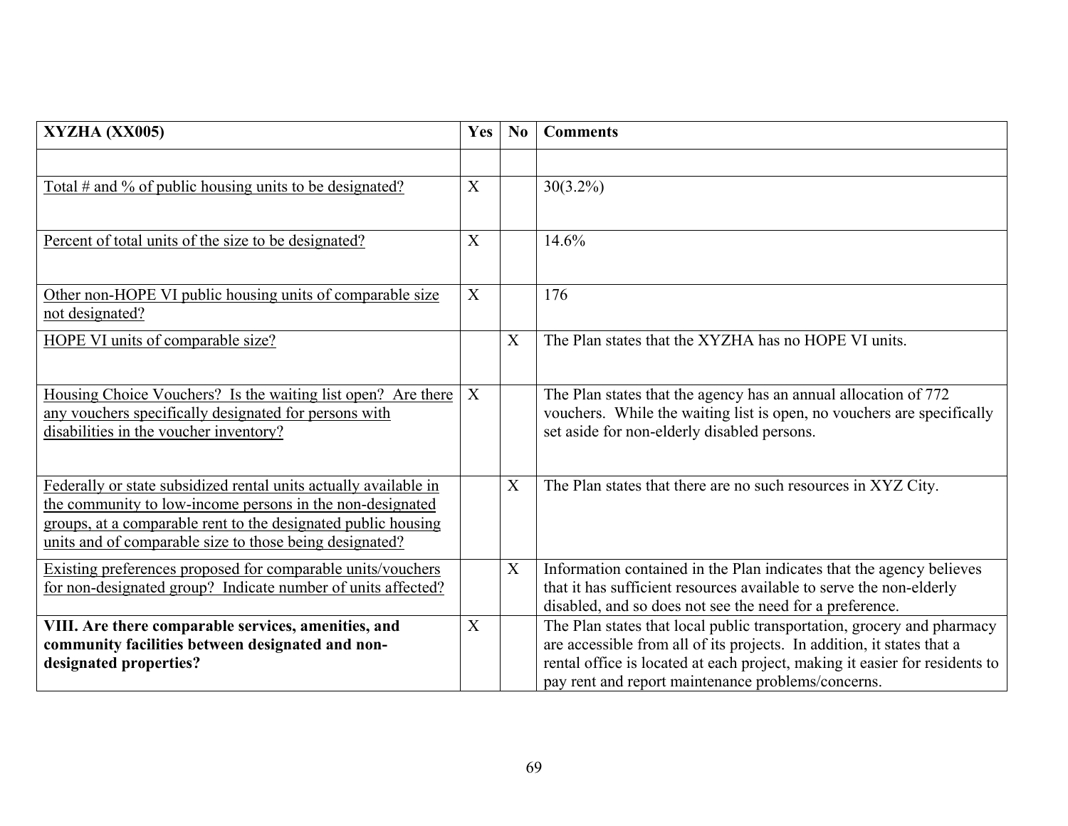| **XYZHA (XX005)** | **Yes** | **No** | **Comments** |
|---|---|---|---|
| | | | |
| Total # and % of public housing units to be designated? | X | | 30(3.2%) |
| Percent of total units of the size to be designated? | X | | 14.6% |
| Other non-HOPE VI public housing units of comparable size not designated? | X | | 176 |
| HOPE VI units of comparable size? | | X | The Plan states that the XYZHA has no HOPE VI units. |
| Housing Choice Vouchers? Is the waiting list open? Are there any vouchers specifically designated for persons with disabilities in the voucher inventory? | X | | The Plan states that the agency has an annual allocation of 772 vouchers. While the waiting list is open, no vouchers are specifically set aside for non-elderly disabled persons. |
| Federally or state subsidized rental units actually available in the community to low-income persons in the non-designated groups, at a comparable rent to the designated public housing units and of comparable size to those being designated? | | X | The Plan states that there are no such resources in XYZ City. |
| Existing preferences proposed for comparable units/vouchers for non-designated group? Indicate number of units affected? | | X | Information contained in the Plan indicates that the agency believes that it has sufficient resources available to serve the non-elderly disabled, and so does not see the need for a preference. |
| **VIII. Are there comparable services, amenities, and community facilities between designated and non-designated properties?** | X | | The Plan states that local public transportation, grocery and pharmacy are accessible from all of its projects. In addition, it states that a rental office is located at each project, making it easier for residents to pay rent and report maintenance problems/concerns. |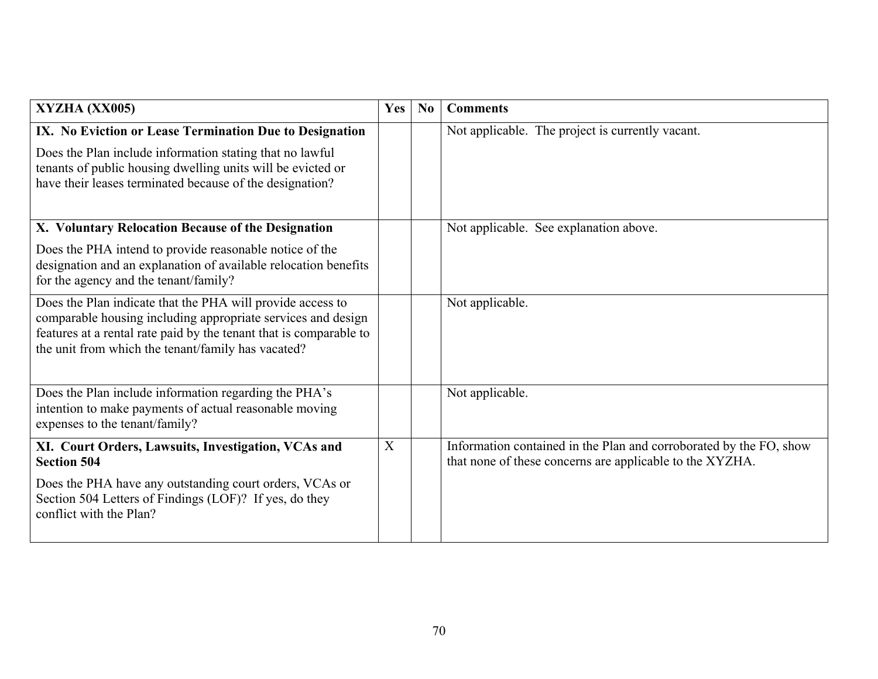| XYZHA (XX005) | Yes | No | Comments |
|---|---|---|---|
| **IX. No Eviction or Lease Termination Due to Designation**<br><br>Does the Plan include information stating that no lawful tenants of public housing dwelling units will be evicted or have their leases terminated because of the designation? | | | Not applicable. The project is currently vacant. |
| **X. Voluntary Relocation Because of the Designation**<br><br>Does the PHA intend to provide reasonable notice of the designation and an explanation of available relocation benefits for the agency and the tenant/family? | | | Not applicable. See explanation above. |
| Does the Plan indicate that the PHA will provide access to comparable housing including appropriate services and design features at a rental rate paid by the tenant that is comparable to the unit from which the tenant/family has vacated? | | | Not applicable. |
| Does the Plan include information regarding the PHA's intention to make payments of actual reasonable moving expenses to the tenant/family? | | | Not applicable. |
| **XI. Court Orders, Lawsuits, Investigation, VCAs and Section 504**<br><br>Does the PHA have any outstanding court orders, VCAs or Section 504 Letters of Findings (LOF)? If yes, do they conflict with the Plan? | X | | Information contained in the Plan and corroborated by the FO, show that none of these concerns are applicable to the XYZHA. |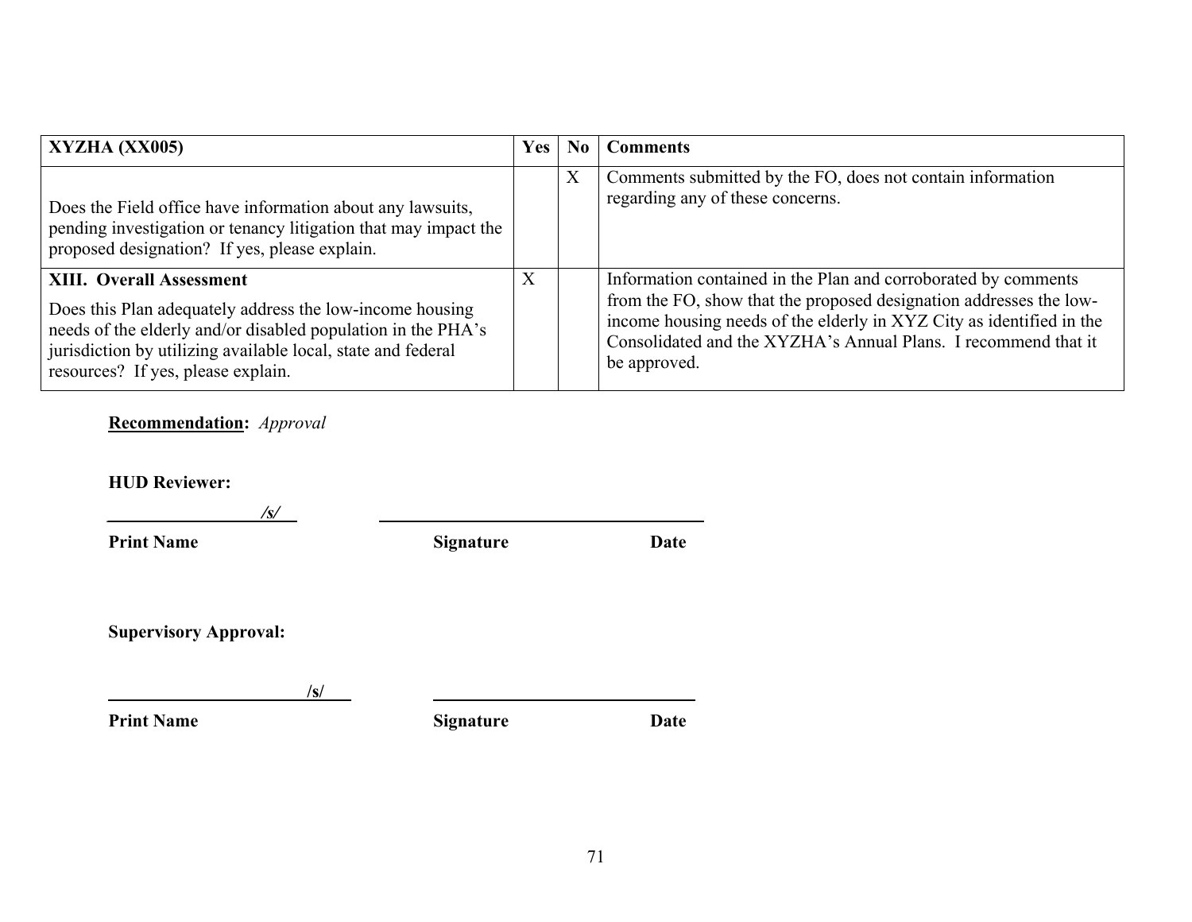| XYZHA (XX005) | Yes | No | Comments |
|---|---|---|---|
| Does the Field office have information about any lawsuits, pending investigation or tenancy litigation that may impact the proposed designation? If yes, please explain. | | X | Comments submitted by the FO, does not contain information regarding any of these concerns. |
| **XIII. Overall Assessment**<br>Does this Plan adequately address the low-income housing needs of the elderly and/or disabled population in the PHA's jurisdiction by utilizing available local, state and federal resources? If yes, please explain. | X | | Information contained in the Plan and corroborated by comments from the FO, show that the proposed designation addresses the low-income housing needs of the elderly in XYZ City as identified in the Consolidated and the XYZHA's Annual Plans. I recommend that it be approved. |

**Recommendation:** *Approval*

**HUD Reviewer:**

***/s/***

**Print Name** **Signature** **Date**

**Supervisory Approval:**

**/s/**

**Print Name** **Signature** **Date**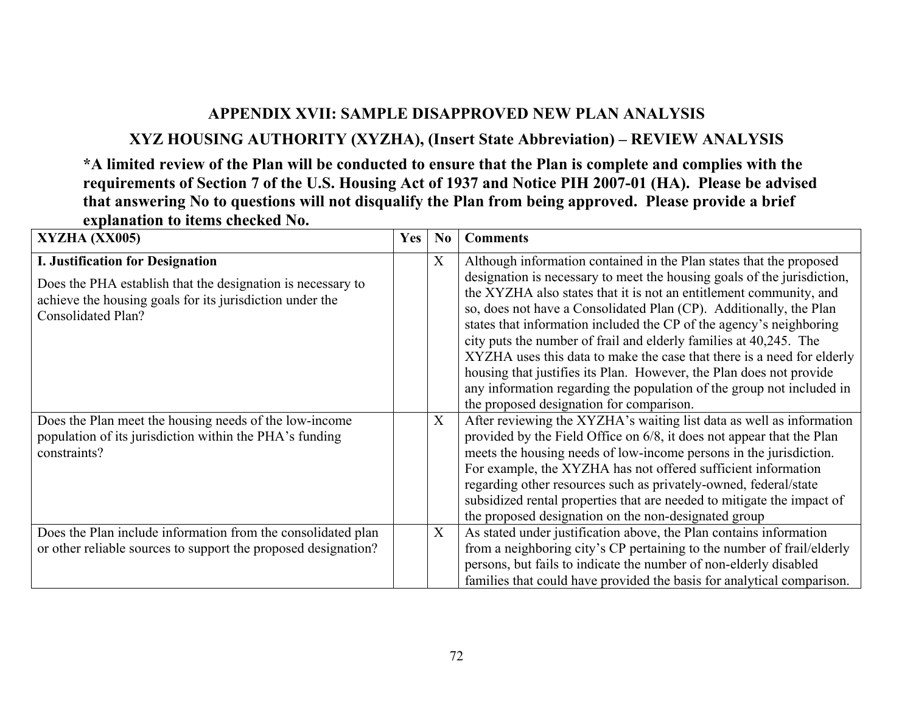## APPENDIX XVII: SAMPLE DISAPPROVED NEW PLAN ANALYSIS

## XYZ HOUSING AUTHORITY (XYZHA), (Insert State Abbreviation) – REVIEW ANALYSIS

**\*A limited review of the Plan will be conducted to ensure that the Plan is complete and complies with the requirements of Section 7 of the U.S. Housing Act of 1937 and Notice PIH 2007-01 (HA). Please be advised that answering No to questions will not disqualify the Plan from being approved. Please provide a brief explanation to items checked No.**

| XYZHA (XX005) | Yes | No | Comments |
|---|---|---|---|
| **I. Justification for Designation**<br><br>Does the PHA establish that the designation is necessary to achieve the housing goals for its jurisdiction under the Consolidated Plan? | | X | Although information contained in the Plan states that the proposed designation is necessary to meet the housing goals of the jurisdiction, the XYZHA also states that it is not an entitlement community, and so, does not have a Consolidated Plan (CP). Additionally, the Plan states that information included the CP of the agency's neighboring city puts the number of frail and elderly families at 40,245. The XYZHA uses this data to make the case that there is a need for elderly housing that justifies its Plan. However, the Plan does not provide any information regarding the population of the group not included in the proposed designation for comparison. |
| Does the Plan meet the housing needs of the low-income population of its jurisdiction within the PHA's funding constraints? | | X | After reviewing the XYZHA's waiting list data as well as information provided by the Field Office on 6/8, it does not appear that the Plan meets the housing needs of low-income persons in the jurisdiction. For example, the XYZHA has not offered sufficient information regarding other resources such as privately-owned, federal/state subsidized rental properties that are needed to mitigate the impact of the proposed designation on the non-designated group |
| Does the Plan include information from the consolidated plan or other reliable sources to support the proposed designation? | | X | As stated under justification above, the Plan contains information from a neighboring city's CP pertaining to the number of frail/elderly persons, but fails to indicate the number of non-elderly disabled families that could have provided the basis for analytical comparison. |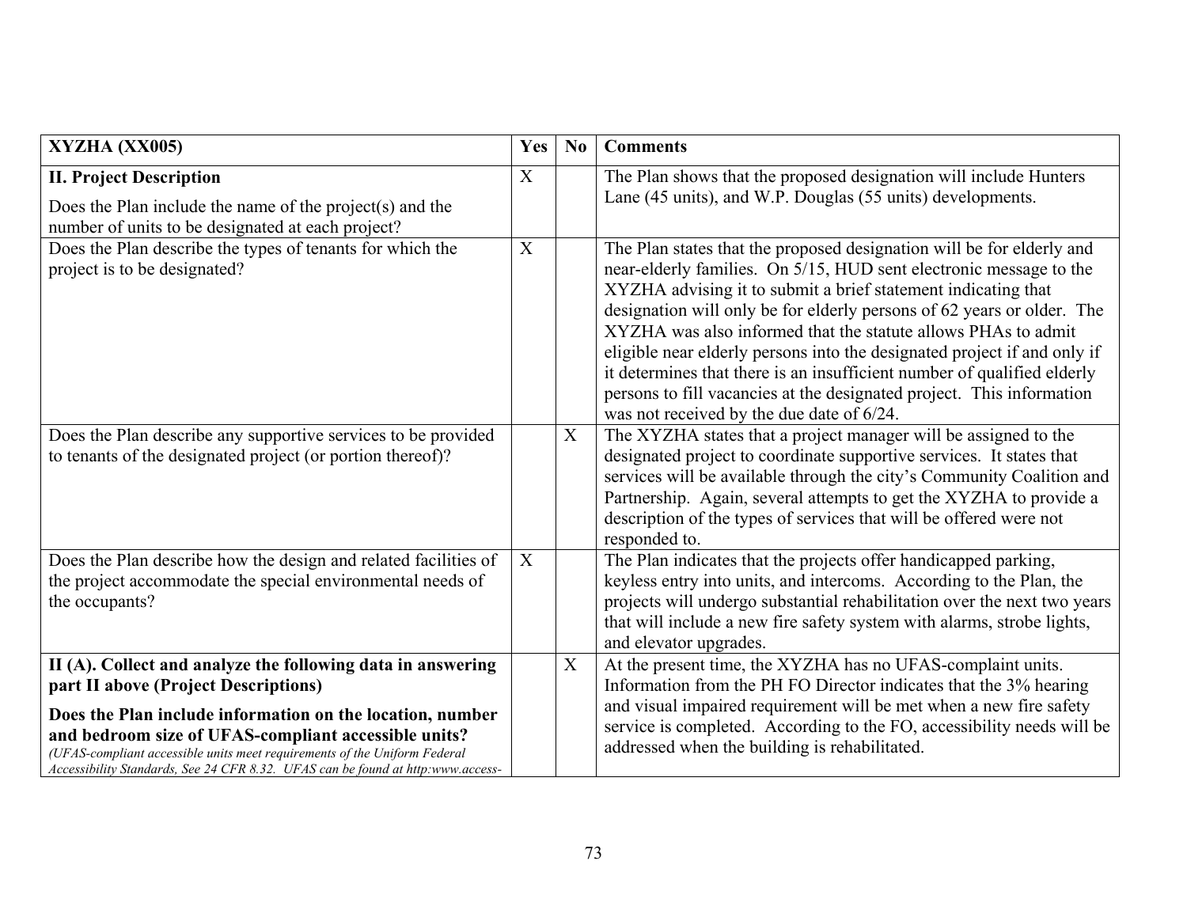| XYZHA (XX005) | Yes | No | Comments |
|---|---|---|---|
| **II. Project Description**<br><br>Does the Plan include the name of the project(s) and the number of units to be designated at each project? | X | | The Plan shows that the proposed designation will include Hunters Lane (45 units), and W.P. Douglas (55 units) developments. |
| Does the Plan describe the types of tenants for which the project is to be designated? | X | | The Plan states that the proposed designation will be for elderly and near-elderly families. On 5/15, HUD sent electronic message to the XYZHA advising it to submit a brief statement indicating that designation will only be for elderly persons of 62 years or older. The XYZHA was also informed that the statute allows PHAs to admit eligible near elderly persons into the designated project if and only if it determines that there is an insufficient number of qualified elderly persons to fill vacancies at the designated project. This information was not received by the due date of 6/24. |
| Does the Plan describe any supportive services to be provided to tenants of the designated project (or portion thereof)? | | X | The XYZHA states that a project manager will be assigned to the designated project to coordinate supportive services. It states that services will be available through the city's Community Coalition and Partnership. Again, several attempts to get the XYZHA to provide a description of the types of services that will be offered were not responded to. |
| Does the Plan describe how the design and related facilities of the project accommodate the special environmental needs of the occupants? | X | | The Plan indicates that the projects offer handicapped parking, keyless entry into units, and intercoms. According to the Plan, the projects will undergo substantial rehabilitation over the next two years that will include a new fire safety system with alarms, strobe lights, and elevator upgrades. |
| **II (A). Collect and analyze the following data in answering part II above (Project Descriptions)**<br><br>**Does the Plan include information on the location, number and bedroom size of UFAS-compliant accessible units?**<br>*(UFAS-compliant accessible units meet requirements of the Uniform Federal Accessibility Standards, See 24 CFR 8.32. UFAS can be found at http:www.access-* | | X | At the present time, the XYZHA has no UFAS-complaint units. Information from the PH FO Director indicates that the 3% hearing and visual impaired requirement will be met when a new fire safety service is completed. According to the FO, accessibility needs will be addressed when the building is rehabilitated. |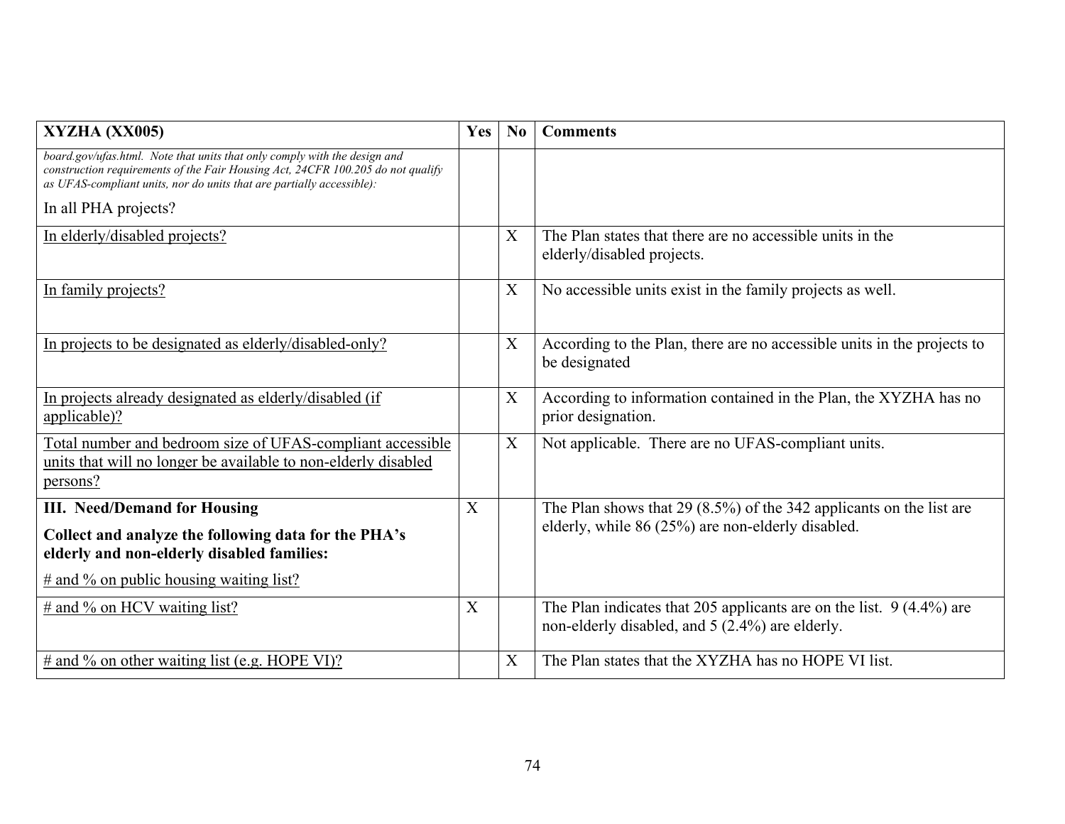| XYZHA (XX005) | Yes | No | Comments |
|---|---|---|---|
| *board.gov/ufas.html. Note that units that only comply with the design and construction requirements of the Fair Housing Act, 24CFR 100.205 do not qualify as UFAS-compliant units, nor do units that are partially accessible):* In all PHA projects? | | | |
| In elderly/disabled projects? | | X | The Plan states that there are no accessible units in the elderly/disabled projects. |
| In family projects? | | X | No accessible units exist in the family projects as well. |
| In projects to be designated as elderly/disabled-only? | | X | According to the Plan, there are no accessible units in the projects to be designated |
| In projects already designated as elderly/disabled (if applicable)? | | X | According to information contained in the Plan, the XYZHA has no prior designation. |
| Total number and bedroom size of UFAS-compliant accessible units that will no longer be available to non-elderly disabled persons? | | X | Not applicable. There are no UFAS-compliant units. |
| **III. Need/Demand for Housing** **Collect and analyze the following data for the PHA's elderly and non-elderly disabled families:** # and % on public housing waiting list? | X | | The Plan shows that 29 (8.5%) of the 342 applicants on the list are elderly, while 86 (25%) are non-elderly disabled. |
| # and % on HCV waiting list? | X | | The Plan indicates that 205 applicants are on the list. 9 (4.4%) are non-elderly disabled, and 5 (2.4%) are elderly. |
| # and % on other waiting list (e.g. HOPE VI)? | | X | The Plan states that the XYZHA has no HOPE VI list. |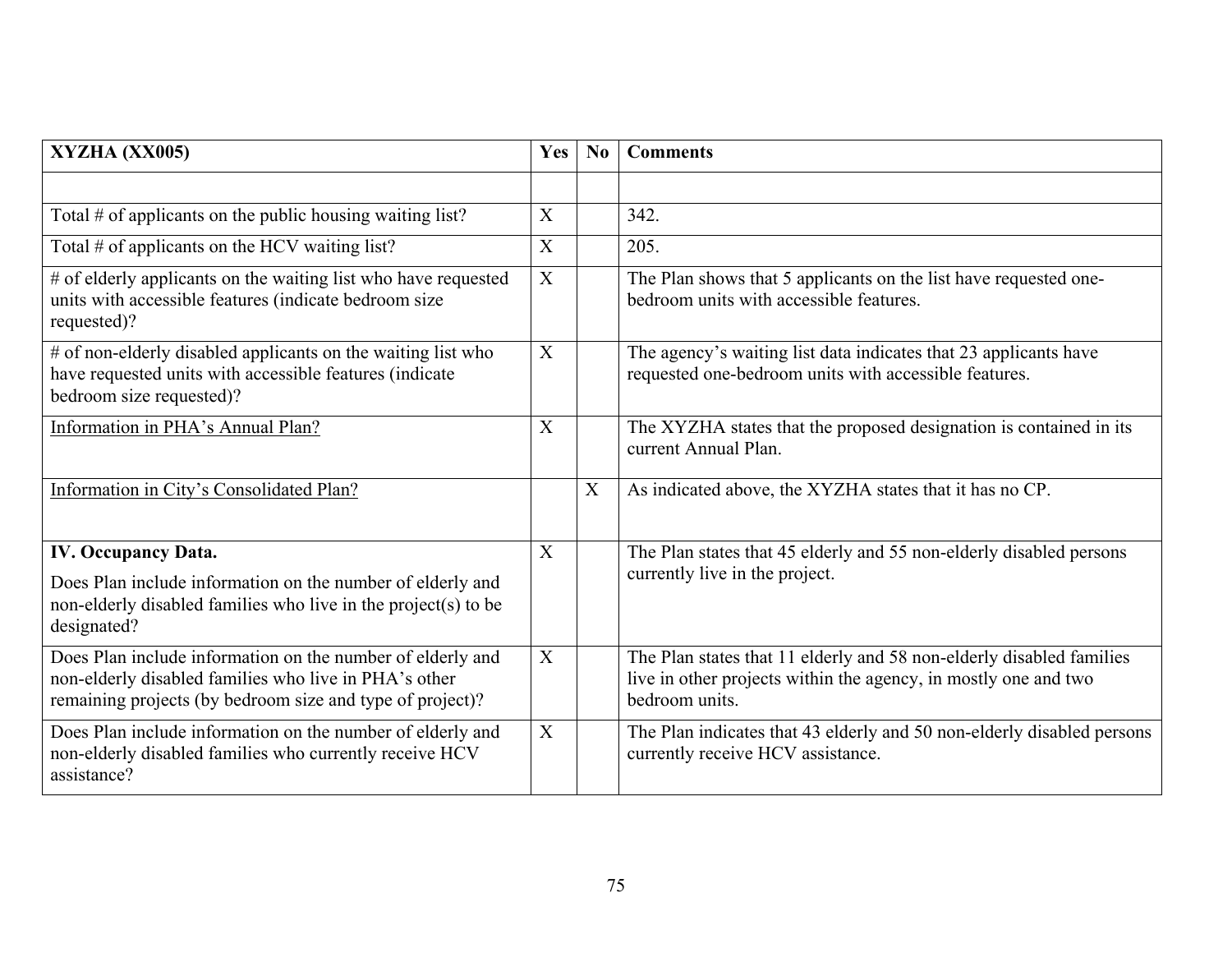| XYZHA (XX005) | Yes | No | Comments |
|---|---|---|---|
| | | | |
| Total # of applicants on the public housing waiting list? | X | | 342. |
| Total # of applicants on the HCV waiting list? | X | | 205. |
| # of elderly applicants on the waiting list who have requested units with accessible features (indicate bedroom size requested)? | X | | The Plan shows that 5 applicants on the list have requested one-bedroom units with accessible features. |
| # of non-elderly disabled applicants on the waiting list who have requested units with accessible features (indicate bedroom size requested)? | X | | The agency's waiting list data indicates that 23 applicants have requested one-bedroom units with accessible features. |
| <u>Information in PHA's Annual Plan?</u> | X | | The XYZHA states that the proposed designation is contained in its current Annual Plan. |
| <u>Information in City's Consolidated Plan?</u> | | X | As indicated above, the XYZHA states that it has no CP. |
| **IV. Occupancy Data.** Does Plan include information on the number of elderly and non-elderly disabled families who live in the project(s) to be designated? | X | | The Plan states that 45 elderly and 55 non-elderly disabled persons currently live in the project. |
| Does Plan include information on the number of elderly and non-elderly disabled families who live in PHA's other remaining projects (by bedroom size and type of project)? | X | | The Plan states that 11 elderly and 58 non-elderly disabled families live in other projects within the agency, in mostly one and two bedroom units. |
| Does Plan include information on the number of elderly and non-elderly disabled families who currently receive HCV assistance? | X | | The Plan indicates that 43 elderly and 50 non-elderly disabled persons currently receive HCV assistance. |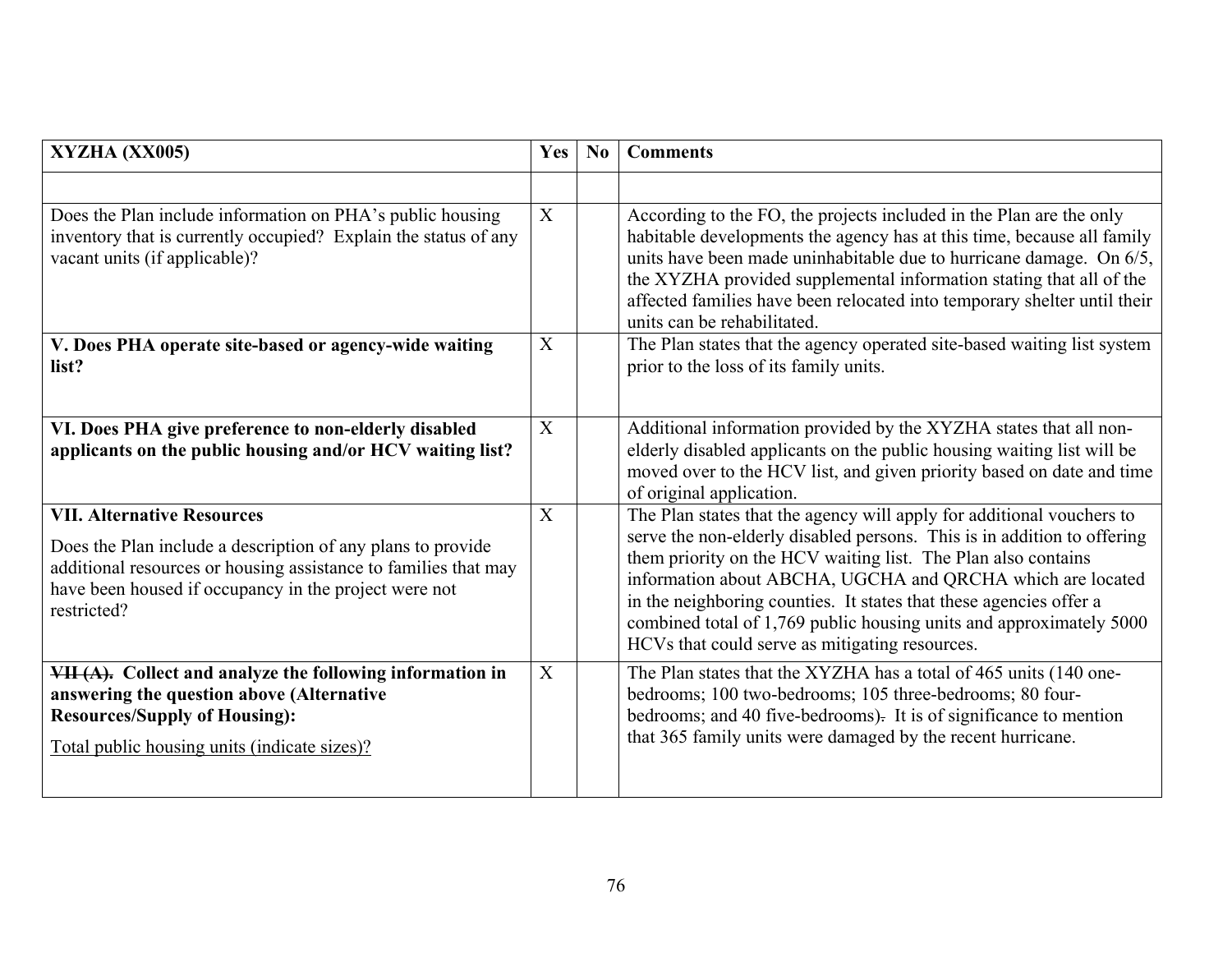| XYZHA (XX005) | Yes | No | Comments |
|---|---|---|---|
| | | | |
| Does the Plan include information on PHA's public housing inventory that is currently occupied? Explain the status of any vacant units (if applicable)? | X | | According to the FO, the projects included in the Plan are the only habitable developments the agency has at this time, because all family units have been made uninhabitable due to hurricane damage. On 6/5, the XYZHA provided supplemental information stating that all of the affected families have been relocated into temporary shelter until their units can be rehabilitated. |
| **V. Does PHA operate site-based or agency-wide waiting list?** | X | | The Plan states that the agency operated site-based waiting list system prior to the loss of its family units. |
| **VI. Does PHA give preference to non-elderly disabled applicants on the public housing and/or HCV waiting list?** | X | | Additional information provided by the XYZHA states that all non-elderly disabled applicants on the public housing waiting list will be moved over to the HCV list, and given priority based on date and time of original application. |
| **VII. Alternative Resources**<br><br>Does the Plan include a description of any plans to provide additional resources or housing assistance to families that may have been housed if occupancy in the project were not restricted? | X | | The Plan states that the agency will apply for additional vouchers to serve the non-elderly disabled persons. This is in addition to offering them priority on the HCV waiting list. The Plan also contains information about ABCHA, UGCHA and QRCHA which are located in the neighboring counties. It states that these agencies offer a combined total of 1,769 public housing units and approximately 5000 HCVs that could serve as mitigating resources. |
| **~~VII (A).~~ Collect and analyze the following information in answering the question above (Alternative Resources/Supply of Housing):**<br><br><u>Total public housing units (indicate sizes)?</u> | X | | The Plan states that the XYZHA has a total of 465 units (140 one-bedrooms; 100 two-bedrooms; 105 three-bedrooms; 80 four-bedrooms; and 40 five-bedrooms)~~.~~ It is of significance to mention that 365 family units were damaged by the recent hurricane. |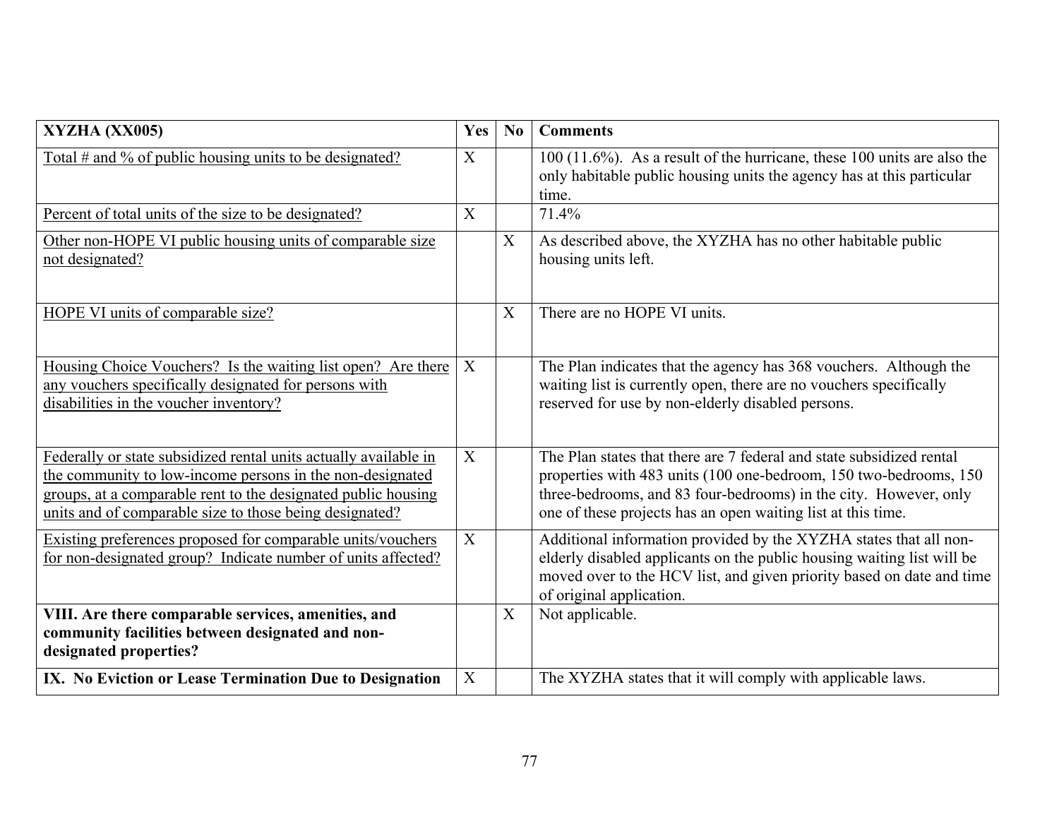| **XYZHA (XX005)** | **Yes** | **No** | **Comments** |
|---|---|---|---|
| Total # and % of public housing units to be designated? | X | | 100 (11.6%). As a result of the hurricane, these 100 units are also the only habitable public housing units the agency has at this particular time. |
| Percent of total units of the size to be designated? | X | | 71.4% |
| Other non-HOPE VI public housing units of comparable size not designated? | | X | As described above, the XYZHA has no other habitable public housing units left. |
| HOPE VI units of comparable size? | | X | There are no HOPE VI units. |
| Housing Choice Vouchers? Is the waiting list open? Are there any vouchers specifically designated for persons with disabilities in the voucher inventory? | X | | The Plan indicates that the agency has 368 vouchers. Although the waiting list is currently open, there are no vouchers specifically reserved for use by non-elderly disabled persons. |
| Federally or state subsidized rental units actually available in the community to low-income persons in the non-designated groups, at a comparable rent to the designated public housing units and of comparable size to those being designated? | X | | The Plan states that there are 7 federal and state subsidized rental properties with 483 units (100 one-bedroom, 150 two-bedrooms, 150 three-bedrooms, and 83 four-bedrooms) in the city. However, only one of these projects has an open waiting list at this time. |
| Existing preferences proposed for comparable units/vouchers for non-designated group? Indicate number of units affected? | X | | Additional information provided by the XYZHA states that all non-elderly disabled applicants on the public housing waiting list will be moved over to the HCV list, and given priority based on date and time of original application. |
| **VIII. Are there comparable services, amenities, and community facilities between designated and non-designated properties?** | | X | Not applicable. |
| **IX. No Eviction or Lease Termination Due to Designation** | X | | The XYZHA states that it will comply with applicable laws. |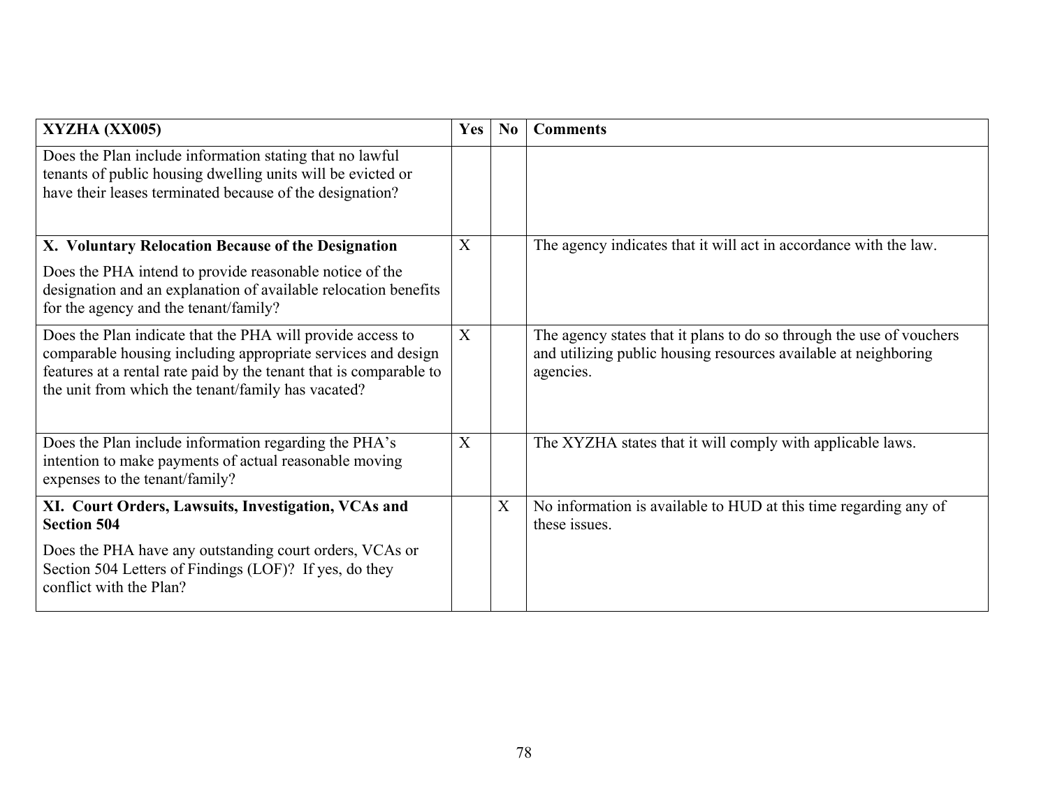| XYZHA (XX005) | Yes | No | Comments |
|---|---|---|---|
| Does the Plan include information stating that no lawful tenants of public housing dwelling units will be evicted or have their leases terminated because of the designation? | | | |
| **X. Voluntary Relocation Because of the Designation**<br><br>Does the PHA intend to provide reasonable notice of the designation and an explanation of available relocation benefits for the agency and the tenant/family? | X | | The agency indicates that it will act in accordance with the law. |
| Does the Plan indicate that the PHA will provide access to comparable housing including appropriate services and design features at a rental rate paid by the tenant that is comparable to the unit from which the tenant/family has vacated? | X | | The agency states that it plans to do so through the use of vouchers and utilizing public housing resources available at neighboring agencies. |
| Does the Plan include information regarding the PHA's intention to make payments of actual reasonable moving expenses to the tenant/family? | X | | The XYZHA states that it will comply with applicable laws. |
| **XI. Court Orders, Lawsuits, Investigation, VCAs and Section 504**<br><br>Does the PHA have any outstanding court orders, VCAs or Section 504 Letters of Findings (LOF)? If yes, do they conflict with the Plan? | | X | No information is available to HUD at this time regarding any of these issues. |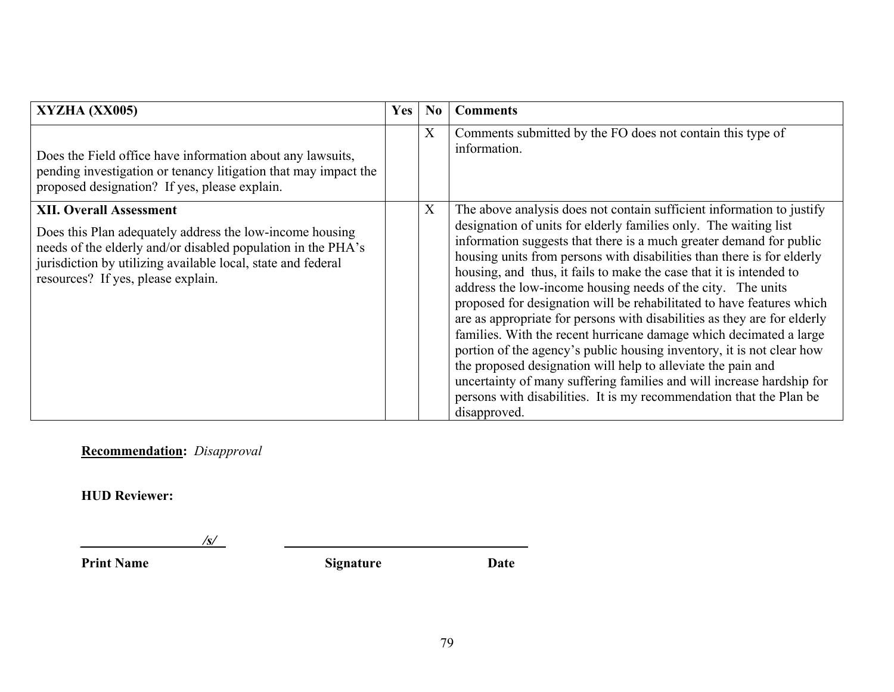| XYZHA (XX005) | Yes | No | Comments |
|---|---|---|---|
| Does the Field office have information about any lawsuits, pending investigation or tenancy litigation that may impact the proposed designation? If yes, please explain. | | X | Comments submitted by the FO does not contain this type of information. |
| **XII. Overall Assessment** Does this Plan adequately address the low-income housing needs of the elderly and/or disabled population in the PHA's jurisdiction by utilizing available local, state and federal resources? If yes, please explain. | | X | The above analysis does not contain sufficient information to justify designation of units for elderly families only. The waiting list information suggests that there is a much greater demand for public housing units from persons with disabilities than there is for elderly housing, and thus, it fails to make the case that it is intended to address the low-income housing needs of the city. The units proposed for designation will be rehabilitated to have features which are as appropriate for persons with disabilities as they are for elderly families. With the recent hurricane damage which decimated a large portion of the agency's public housing inventory, it is not clear how the proposed designation will help to alleviate the pain and uncertainty of many suffering families and will increase hardship for persons with disabilities. It is my recommendation that the Plan be disapproved. |

**Recommendation:** *Disapproval*

**HUD Reviewer:**

___________ */s/* ___________________________

**Print Name** **Signature** **Date**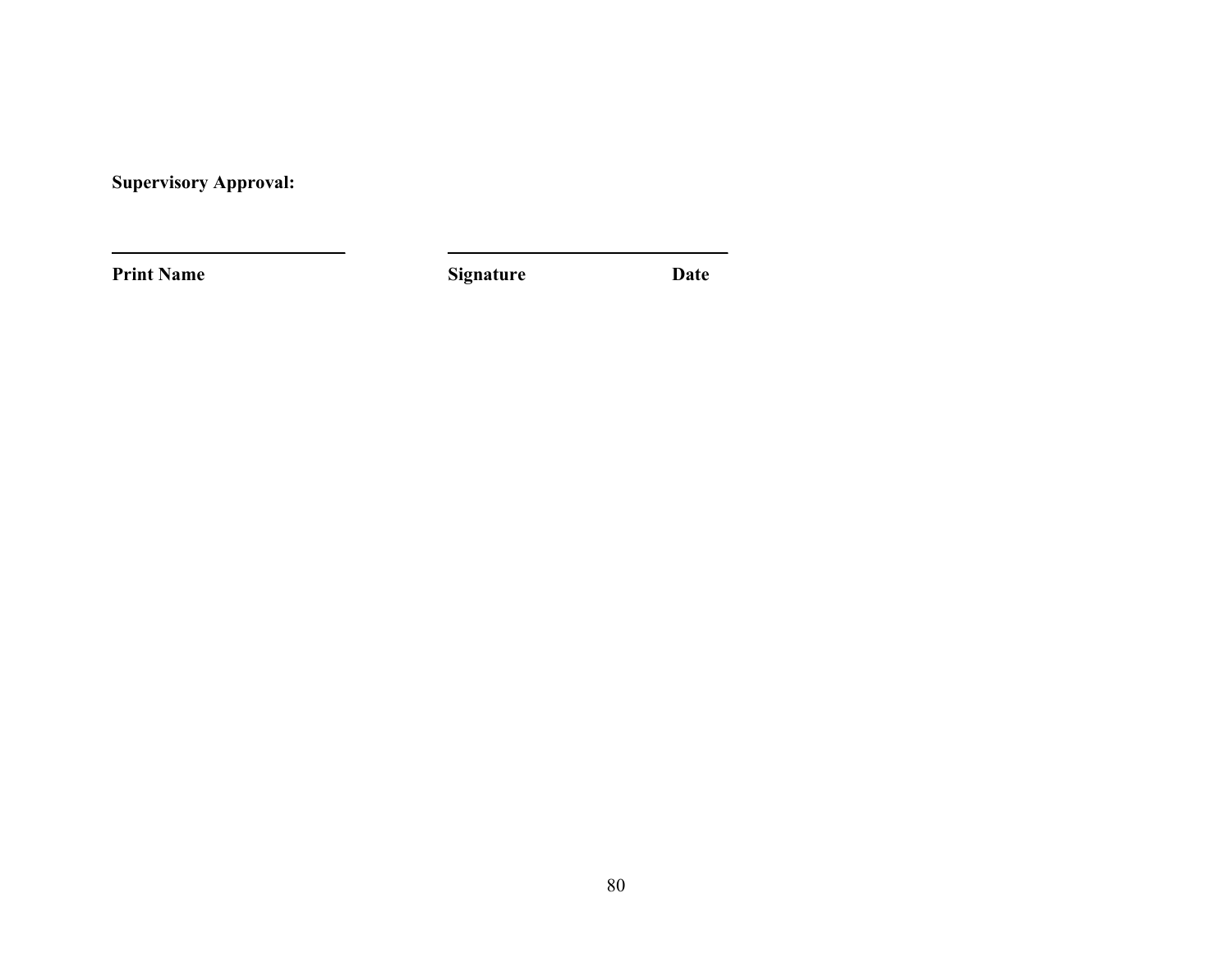**Supervisory Approval:**

\_\_\_\_\_\_\_\_\_\_\_\_\_\_\_\_\_\_\_\_\_\_\_\_\_ &nbsp;&nbsp;&nbsp;&nbsp;&nbsp;&nbsp;&nbsp;&nbsp; \_\_\_\_\_\_\_\_\_\_\_\_\_\_\_\_\_\_\_\_\_\_\_\_\_\_\_\_\_\_

**Print Name** &nbsp;&nbsp;&nbsp;&nbsp;&nbsp;&nbsp;&nbsp;&nbsp;&nbsp;&nbsp;&nbsp;&nbsp;&nbsp;&nbsp;&nbsp;&nbsp;&nbsp;&nbsp;&nbsp;&nbsp;&nbsp;&nbsp;&nbsp;&nbsp;&nbsp;&nbsp; **Signature** &nbsp;&nbsp;&nbsp;&nbsp;&nbsp;&nbsp;&nbsp;&nbsp;&nbsp;&nbsp;&nbsp;&nbsp;&nbsp;&nbsp;&nbsp;&nbsp; **Date**